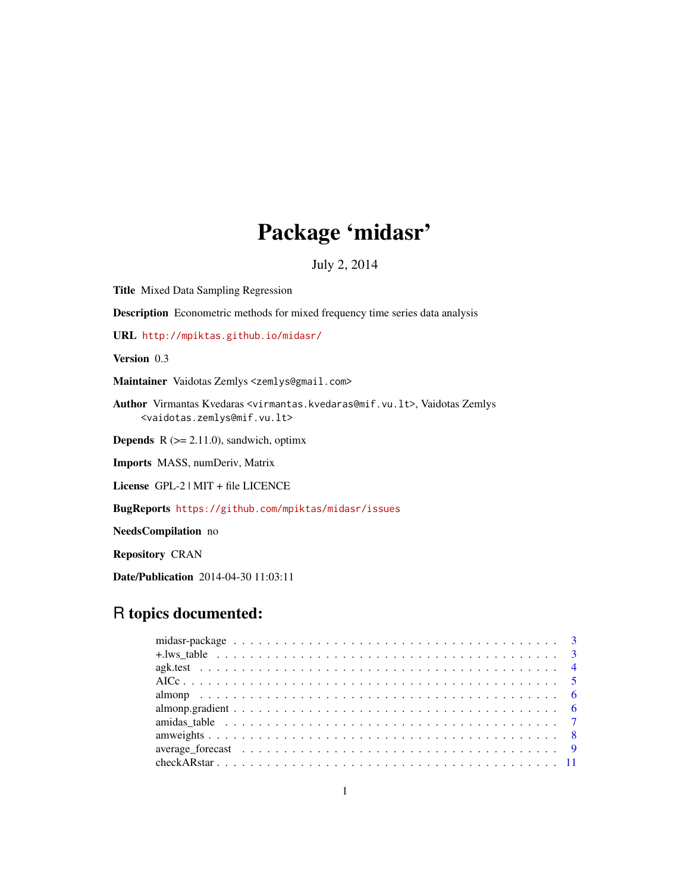# Package 'midasr'

July 2, 2014

**Title** Mixed Data Sampling Regression

**Description** Econometric methods for mixed frequency time series data analysis

**URL** http://mpiktas.github.io/midasr/

**Version** 0.3

**Maintainer** Vaidotas Zemlys <zemlys@gmail.com>

**Author** Virmantas Kvedaras <virmantas.kvedaras@mif.vu.lt>, Vaidotas Zemlys <vaidotas.zemlys@mif.vu.lt>

**Depends** R (>= 2.11.0), sandwich, optimx

**Imports** MASS, numDeriv, Matrix

**License** GPL-2 | MIT + file LICENCE

**BugReports** https://github.com/mpiktas/midasr/issues

**NeedsCompilation** no

**Repository** CRAN

**Date/Publication** 2014-04-30 11:03:11

## R topics documented:

| | |
|---|---|
| midasr-package | 3 |
| +.lws_table | 3 |
| agk.test | 4 |
| AICc | 5 |
| almonp | 6 |
| almonp.gradient | 6 |
| amidas_table | 7 |
| amweights | 8 |
| average_forecast | 9 |
| checkARstar | 11 |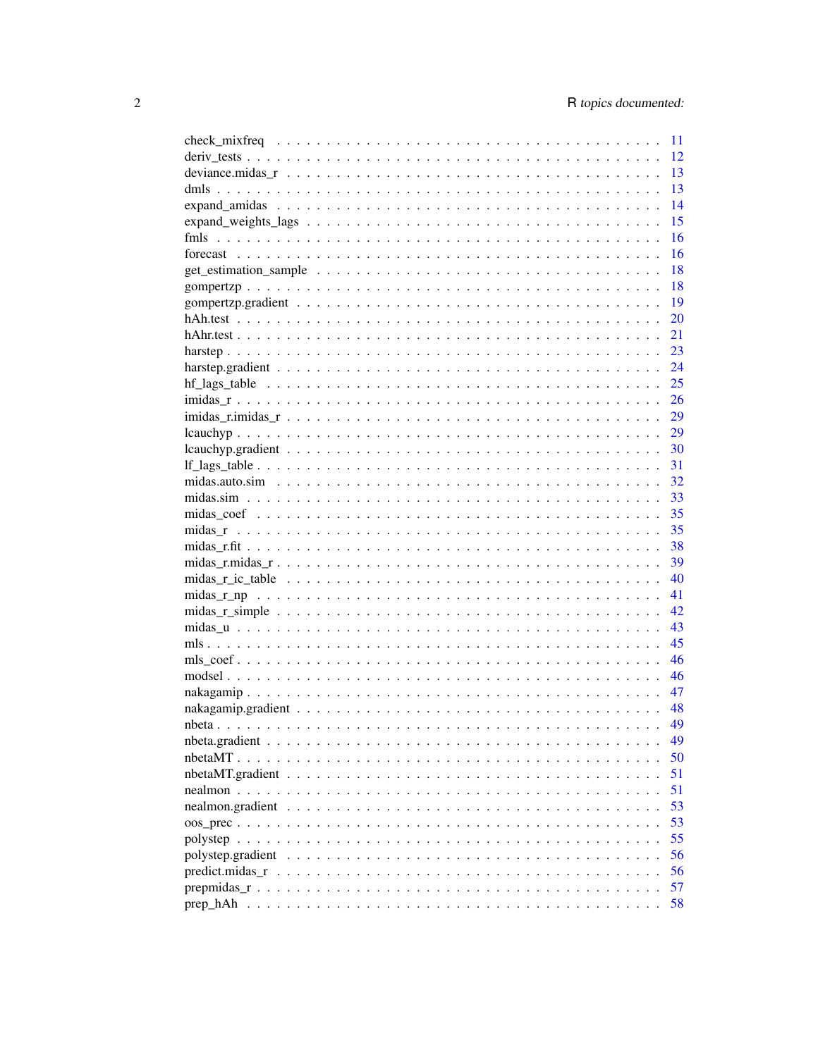check_mixfreq . . . . . . . . . . . . . . . . . . . . . . . . . . . . . . . . . . . . . . 11
deriv_tests . . . . . . . . . . . . . . . . . . . . . . . . . . . . . . . . . . . . . . . 12
deviance.midas_r . . . . . . . . . . . . . . . . . . . . . . . . . . . . . . . . . . . . . 13
dmls . . . . . . . . . . . . . . . . . . . . . . . . . . . . . . . . . . . . . . . . . . . 13
expand_amidas . . . . . . . . . . . . . . . . . . . . . . . . . . . . . . . . . . . . . . 14
expand_weights_lags . . . . . . . . . . . . . . . . . . . . . . . . . . . . . . . . . . . 15
fmls . . . . . . . . . . . . . . . . . . . . . . . . . . . . . . . . . . . . . . . . . . . 16
forecast . . . . . . . . . . . . . . . . . . . . . . . . . . . . . . . . . . . . . . . . . 16
get_estimation_sample . . . . . . . . . . . . . . . . . . . . . . . . . . . . . . . . . . 18
gompertzp . . . . . . . . . . . . . . . . . . . . . . . . . . . . . . . . . . . . . . . . 18
gompertzp.gradient . . . . . . . . . . . . . . . . . . . . . . . . . . . . . . . . . . . . 19
hAh.test . . . . . . . . . . . . . . . . . . . . . . . . . . . . . . . . . . . . . . . . . 20
hAhr.test . . . . . . . . . . . . . . . . . . . . . . . . . . . . . . . . . . . . . . . . . 21
harstep . . . . . . . . . . . . . . . . . . . . . . . . . . . . . . . . . . . . . . . . . . 23
harstep.gradient . . . . . . . . . . . . . . . . . . . . . . . . . . . . . . . . . . . . . . 24
hf_lags_table . . . . . . . . . . . . . . . . . . . . . . . . . . . . . . . . . . . . . . . 25
imidas_r . . . . . . . . . . . . . . . . . . . . . . . . . . . . . . . . . . . . . . . . . 26
imidas_r.imidas_r . . . . . . . . . . . . . . . . . . . . . . . . . . . . . . . . . . . . 29
lcauchyp . . . . . . . . . . . . . . . . . . . . . . . . . . . . . . . . . . . . . . . . . 29
lcauchyp.gradient . . . . . . . . . . . . . . . . . . . . . . . . . . . . . . . . . . . . . 30
lf_lags_table . . . . . . . . . . . . . . . . . . . . . . . . . . . . . . . . . . . . . . . 31
midas.auto.sim . . . . . . . . . . . . . . . . . . . . . . . . . . . . . . . . . . . . . . 32
midas.sim . . . . . . . . . . . . . . . . . . . . . . . . . . . . . . . . . . . . . . . . . 33
midas_coef . . . . . . . . . . . . . . . . . . . . . . . . . . . . . . . . . . . . . . . . 35
midas_r . . . . . . . . . . . . . . . . . . . . . . . . . . . . . . . . . . . . . . . . . . 35
midas_r.fit . . . . . . . . . . . . . . . . . . . . . . . . . . . . . . . . . . . . . . . . 38
midas_r.midas_r . . . . . . . . . . . . . . . . . . . . . . . . . . . . . . . . . . . . . 39
midas_r_ic_table . . . . . . . . . . . . . . . . . . . . . . . . . . . . . . . . . . . . . 40
midas_r_np . . . . . . . . . . . . . . . . . . . . . . . . . . . . . . . . . . . . . . . . 41
midas_r_simple . . . . . . . . . . . . . . . . . . . . . . . . . . . . . . . . . . . . . . 42
midas_u . . . . . . . . . . . . . . . . . . . . . . . . . . . . . . . . . . . . . . . . . . 43
mls . . . . . . . . . . . . . . . . . . . . . . . . . . . . . . . . . . . . . . . . . . . . 45
mls_coef . . . . . . . . . . . . . . . . . . . . . . . . . . . . . . . . . . . . . . . . . 46
modsel . . . . . . . . . . . . . . . . . . . . . . . . . . . . . . . . . . . . . . . . . . 46
nakagamip . . . . . . . . . . . . . . . . . . . . . . . . . . . . . . . . . . . . . . . . 47
nakagamip.gradient . . . . . . . . . . . . . . . . . . . . . . . . . . . . . . . . . . . . 48
nbeta . . . . . . . . . . . . . . . . . . . . . . . . . . . . . . . . . . . . . . . . . . . 49
nbeta.gradient . . . . . . . . . . . . . . . . . . . . . . . . . . . . . . . . . . . . . . . 49
nbetaMT . . . . . . . . . . . . . . . . . . . . . . . . . . . . . . . . . . . . . . . . . . 50
nbetaMT.gradient . . . . . . . . . . . . . . . . . . . . . . . . . . . . . . . . . . . . . 51
nealmon . . . . . . . . . . . . . . . . . . . . . . . . . . . . . . . . . . . . . . . . . . 51
nealmon.gradient . . . . . . . . . . . . . . . . . . . . . . . . . . . . . . . . . . . . . . 53
oos_prec . . . . . . . . . . . . . . . . . . . . . . . . . . . . . . . . . . . . . . . . . 53
polystep . . . . . . . . . . . . . . . . . . . . . . . . . . . . . . . . . . . . . . . . . . 55
polystep.gradient . . . . . . . . . . . . . . . . . . . . . . . . . . . . . . . . . . . . . 56
predict.midas_r . . . . . . . . . . . . . . . . . . . . . . . . . . . . . . . . . . . . . . 56
prepmidas_r . . . . . . . . . . . . . . . . . . . . . . . . . . . . . . . . . . . . . . . . 57
prep_hAh . . . . . . . . . . . . . . . . . . . . . . . . . . . . . . . . . . . . . . . . . 58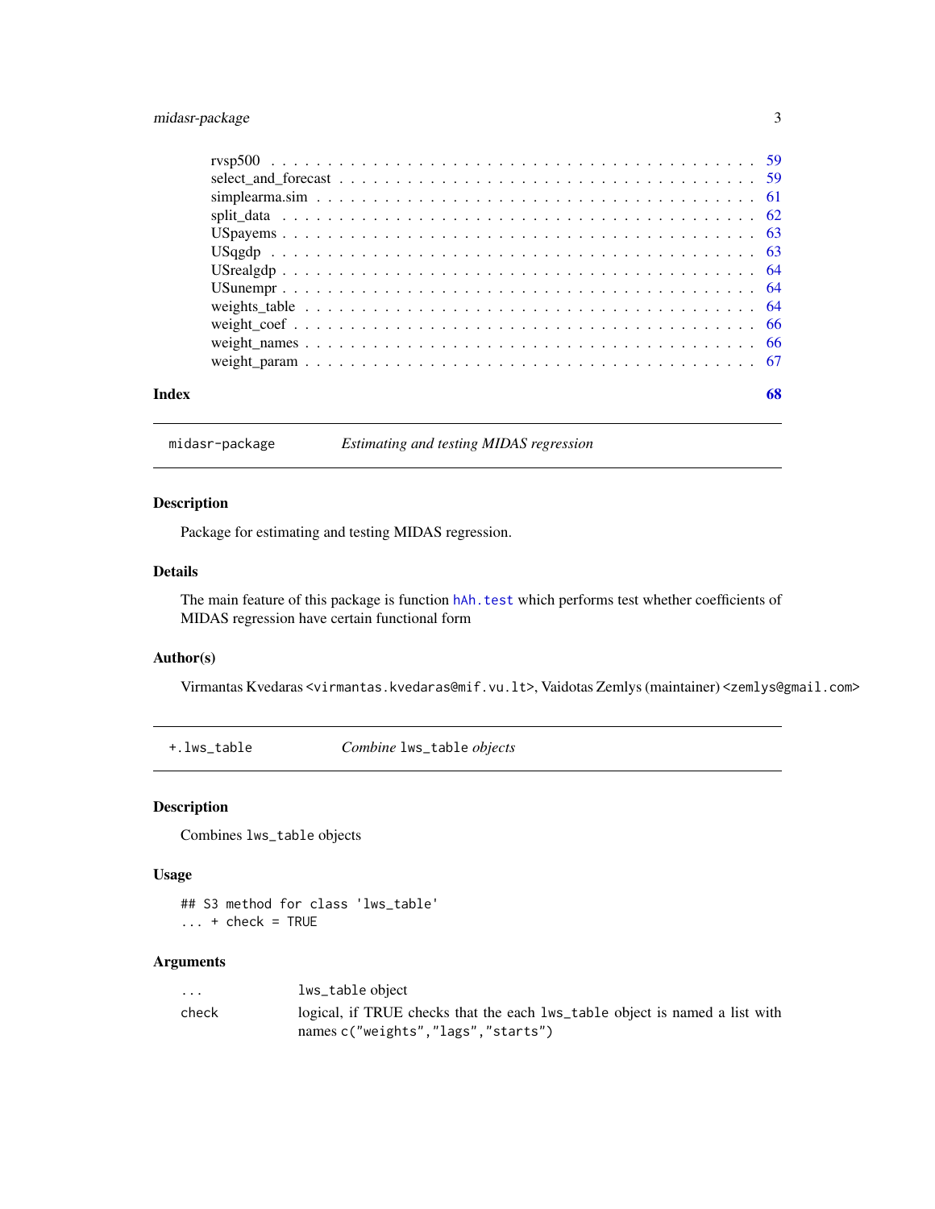| | |
|---|---|
| rvsp500 | 59 |
| select_and_forecast | 59 |
| simplearma.sim | 61 |
| split_data | 62 |
| USpayems | 63 |
| USqgdp | 63 |
| USrealgdp | 64 |
| USunempr | 64 |
| weights_table | 64 |
| weight_coef | 66 |
| weight_names | 66 |
| weight_param | 67 |

**Index** **68**

---

## midasr-package — *Estimating and testing MIDAS regression*

### Description

Package for estimating and testing MIDAS regression.

### Details

The main feature of this package is function `hAh.test` which performs test whether coefficients of MIDAS regression have certain functional form

### Author(s)

Virmantas Kvedaras <virmantas.kvedaras@mif.vu.lt>, Vaidotas Zemlys (maintainer) <zemlys@gmail.com>

---

## +.lws_table — *Combine `lws_table` objects*

### Description

Combines `lws_table` objects

### Usage

```
## S3 method for class 'lws_table'
... + check = TRUE
```

### Arguments

| | |
|---|---|
| `...` | `lws_table` object |
| `check` | logical, if TRUE checks that the each `lws_table` object is named a list with names `c("weights","lags","starts")` |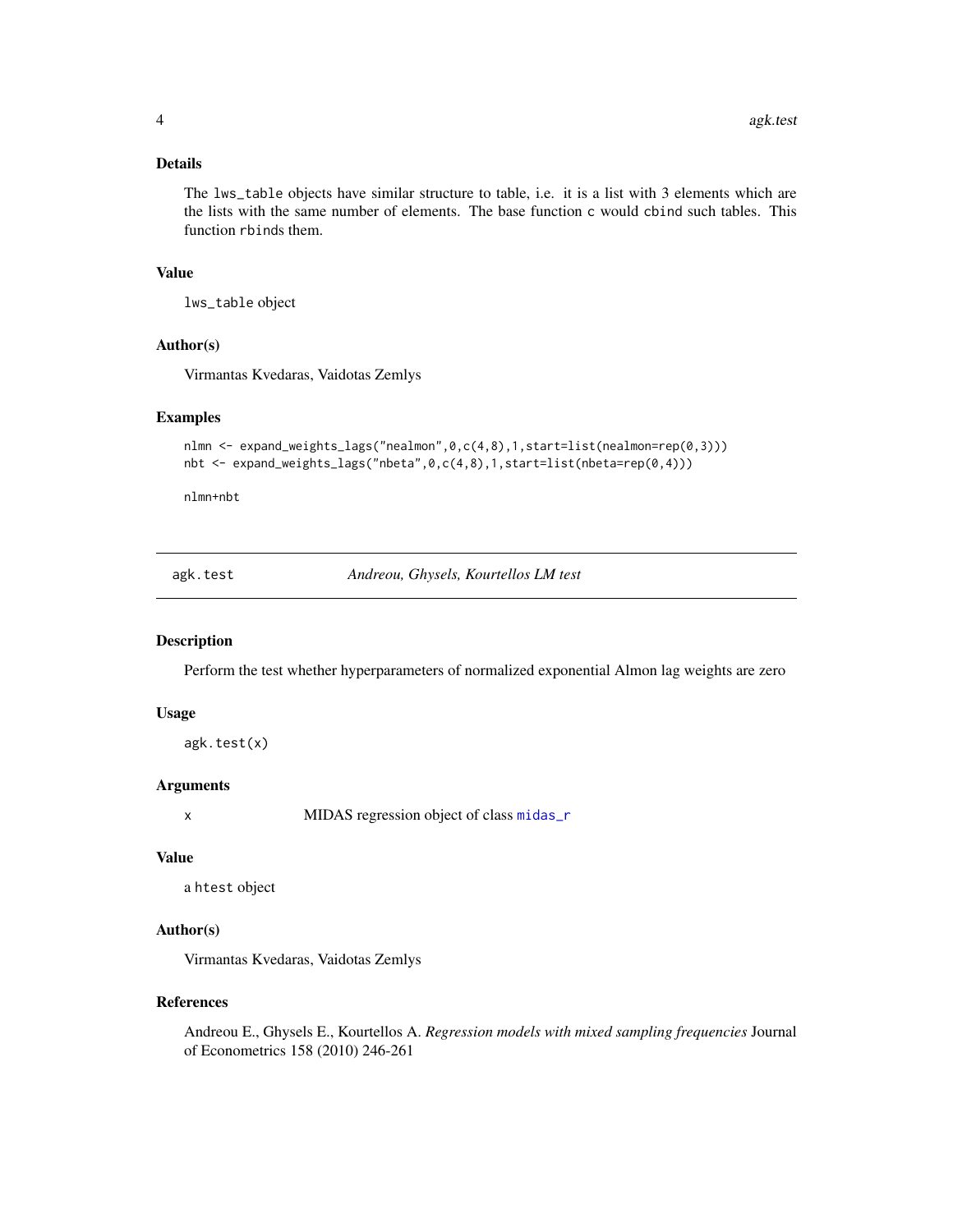### Details

The `lws_table` objects have similar structure to table, i.e. it is a list with 3 elements which are the lists with the same number of elements. The base function `c` would `cbind` such tables. This function `rbind`s them.

### Value

`lws_table` object

### Author(s)

Virmantas Kvedaras, Vaidotas Zemlys

### Examples

```
nlmn <- expand_weights_lags("nealmon",0,c(4,8),1,start=list(nealmon=rep(0,3)))
nbt <- expand_weights_lags("nbeta",0,c(4,8),1,start=list(nbeta=rep(0,4)))

nlmn+nbt
```

## agk.test — *Andreou, Ghysels, Kourtellos LM test*

### Description

Perform the test whether hyperparameters of normalized exponential Almon lag weights are zero

### Usage

```
agk.test(x)
```

### Arguments

| | |
|---|---|
| x | MIDAS regression object of class midas_r |

### Value

a `htest` object

### Author(s)

Virmantas Kvedaras, Vaidotas Zemlys

### References

Andreou E., Ghysels E., Kourtellos A. *Regression models with mixed sampling frequencies* Journal of Econometrics 158 (2010) 246-261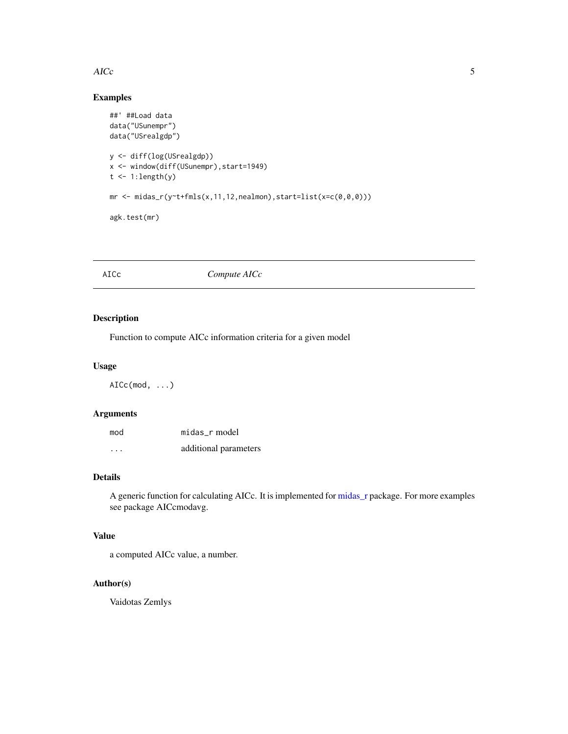### Examples

```
##' ##Load data
data("USunempr")
data("USrealgdp")

y <- diff(log(USrealgdp))
x <- window(diff(USunempr),start=1949)
t <- 1:length(y)

mr <- midas_r(y~t+fmls(x,11,12,nealmon),start=list(x=c(0,0,0)))

agk.test(mr)
```

---

## AICc *Compute AICc*

---

### Description

Function to compute AICc information criteria for a given model

### Usage

```
AICc(mod, ...)
```

### Arguments

| | |
|---|---|
| mod | midas_r model |
| ... | additional parameters |

### Details

A generic function for calculating AICc. It is implemented for midas_r package. For more examples see package AICcmodavg.

### Value

a computed AICc value, a number.

### Author(s)

Vaidotas Zemlys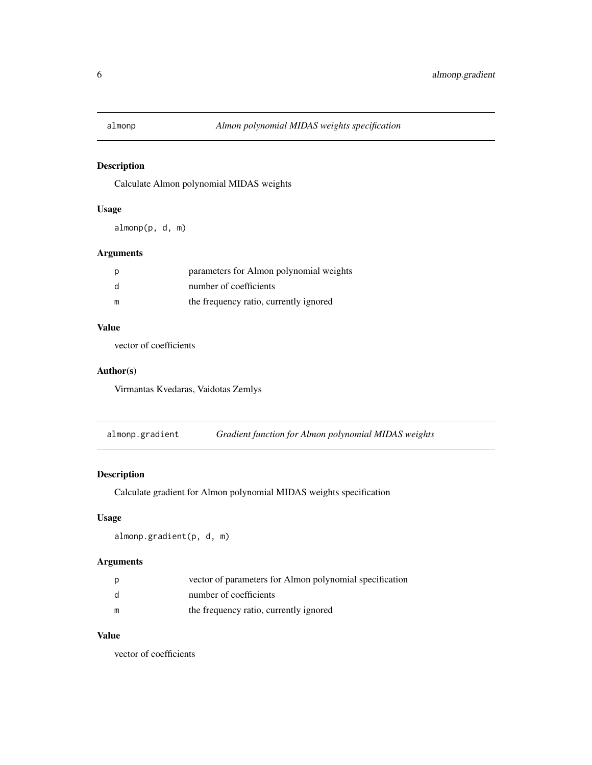## almonp — *Almon polynomial MIDAS weights specification*

### Description

Calculate Almon polynomial MIDAS weights

### Usage

```
almonp(p, d, m)
```

### Arguments

| | |
|---|---|
| p | parameters for Almon polynomial weights |
| d | number of coefficients |
| m | the frequency ratio, currently ignored |

### Value

vector of coefficients

### Author(s)

Virmantas Kvedaras, Vaidotas Zemlys

## almonp.gradient — *Gradient function for Almon polynomial MIDAS weights*

### Description

Calculate gradient for Almon polynomial MIDAS weights specification

### Usage

```
almonp.gradient(p, d, m)
```

### Arguments

| | |
|---|---|
| p | vector of parameters for Almon polynomial specification |
| d | number of coefficients |
| m | the frequency ratio, currently ignored |

### Value

vector of coefficients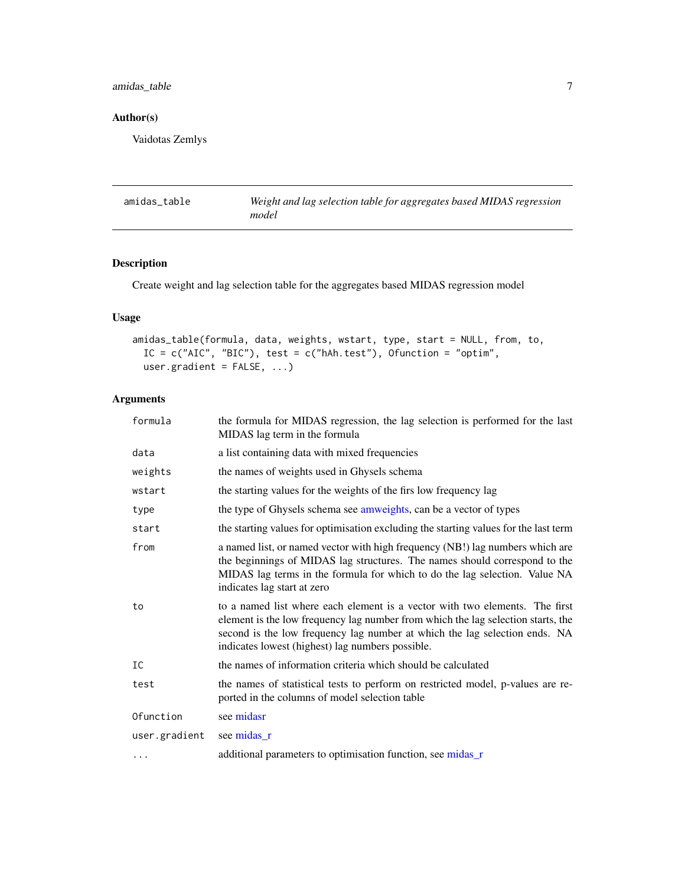## Author(s)

Vaidotas Zemlys

---

## amidas_table — *Weight and lag selection table for aggregates based MIDAS regression model*

---

### Description

Create weight and lag selection table for the aggregates based MIDAS regression model

### Usage

```
amidas_table(formula, data, weights, wstart, type, start = NULL, from, to,
  IC = c("AIC", "BIC"), test = c("hAh.test"), Ofunction = "optim",
  user.gradient = FALSE, ...)
```

### Arguments

| | |
|---|---|
| formula | the formula for MIDAS regression, the lag selection is performed for the last MIDAS lag term in the formula |
| data | a list containing data with mixed frequencies |
| weights | the names of weights used in Ghysels schema |
| wstart | the starting values for the weights of the firs low frequency lag |
| type | the type of Ghysels schema see amweights, can be a vector of types |
| start | the starting values for optimisation excluding the starting values for the last term |
| from | a named list, or named vector with high frequency (NB!) lag numbers which are the beginnings of MIDAS lag structures. The names should correspond to the MIDAS lag terms in the formula for which to do the lag selection. Value NA indicates lag start at zero |
| to | to a named list where each element is a vector with two elements. The first element is the low frequency lag number from which the lag selection starts, the second is the low frequency lag number at which the lag selection ends. NA indicates lowest (highest) lag numbers possible. |
| IC | the names of information criteria which should be calculated |
| test | the names of statistical tests to perform on restricted model, p-values are reported in the columns of model selection table |
| Ofunction | see midasr |
| user.gradient | see midas_r |
| ... | additional parameters to optimisation function, see midas_r |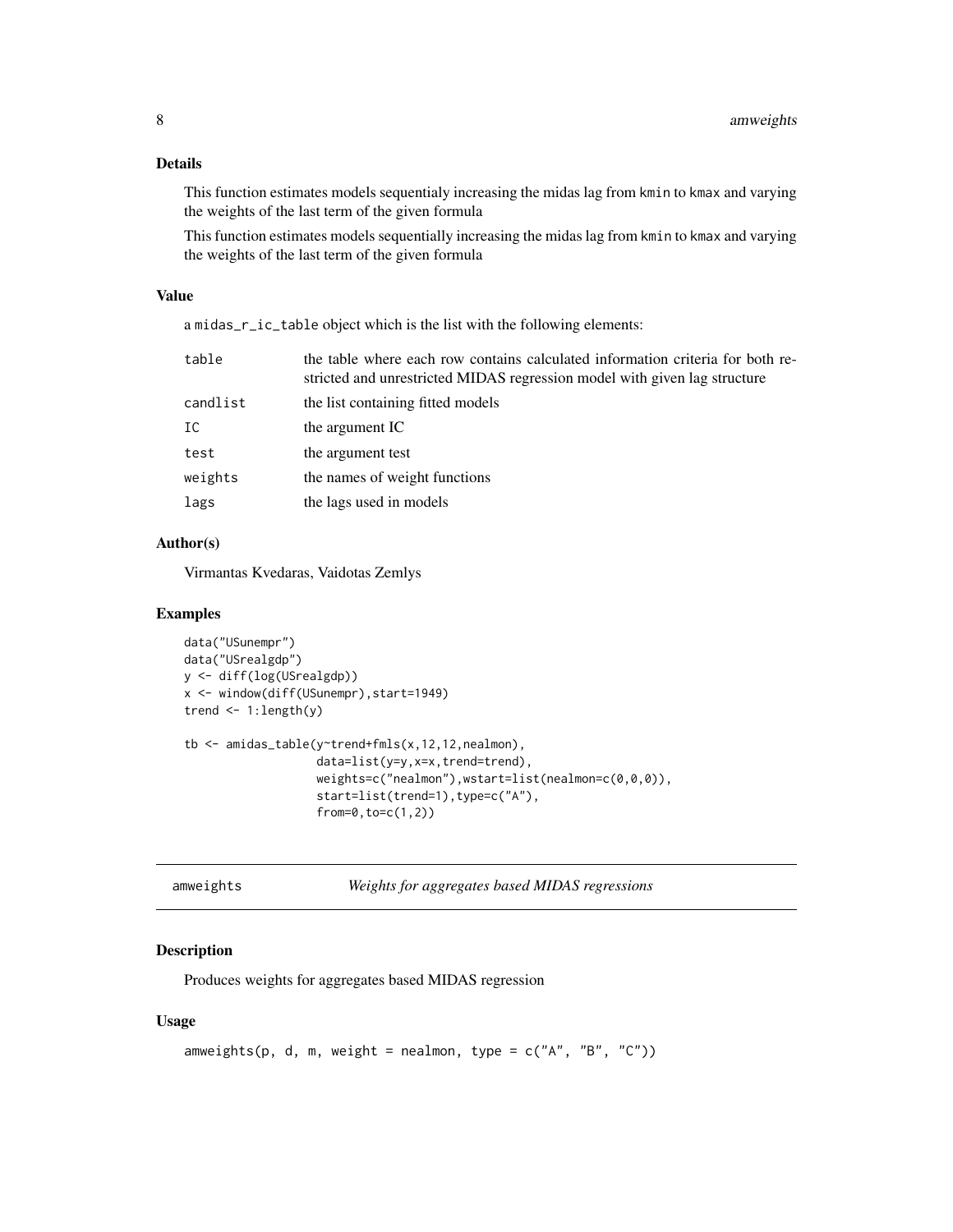### Details

This function estimates models sequentialy increasing the midas lag from kmin to kmax and varying the weights of the last term of the given formula

This function estimates models sequentially increasing the midas lag from kmin to kmax and varying the weights of the last term of the given formula

### Value

a midas_r_ic_table object which is the list with the following elements:

| | |
|---|---|
| table | the table where each row contains calculated information criteria for both restricted and unrestricted MIDAS regression model with given lag structure |
| candlist | the list containing fitted models |
| IC | the argument IC |
| test | the argument test |
| weights | the names of weight functions |
| lags | the lags used in models |

### Author(s)

Virmantas Kvedaras, Vaidotas Zemlys

### Examples

```
data("USunempr")
data("USrealgdp")
y <- diff(log(USrealgdp))
x <- window(diff(USunempr),start=1949)
trend <- 1:length(y)

tb <- amidas_table(y~trend+fmls(x,12,12,nealmon),
                   data=list(y=y,x=x,trend=trend),
                   weights=c("nealmon"),wstart=list(nealmon=c(0,0,0)),
                   start=list(trend=1),type=c("A"),
                   from=0,to=c(1,2))
```

## amweights — *Weights for aggregates based MIDAS regressions*

### Description

Produces weights for aggregates based MIDAS regression

### Usage

```
amweights(p, d, m, weight = nealmon, type = c("A", "B", "C"))
```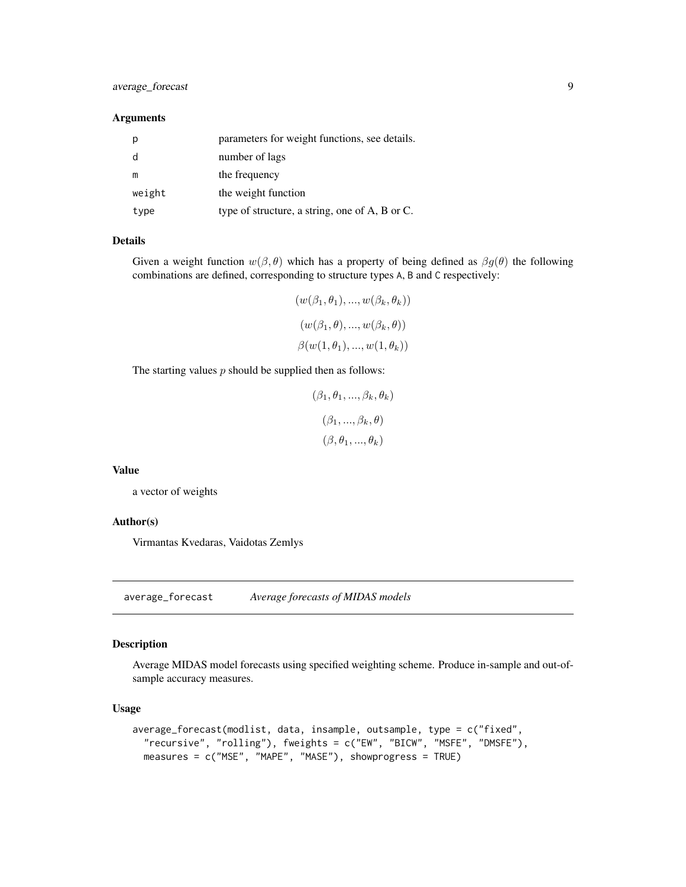### Arguments

| | |
|---|---|
| p | parameters for weight functions, see details. |
| d | number of lags |
| m | the frequency |
| weight | the weight function |
| type | type of structure, a string, one of A, B or C. |

### Details

Given a weight function $w(\beta, \theta)$ which has a property of being defined as $\beta g(\theta)$ the following combinations are defined, corresponding to structure types A, B and C respectively:

$$(w(\beta_1, \theta_1), ..., w(\beta_k, \theta_k))$$

$$(w(\beta_1, \theta), ..., w(\beta_k, \theta))$$

$$\beta(w(1, \theta_1), ..., w(1, \theta_k))$$

The starting values $p$ should be supplied then as follows:

$$(\beta_1, \theta_1, ..., \beta_k, \theta_k)$$

$$(\beta_1, ..., \beta_k, \theta)$$

$$(\beta, \theta_1, ..., \theta_k)$$

### Value

a vector of weights

### Author(s)

Virmantas Kvedaras, Vaidotas Zemlys

---

## average_forecast *Average forecasts of MIDAS models*

### Description

Average MIDAS model forecasts using specified weighting scheme. Produce in-sample and out-of-sample accuracy measures.

### Usage

```
average_forecast(modlist, data, insample, outsample, type = c("fixed",
  "recursive", "rolling"), fweights = c("EW", "BICW", "MSFE", "DMSFE"),
  measures = c("MSE", "MAPE", "MASE"), showprogress = TRUE)
```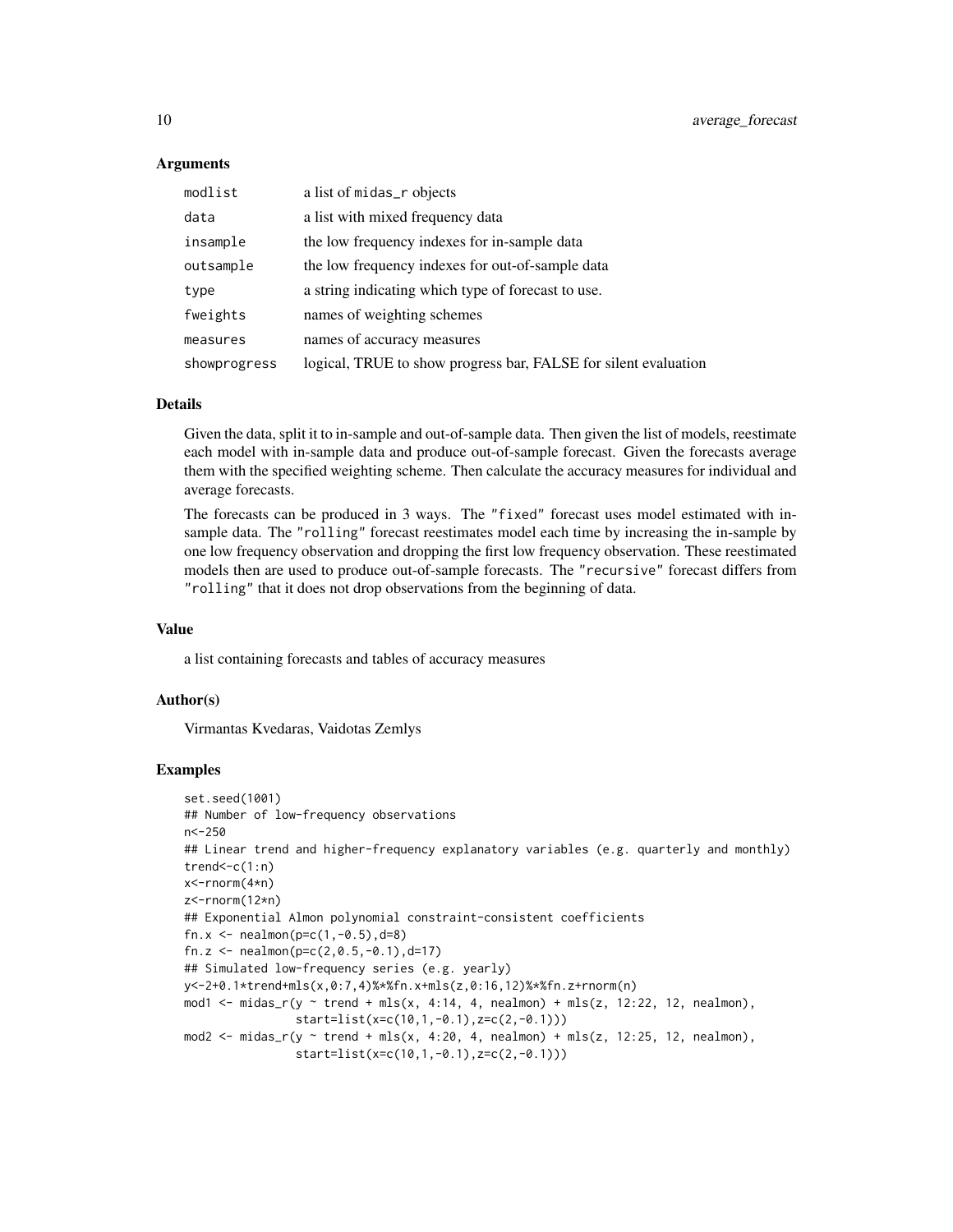### Arguments

| | |
|---|---|
| modlist | a list of midas_r objects |
| data | a list with mixed frequency data |
| insample | the low frequency indexes for in-sample data |
| outsample | the low frequency indexes for out-of-sample data |
| type | a string indicating which type of forecast to use. |
| fweights | names of weighting schemes |
| measures | names of accuracy measures |
| showprogress | logical, TRUE to show progress bar, FALSE for silent evaluation |

### Details

Given the data, split it to in-sample and out-of-sample data. Then given the list of models, reestimate each model with in-sample data and produce out-of-sample forecast. Given the forecasts average them with the specified weighting scheme. Then calculate the accuracy measures for individual and average forecasts.

The forecasts can be produced in 3 ways. The "fixed" forecast uses model estimated with in-sample data. The "rolling" forecast reestimates model each time by increasing the in-sample by one low frequency observation and dropping the first low frequency observation. These reestimated models then are used to produce out-of-sample forecasts. The "recursive" forecast differs from "rolling" that it does not drop observations from the beginning of data.

### Value

a list containing forecasts and tables of accuracy measures

### Author(s)

Virmantas Kvedaras, Vaidotas Zemlys

### Examples

```
set.seed(1001)
## Number of low-frequency observations
n<-250
## Linear trend and higher-frequency explanatory variables (e.g. quarterly and monthly)
trend<-c(1:n)
x<-rnorm(4*n)
z<-rnorm(12*n)
## Exponential Almon polynomial constraint-consistent coefficients
fn.x <- nealmon(p=c(1,-0.5),d=8)
fn.z <- nealmon(p=c(2,0.5,-0.1),d=17)
## Simulated low-frequency series (e.g. yearly)
y<-2+0.1*trend+mls(x,0:7,4)%*%fn.x+mls(z,0:16,12)%*%fn.z+rnorm(n)
mod1 <- midas_r(y ~ trend + mls(x, 4:14, 4, nealmon) + mls(z, 12:22, 12, nealmon),
                start=list(x=c(10,1,-0.1),z=c(2,-0.1)))
mod2 <- midas_r(y ~ trend + mls(x, 4:20, 4, nealmon) + mls(z, 12:25, 12, nealmon),
                start=list(x=c(10,1,-0.1),z=c(2,-0.1)))
```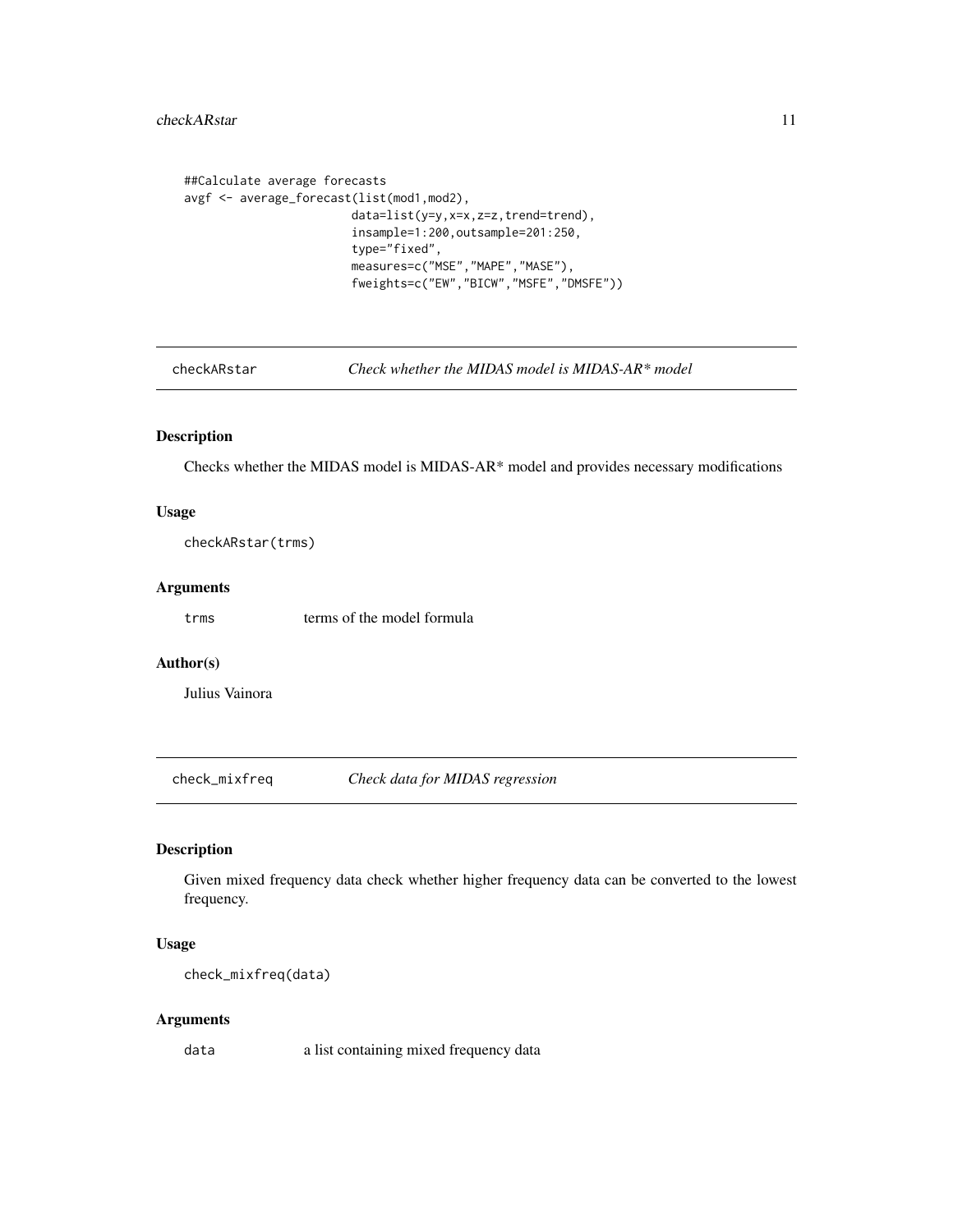```
##Calculate average forecasts
avgf <- average_forecast(list(mod1,mod2),
                         data=list(y=y,x=x,z=z,trend=trend),
                         insample=1:200,outsample=201:250,
                         type="fixed",
                         measures=c("MSE","MAPE","MASE"),
                         fweights=c("EW","BICW","MSFE","DMSFE"))
```

## checkARstar — *Check whether the MIDAS model is MIDAS-AR* model*

### Description

Checks whether the MIDAS model is MIDAS-AR* model and provides necessary modifications

### Usage

```
checkARstar(trms)
```

### Arguments

| | |
|---|---|
| `trms` | terms of the model formula |

### Author(s)

Julius Vainora

## check_mixfreq — *Check data for MIDAS regression*

### Description

Given mixed frequency data check whether higher frequency data can be converted to the lowest frequency.

### Usage

```
check_mixfreq(data)
```

### Arguments

| | |
|---|---|
| `data` | a list containing mixed frequency data |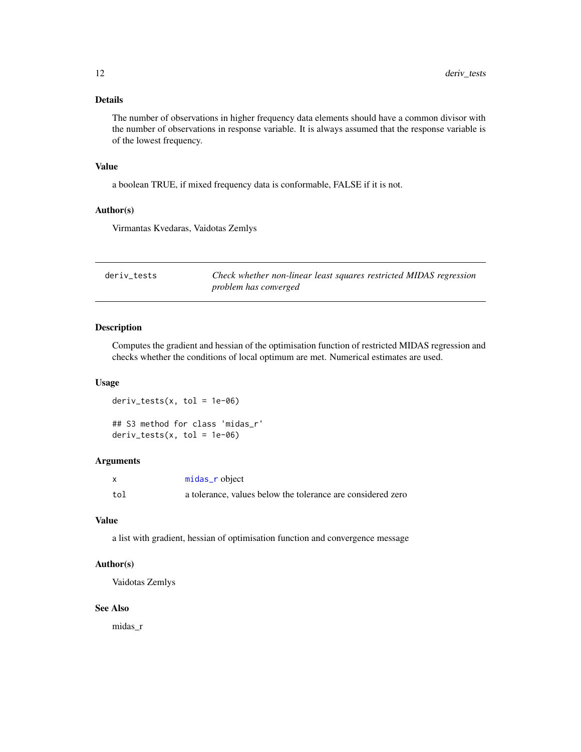### Details

The number of observations in higher frequency data elements should have a common divisor with the number of observations in response variable. It is always assumed that the response variable is of the lowest frequency.

### Value

a boolean TRUE, if mixed frequency data is conformable, FALSE if it is not.

### Author(s)

Virmantas Kvedaras, Vaidotas Zemlys

---

## deriv_tests — *Check whether non-linear least squares restricted MIDAS regression problem has converged*

---

### Description

Computes the gradient and hessian of the optimisation function of restricted MIDAS regression and checks whether the conditions of local optimum are met. Numerical estimates are used.

### Usage

```
deriv_tests(x, tol = 1e-06)

## S3 method for class 'midas_r'
deriv_tests(x, tol = 1e-06)
```

### Arguments

| | |
|---|---|
| x | midas_r object |
| tol | a tolerance, values below the tolerance are considered zero |

### Value

a list with gradient, hessian of optimisation function and convergence message

### Author(s)

Vaidotas Zemlys

### See Also

midas_r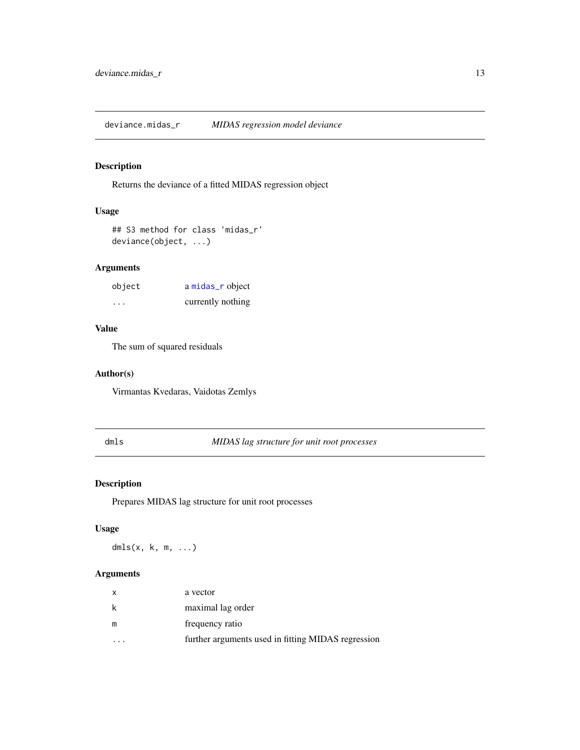## deviance.midas_r — *MIDAS regression model deviance*

### Description

Returns the deviance of a fitted MIDAS regression object

### Usage

```
## S3 method for class 'midas_r'
deviance(object, ...)
```

### Arguments

| | |
|---|---|
| object | a midas_r object |
| ... | currently nothing |

### Value

The sum of squared residuals

### Author(s)

Virmantas Kvedaras, Vaidotas Zemlys

## dmls — *MIDAS lag structure for unit root processes*

### Description

Prepares MIDAS lag structure for unit root processes

### Usage

```
dmls(x, k, m, ...)
```

### Arguments

| | |
|---|---|
| x | a vector |
| k | maximal lag order |
| m | frequency ratio |
| ... | further arguments used in fitting MIDAS regression |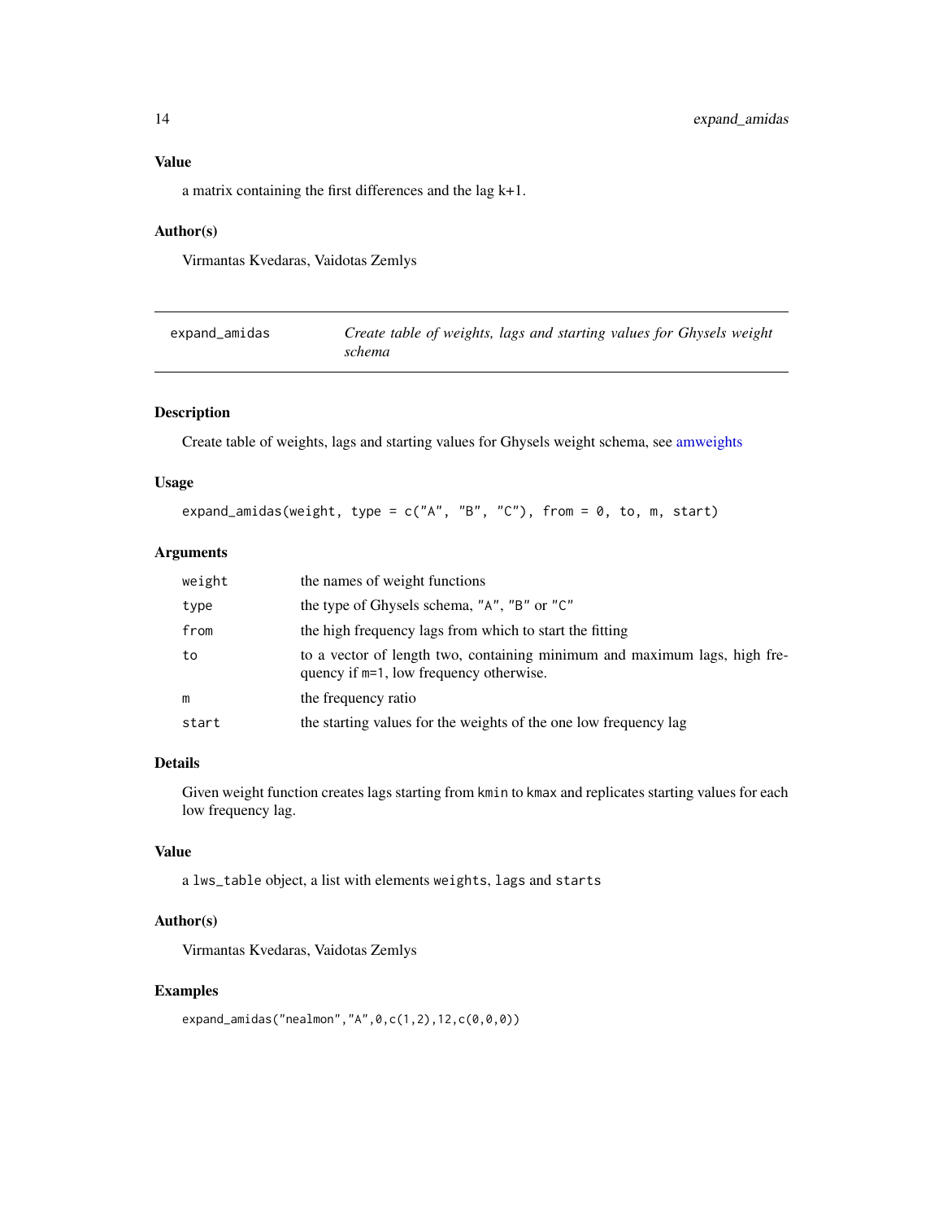## Value

a matrix containing the first differences and the lag k+1.

## Author(s)

Virmantas Kvedaras, Vaidotas Zemlys

---

# expand_amidas — *Create table of weights, lags and starting values for Ghysels weight schema*

## Description

Create table of weights, lags and starting values for Ghysels weight schema, see amweights

## Usage

```
expand_amidas(weight, type = c("A", "B", "C"), from = 0, to, m, start)
```

## Arguments

| | |
|---|---|
| weight | the names of weight functions |
| type | the type of Ghysels schema, "A", "B" or "C" |
| from | the high frequency lags from which to start the fitting |
| to | to a vector of length two, containing minimum and maximum lags, high frequency if m=1, low frequency otherwise. |
| m | the frequency ratio |
| start | the starting values for the weights of the one low frequency lag |

## Details

Given weight function creates lags starting from kmin to kmax and replicates starting values for each low frequency lag.

## Value

a lws_table object, a list with elements weights, lags and starts

## Author(s)

Virmantas Kvedaras, Vaidotas Zemlys

## Examples

```
expand_amidas("nealmon","A",0,c(1,2),12,c(0,0,0))
```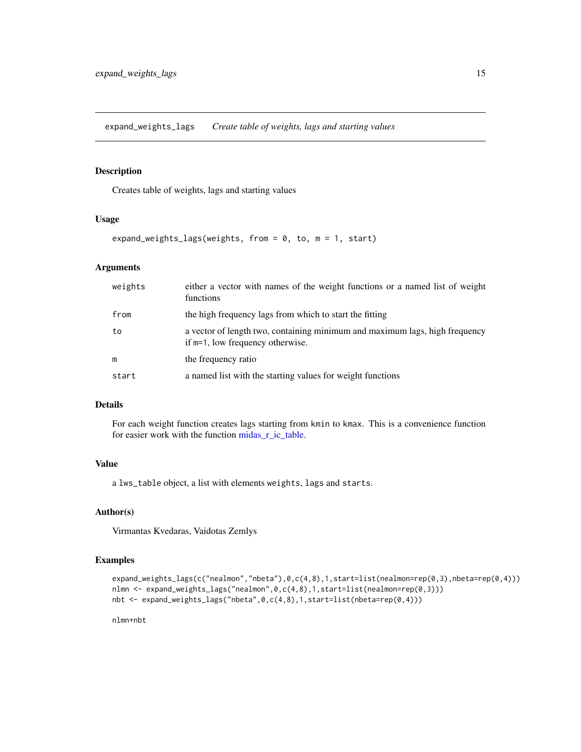## expand_weights_lags *Create table of weights, lags and starting values*

### Description

Creates table of weights, lags and starting values

### Usage

```
expand_weights_lags(weights, from = 0, to, m = 1, start)
```

### Arguments

| | |
|---|---|
| `weights` | either a vector with names of the weight functions or a named list of weight functions |
| `from` | the high frequency lags from which to start the fitting |
| `to` | a vector of length two, containing minimum and maximum lags, high frequency if `m=1`, low frequency otherwise. |
| `m` | the frequency ratio |
| `start` | a named list with the starting values for weight functions |

### Details

For each weight function creates lags starting from `kmin` to `kmax`. This is a convenience function for easier work with the function midas_r_ic_table.

### Value

a `lws_table` object, a list with elements `weights`, `lags` and `starts`.

### Author(s)

Virmantas Kvedaras, Vaidotas Zemlys

### Examples

```
expand_weights_lags(c("nealmon","nbeta"),0,c(4,8),1,start=list(nealmon=rep(0,3),nbeta=rep(0,4)))
nlmn <- expand_weights_lags("nealmon",0,c(4,8),1,start=list(nealmon=rep(0,3)))
nbt <- expand_weights_lags("nbeta",0,c(4,8),1,start=list(nbeta=rep(0,4)))

nlmn+nbt
```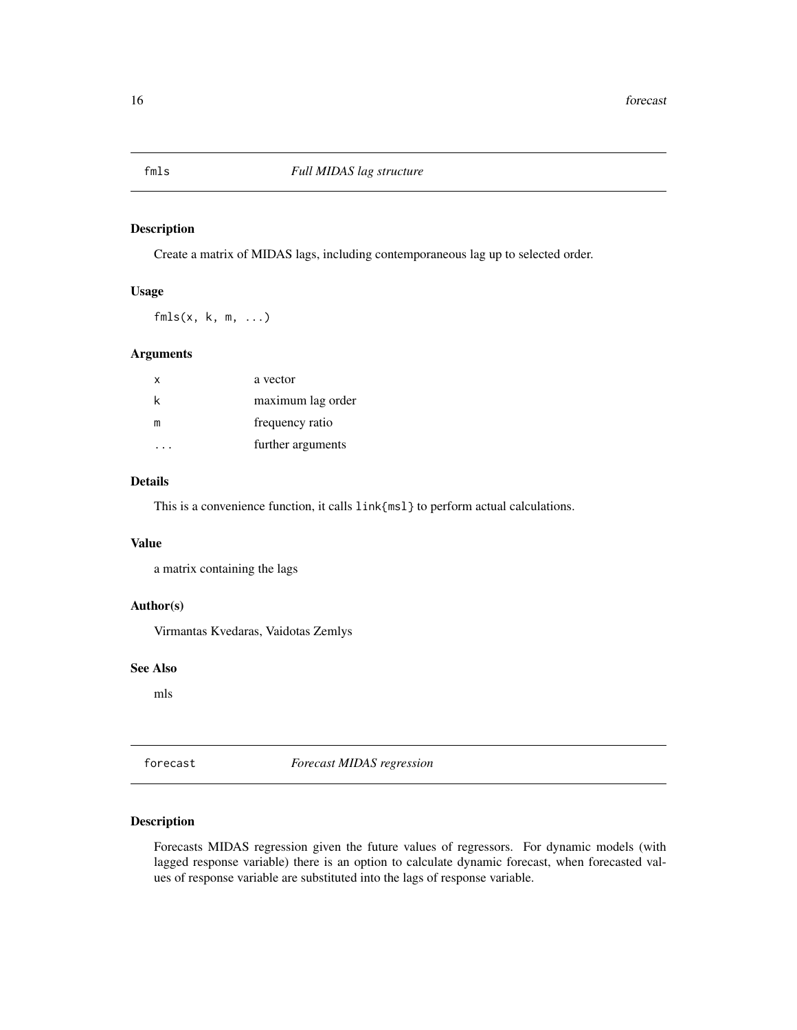## fmls — *Full MIDAS lag structure*

### Description

Create a matrix of MIDAS lags, including contemporaneous lag up to selected order.

### Usage

```
fmls(x, k, m, ...)
```

### Arguments

| | |
|---|---|
| `x` | a vector |
| `k` | maximum lag order |
| `m` | frequency ratio |
| `...` | further arguments |

### Details

This is a convenience function, it calls `link{msl}` to perform actual calculations.

### Value

a matrix containing the lags

### Author(s)

Virmantas Kvedaras, Vaidotas Zemlys

### See Also

mls

## forecast — *Forecast MIDAS regression*

### Description

Forecasts MIDAS regression given the future values of regressors. For dynamic models (with lagged response variable) there is an option to calculate dynamic forecast, when forecasted values of response variable are substituted into the lags of response variable.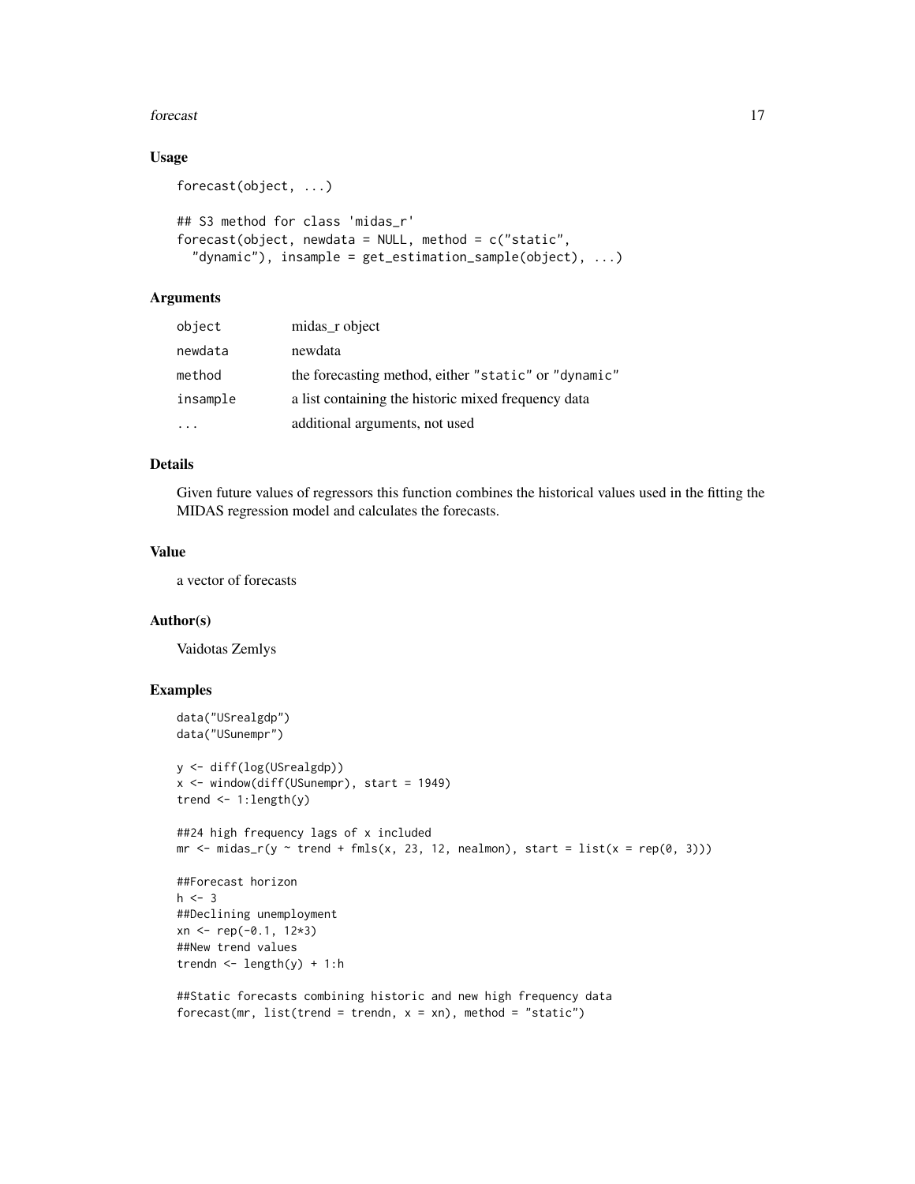### Usage

```
forecast(object, ...)

## S3 method for class 'midas_r'
forecast(object, newdata = NULL, method = c("static",
  "dynamic"), insample = get_estimation_sample(object), ...)
```

### Arguments

| | |
|---|---|
| `object` | midas_r object |
| `newdata` | newdata |
| `method` | the forecasting method, either "static" or "dynamic" |
| `insample` | a list containing the historic mixed frequency data |
| `...` | additional arguments, not used |

### Details

Given future values of regressors this function combines the historical values used in the fitting the MIDAS regression model and calculates the forecasts.

### Value

a vector of forecasts

### Author(s)

Vaidotas Zemlys

### Examples

```
data("USrealgdp")
data("USunempr")

y <- diff(log(USrealgdp))
x <- window(diff(USunempr), start = 1949)
trend <- 1:length(y)

##24 high frequency lags of x included
mr <- midas_r(y ~ trend + fmls(x, 23, 12, nealmon), start = list(x = rep(0, 3)))

##Forecast horizon
h <- 3
##Declining unemployment
xn <- rep(-0.1, 12*3)
##New trend values
trendn <- length(y) + 1:h

##Static forecasts combining historic and new high frequency data
forecast(mr, list(trend = trendn, x = xn), method = "static")
```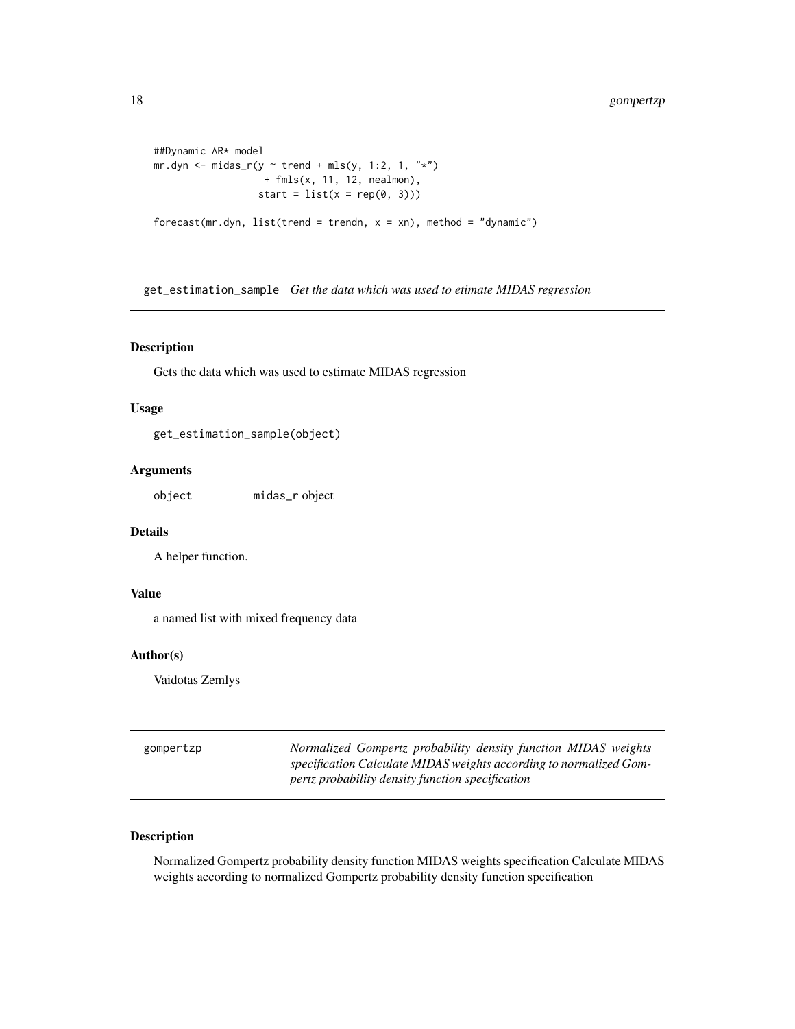```
##Dynamic AR* model
mr.dyn <- midas_r(y ~ trend + mls(y, 1:2, 1, "*")
                  + fmls(x, 11, 12, nealmon),
                  start = list(x = rep(0, 3)))

forecast(mr.dyn, list(trend = trendn, x = xn), method = "dynamic")
```

## get_estimation_sample *Get the data which was used to etimate MIDAS regression*

### Description

Gets the data which was used to estimate MIDAS regression

### Usage

```
get_estimation_sample(object)
```

### Arguments

object midas_r object

### Details

A helper function.

### Value

a named list with mixed frequency data

### Author(s)

Vaidotas Zemlys

## gompertzp *Normalized Gompertz probability density function MIDAS weights specification Calculate MIDAS weights according to normalized Gompertz probability density function specification*

### Description

Normalized Gompertz probability density function MIDAS weights specification Calculate MIDAS weights according to normalized Gompertz probability density function specification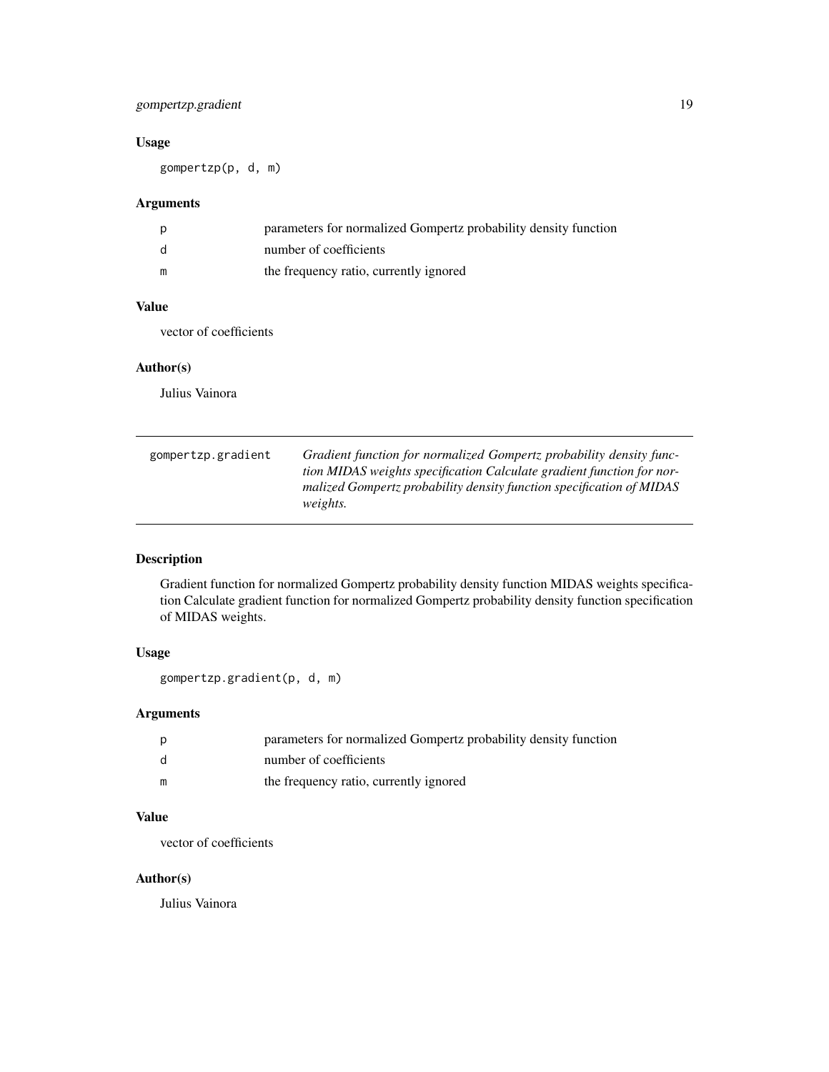### Usage

```
gompertzp(p, d, m)
```

### Arguments

| | |
|---|---|
| p | parameters for normalized Gompertz probability density function |
| d | number of coefficients |
| m | the frequency ratio, currently ignored |

### Value

vector of coefficients

### Author(s)

Julius Vainora

---

## gompertzp.gradient

*Gradient function for normalized Gompertz probability density function MIDAS weights specification Calculate gradient function for normalized Gompertz probability density function specification of MIDAS weights.*

---

### Description

Gradient function for normalized Gompertz probability density function MIDAS weights specification Calculate gradient function for normalized Gompertz probability density function specification of MIDAS weights.

### Usage

```
gompertzp.gradient(p, d, m)
```

### Arguments

| | |
|---|---|
| p | parameters for normalized Gompertz probability density function |
| d | number of coefficients |
| m | the frequency ratio, currently ignored |

### Value

vector of coefficients

### Author(s)

Julius Vainora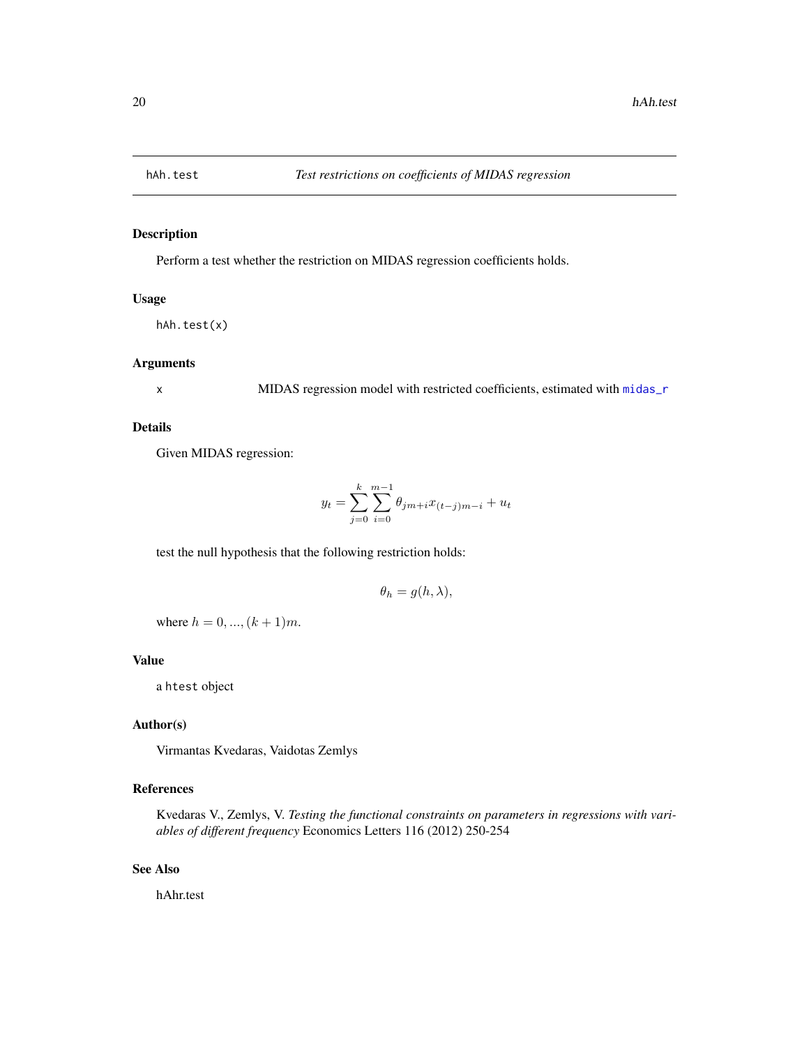# hAh.test — *Test restrictions on coefficients of MIDAS regression*

## Description

Perform a test whether the restriction on MIDAS regression coefficients holds.

## Usage

```
hAh.test(x)
```

## Arguments

x — MIDAS regression model with restricted coefficients, estimated with midas_r

## Details

Given MIDAS regression:

$$y_t = \sum_{j=0}^{k} \sum_{i=0}^{m-1} \theta_{jm+i} x_{(t-j)m-i} + u_t$$

test the null hypothesis that the following restriction holds:

$$\theta_h = g(h, \lambda),$$

where $h = 0, ..., (k+1)m$.

## Value

a htest object

## Author(s)

Virmantas Kvedaras, Vaidotas Zemlys

## References

Kvedaras V., Zemlys, V. *Testing the functional constraints on parameters in regressions with variables of different frequency* Economics Letters 116 (2012) 250-254

## See Also

hAhr.test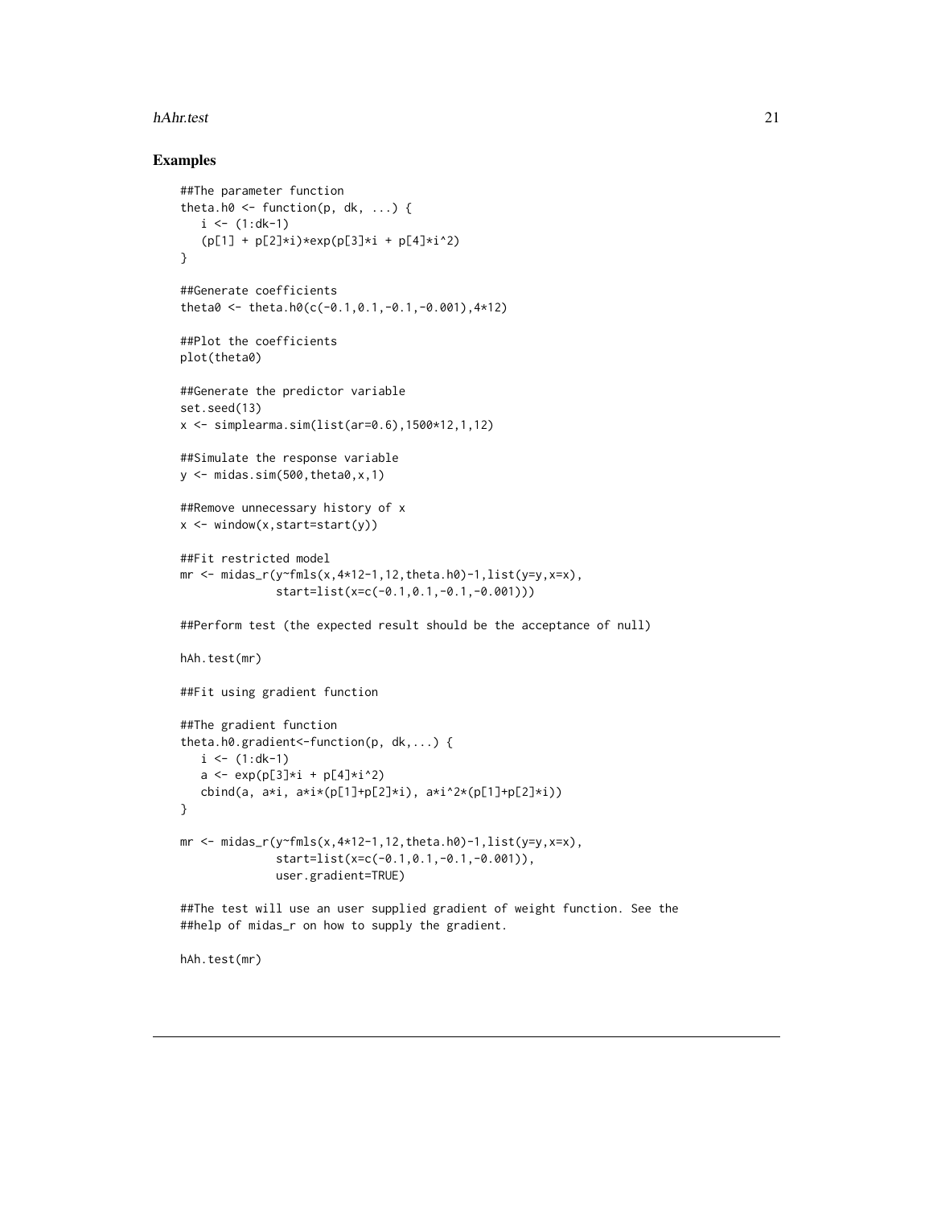## Examples

```
##The parameter function
theta.h0 <- function(p, dk, ...) {
   i <- (1:dk-1)
   (p[1] + p[2]*i)*exp(p[3]*i + p[4]*i^2)
}

##Generate coefficients
theta0 <- theta.h0(c(-0.1,0.1,-0.1,-0.001),4*12)

##Plot the coefficients
plot(theta0)

##Generate the predictor variable
set.seed(13)
x <- simplearma.sim(list(ar=0.6),1500*12,1,12)

##Simulate the response variable
y <- midas.sim(500,theta0,x,1)

##Remove unnecessary history of x
x <- window(x,start=start(y))

##Fit restricted model
mr <- midas_r(y~fmls(x,4*12-1,12,theta.h0)-1,list(y=y,x=x),
              start=list(x=c(-0.1,0.1,-0.1,-0.001)))

##Perform test (the expected result should be the acceptance of null)

hAh.test(mr)

##Fit using gradient function

##The gradient function
theta.h0.gradient<-function(p, dk,...) {
   i <- (1:dk-1)
   a <- exp(p[3]*i + p[4]*i^2)
   cbind(a, a*i, a*i*(p[1]+p[2]*i), a*i^2*(p[1]+p[2]*i))
}

mr <- midas_r(y~fmls(x,4*12-1,12,theta.h0)-1,list(y=y,x=x),
              start=list(x=c(-0.1,0.1,-0.1,-0.001)),
              user.gradient=TRUE)

##The test will use an user supplied gradient of weight function. See the
##help of midas_r on how to supply the gradient.

hAh.test(mr)
```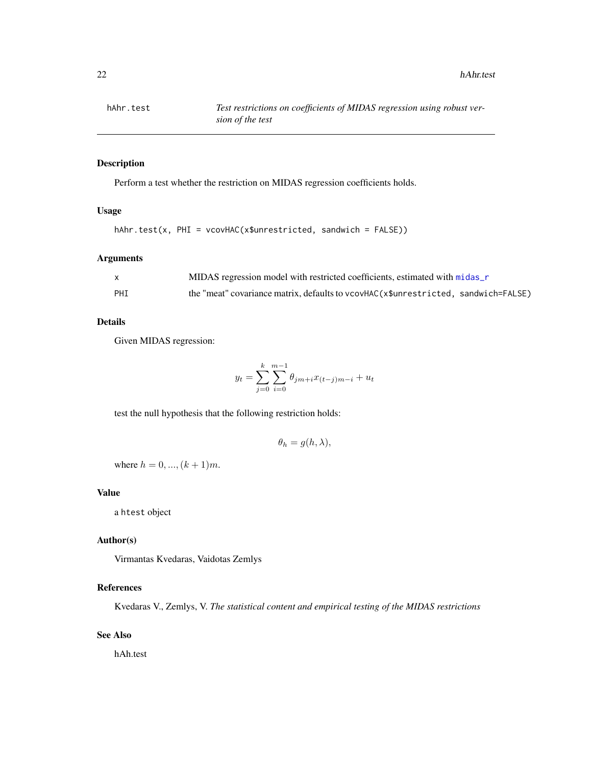# hAhr.test — Test restrictions on coefficients of MIDAS regression using robust version of the test

## Description

Perform a test whether the restriction on MIDAS regression coefficients holds.

## Usage

```
hAhr.test(x, PHI = vcovHAC(x$unrestricted, sandwich = FALSE))
```

## Arguments

| | |
|---|---|
| x | MIDAS regression model with restricted coefficients, estimated with midas_r |
| PHI | the "meat" covariance matrix, defaults to vcovHAC(x$unrestricted, sandwich=FALSE) |

## Details

Given MIDAS regression:

$$y_t = \sum_{j=0}^{k} \sum_{i=0}^{m-1} \theta_{jm+i} x_{(t-j)m-i} + u_t$$

test the null hypothesis that the following restriction holds:

$$\theta_h = g(h, \lambda),$$

where $h = 0, ..., (k+1)m$.

## Value

a htest object

## Author(s)

Virmantas Kvedaras, Vaidotas Zemlys

## References

Kvedaras V., Zemlys, V. *The statistical content and empirical testing of the MIDAS restrictions*

## See Also

hAh.test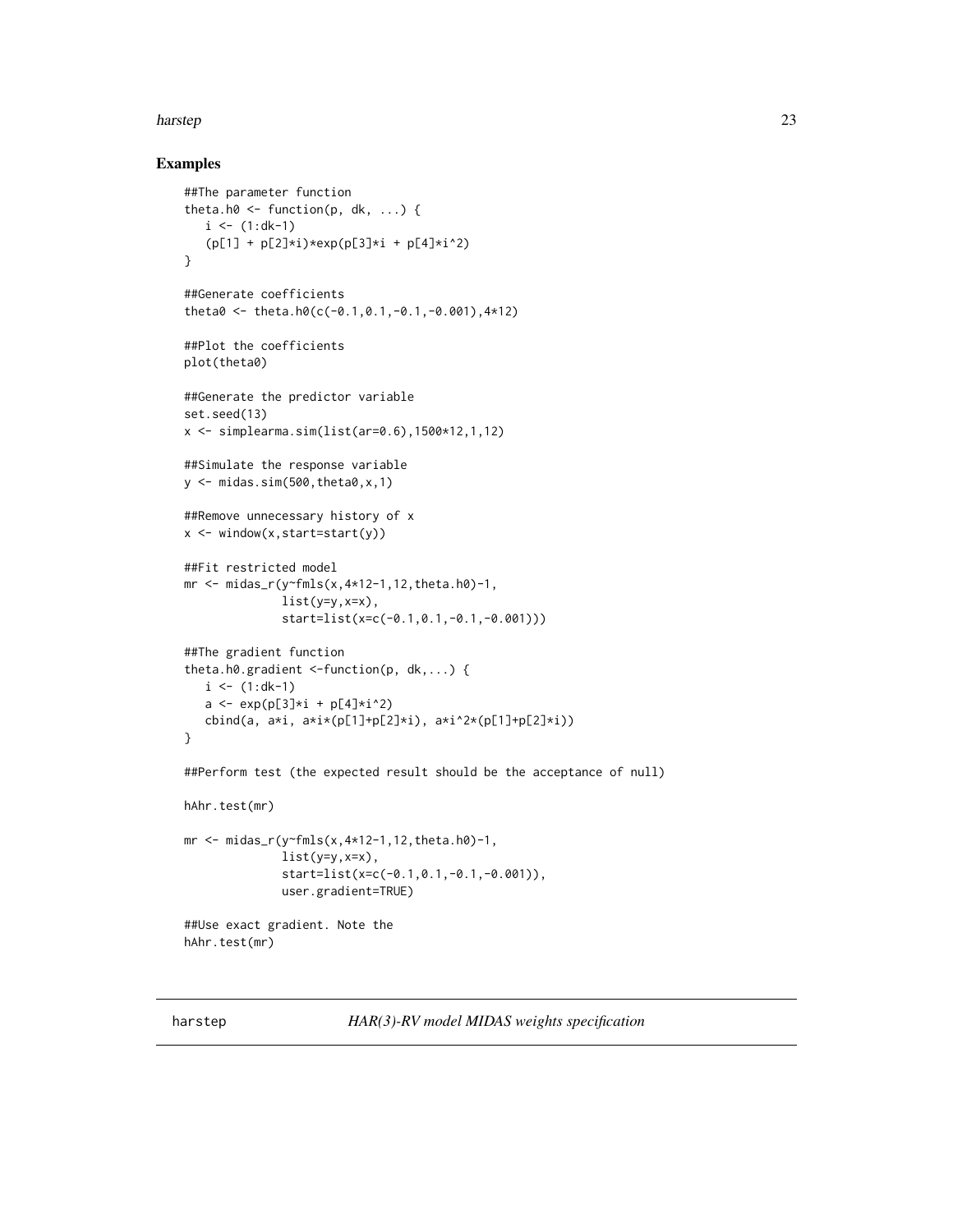### Examples

```
##The parameter function
theta.h0 <- function(p, dk, ...) {
   i <- (1:dk-1)
   (p[1] + p[2]*i)*exp(p[3]*i + p[4]*i^2)
}

##Generate coefficients
theta0 <- theta.h0(c(-0.1,0.1,-0.1,-0.001),4*12)

##Plot the coefficients
plot(theta0)

##Generate the predictor variable
set.seed(13)
x <- simplearma.sim(list(ar=0.6),1500*12,1,12)

##Simulate the response variable
y <- midas.sim(500,theta0,x,1)

##Remove unnecessary history of x
x <- window(x,start=start(y))

##Fit restricted model
mr <- midas_r(y~fmls(x,4*12-1,12,theta.h0)-1,
              list(y=y,x=x),
              start=list(x=c(-0.1,0.1,-0.1,-0.001)))

##The gradient function
theta.h0.gradient <-function(p, dk,...) {
   i <- (1:dk-1)
   a <- exp(p[3]*i + p[4]*i^2)
   cbind(a, a*i, a*i*(p[1]+p[2]*i), a*i^2*(p[1]+p[2]*i))
}

##Perform test (the expected result should be the acceptance of null)

hAhr.test(mr)

mr <- midas_r(y~fmls(x,4*12-1,12,theta.h0)-1,
              list(y=y,x=x),
              start=list(x=c(-0.1,0.1,-0.1,-0.001)),
              user.gradient=TRUE)

##Use exact gradient. Note the
hAhr.test(mr)
```

---

harstep *HAR(3)-RV model MIDAS weights specification*

---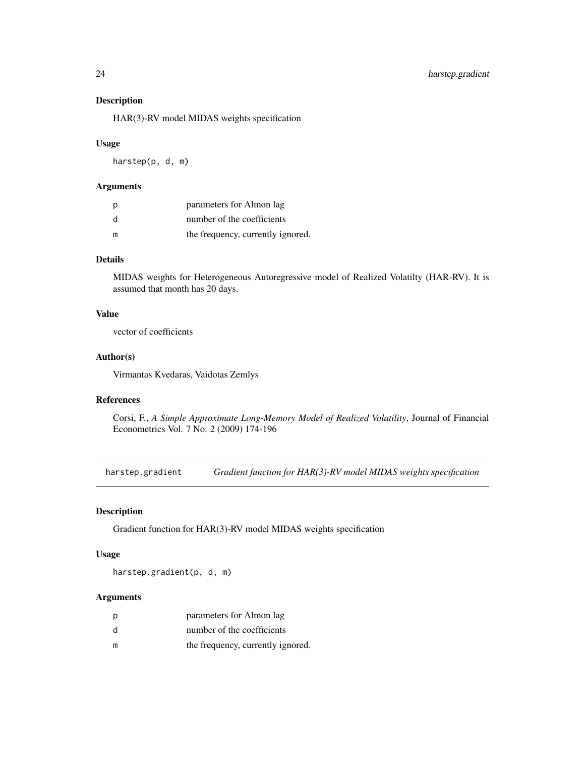## Description

HAR(3)-RV model MIDAS weights specification

## Usage

```
harstep(p, d, m)
```

## Arguments

| | |
|---|---|
| p | parameters for Almon lag |
| d | number of the coefficients |
| m | the frequency, currently ignored. |

## Details

MIDAS weights for Heterogeneous Autoregressive model of Realized Volatilty (HAR-RV). It is assumed that month has 20 days.

## Value

vector of coefficients

## Author(s)

Virmantas Kvedaras, Vaidotas Zemlys

## References

Corsi, F., *A Simple Approximate Long-Memory Model of Realized Volatility*, Journal of Financial Econometrics Vol. 7 No. 2 (2009) 174-196

---

# harstep.gradient    *Gradient function for HAR(3)-RV model MIDAS weights specification*

## Description

Gradient function for HAR(3)-RV model MIDAS weights specification

## Usage

```
harstep.gradient(p, d, m)
```

## Arguments

| | |
|---|---|
| p | parameters for Almon lag |
| d | number of the coefficients |
| m | the frequency, currently ignored. |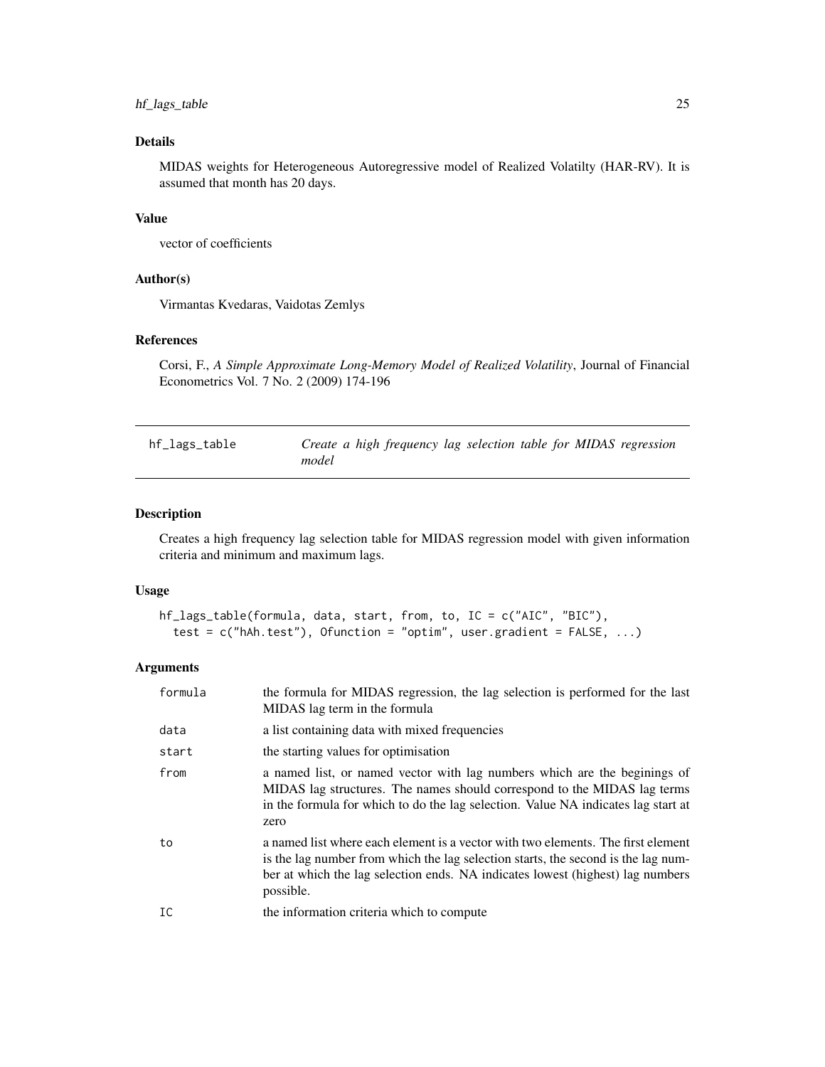## Details

MIDAS weights for Heterogeneous Autoregressive model of Realized Volatilty (HAR-RV). It is assumed that month has 20 days.

## Value

vector of coefficients

## Author(s)

Virmantas Kvedaras, Vaidotas Zemlys

## References

Corsi, F., *A Simple Approximate Long-Memory Model of Realized Volatility*, Journal of Financial Econometrics Vol. 7 No. 2 (2009) 174-196

---

# hf_lags_table — *Create a high frequency lag selection table for MIDAS regression model*

## Description

Creates a high frequency lag selection table for MIDAS regression model with given information criteria and minimum and maximum lags.

## Usage

```
hf_lags_table(formula, data, start, from, to, IC = c("AIC", "BIC"),
  test = c("hAh.test"), Ofunction = "optim", user.gradient = FALSE, ...)
```

## Arguments

| | |
|---|---|
| formula | the formula for MIDAS regression, the lag selection is performed for the last MIDAS lag term in the formula |
| data | a list containing data with mixed frequencies |
| start | the starting values for optimisation |
| from | a named list, or named vector with lag numbers which are the beginings of MIDAS lag structures. The names should correspond to the MIDAS lag terms in the formula for which to do the lag selection. Value NA indicates lag start at zero |
| to | a named list where each element is a vector with two elements. The first element is the lag number from which the lag selection starts, the second is the lag number at which the lag selection ends. NA indicates lowest (highest) lag numbers possible. |
| IC | the information criteria which to compute |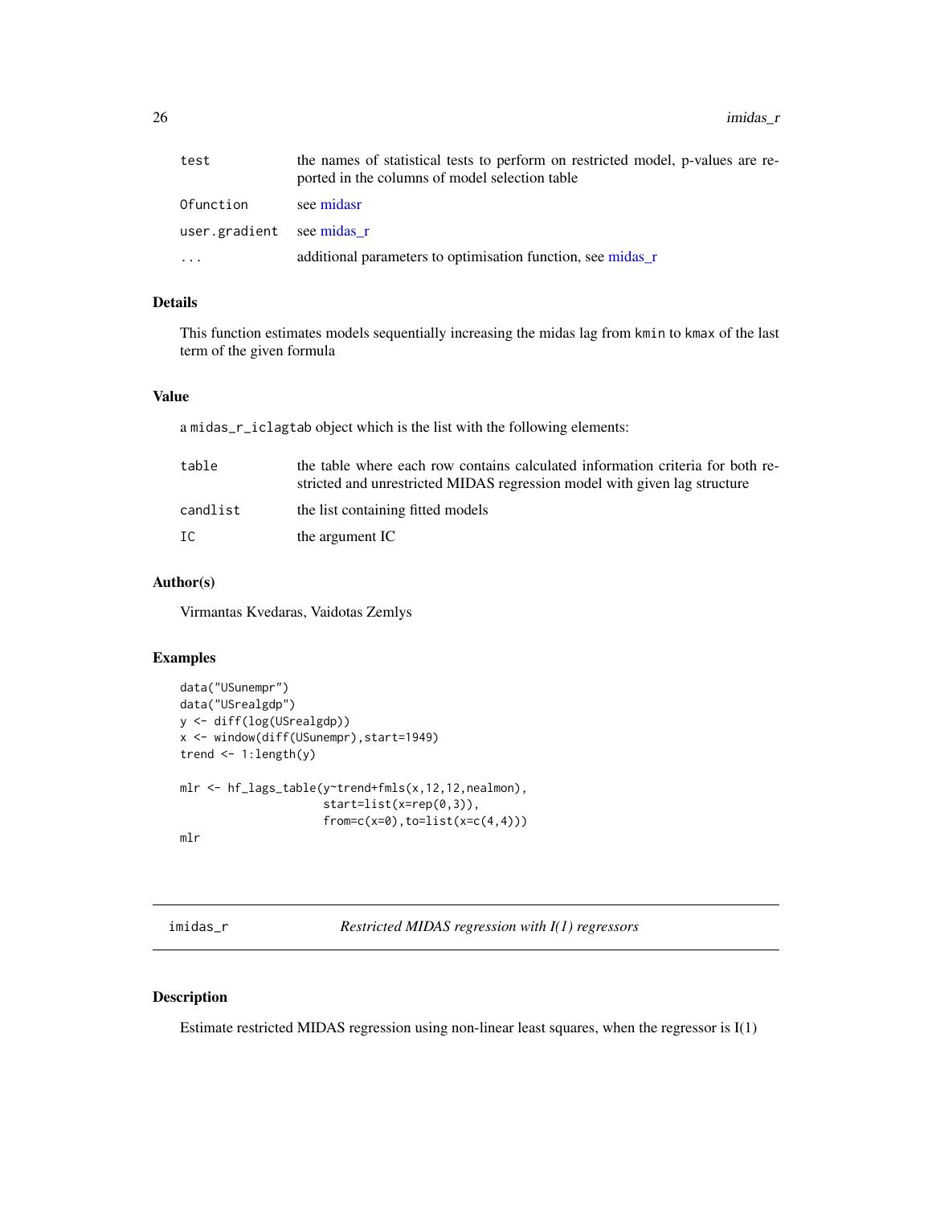| | |
|---|---|
| test | the names of statistical tests to perform on restricted model, p-values are reported in the columns of model selection table |
| Ofunction | see midasr |
| user.gradient | see midas_r |
| ... | additional parameters to optimisation function, see midas_r |

### Details

This function estimates models sequentially increasing the midas lag from kmin to kmax of the last term of the given formula

### Value

a midas_r_iclagtab object which is the list with the following elements:

| | |
|---|---|
| table | the table where each row contains calculated information criteria for both restricted and unrestricted MIDAS regression model with given lag structure |
| candlist | the list containing fitted models |
| IC | the argument IC |

### Author(s)

Virmantas Kvedaras, Vaidotas Zemlys

### Examples

```
data("USunempr")
data("USrealgdp")
y <- diff(log(USrealgdp))
x <- window(diff(USunempr),start=1949)
trend <- 1:length(y)

mlr <- hf_lags_table(y~trend+fmls(x,12,12,nealmon),
                     start=list(x=rep(0,3)),
                     from=c(x=0),to=list(x=c(4,4)))
mlr
```

---

## imidas_r — *Restricted MIDAS regression with I(1) regressors*

### Description

Estimate restricted MIDAS regression using non-linear least squares, when the regressor is I(1)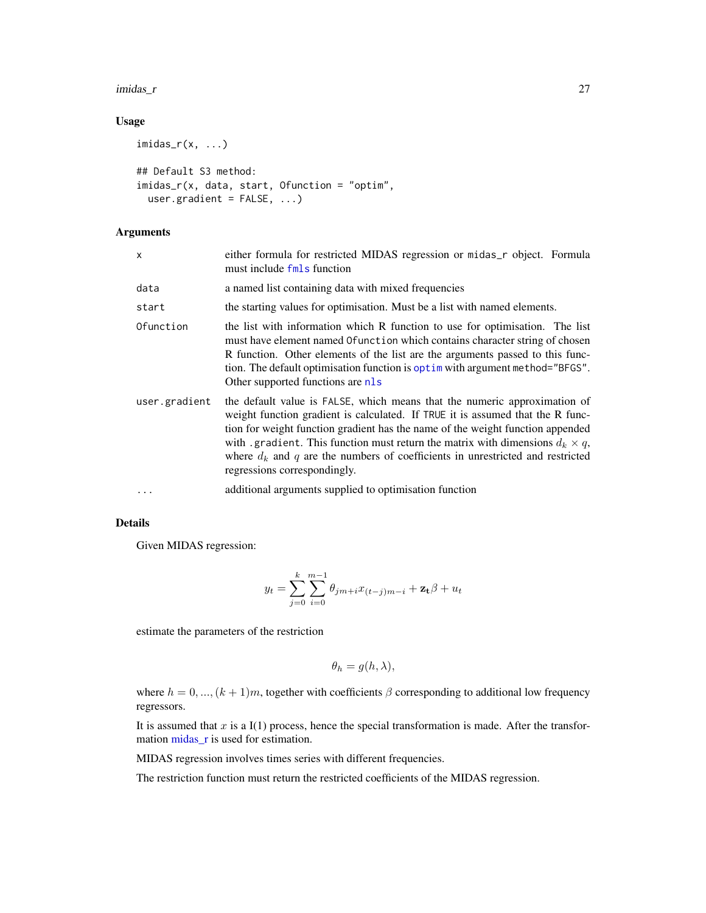## Usage

```
imidas_r(x, ...)

## Default S3 method:
imidas_r(x, data, start, Ofunction = "optim",
  user.gradient = FALSE, ...)
```

## Arguments

| | |
|---|---|
| x | either formula for restricted MIDAS regression or midas_r object. Formula must include fmls function |
| data | a named list containing data with mixed frequencies |
| start | the starting values for optimisation. Must be a list with named elements. |
| Ofunction | the list with information which R function to use for optimisation. The list must have element named Ofunction which contains character string of chosen R function. Other elements of the list are the arguments passed to this function. The default optimisation function is optim with argument method="BFGS". Other supported functions are nls |
| user.gradient | the default value is FALSE, which means that the numeric approximation of weight function gradient is calculated. If TRUE it is assumed that the R function for weight function gradient has the name of the weight function appended with .gradient. This function must return the matrix with dimensions $d_k \times q$, where $d_k$ and $q$ are the numbers of coefficients in unrestricted and restricted regressions correspondingly. |
| ... | additional arguments supplied to optimisation function |

## Details

Given MIDAS regression:

$$y_t = \sum_{j=0}^{k} \sum_{i=0}^{m-1} \theta_{jm+i} x_{(t-j)m-i} + \mathbf{z_t}\beta + u_t$$

estimate the parameters of the restriction

$$\theta_h = g(h, \lambda),$$

where $h = 0, ..., (k+1)m$, together with coefficients $\beta$ corresponding to additional low frequency regressors.

It is assumed that $x$ is a I(1) process, hence the special transformation is made. After the transformation midas_r is used for estimation.

MIDAS regression involves times series with different frequencies.

The restriction function must return the restricted coefficients of the MIDAS regression.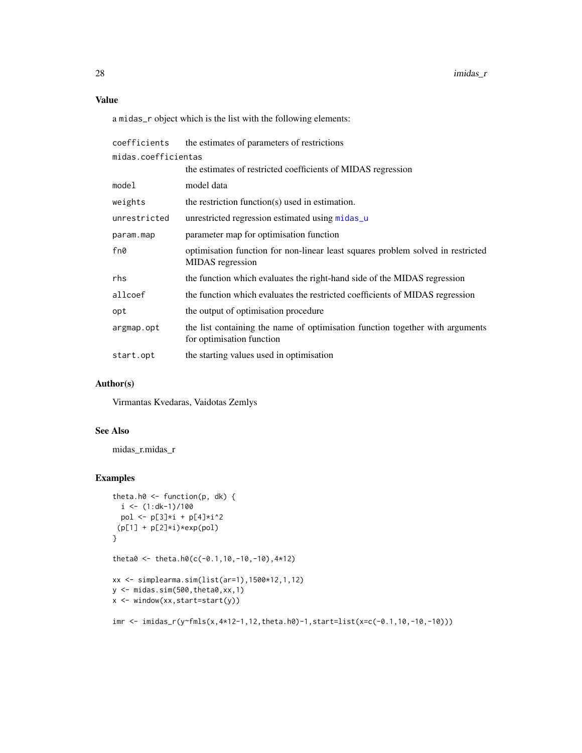## Value

a midas_r object which is the list with the following elements:

| | |
|---|---|
| coefficients | the estimates of parameters of restrictions |
| midas.coefficientas | the estimates of restricted coefficients of MIDAS regression |
| model | model data |
| weights | the restriction function(s) used in estimation. |
| unrestricted | unrestricted regression estimated using midas_u |
| param.map | parameter map for optimisation function |
| fn0 | optimisation function for non-linear least squares problem solved in restricted MIDAS regression |
| rhs | the function which evaluates the right-hand side of the MIDAS regression |
| allcoef | the function which evaluates the restricted coefficients of MIDAS regression |
| opt | the output of optimisation procedure |
| argmap.opt | the list containing the name of optimisation function together with arguments for optimisation function |
| start.opt | the starting values used in optimisation |

## Author(s)

Virmantas Kvedaras, Vaidotas Zemlys

## See Also

midas_r.midas_r

## Examples

```
theta.h0 <- function(p, dk) {
  i <- (1:dk-1)/100
  pol <- p[3]*i + p[4]*i^2
 (p[1] + p[2]*i)*exp(pol)
}

theta0 <- theta.h0(c(-0.1,10,-10,-10),4*12)

xx <- simplearma.sim(list(ar=1),1500*12,1,12)
y <- midas.sim(500,theta0,xx,1)
x <- window(xx,start=start(y))

imr <- imidas_r(y~fmls(x,4*12-1,12,theta.h0)-1,start=list(x=c(-0.1,10,-10,-10)))
```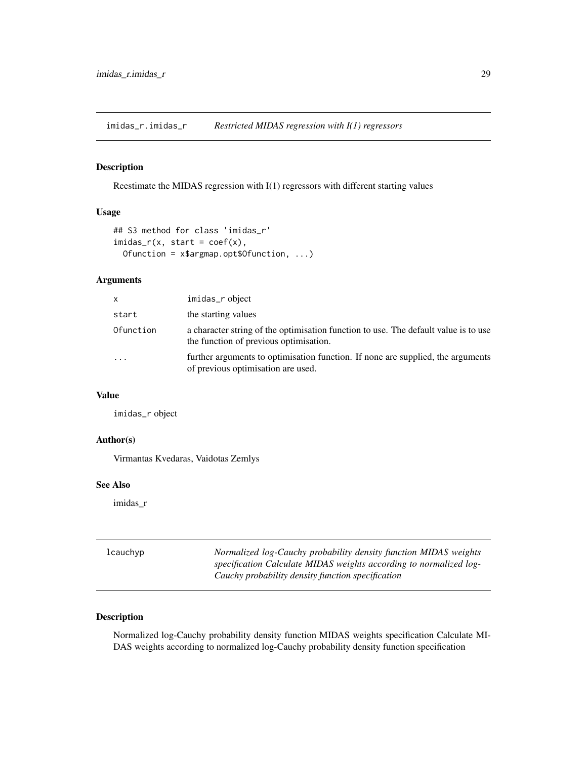## imidas_r.imidas_r    *Restricted MIDAS regression with I(1) regressors*

### Description

Reestimate the MIDAS regression with I(1) regressors with different starting values

### Usage

```
## S3 method for class 'imidas_r'
imidas_r(x, start = coef(x),
  Ofunction = x$argmap.opt$Ofunction, ...)
```

### Arguments

| | |
|---|---|
| `x` | imidas_r object |
| `start` | the starting values |
| `Ofunction` | a character string of the optimisation function to use. The default value is to use the function of previous optimisation. |
| `...` | further arguments to optimisation function. If none are supplied, the arguments of previous optimisation are used. |

### Value

imidas_r object

### Author(s)

Virmantas Kvedaras, Vaidotas Zemlys

### See Also

imidas_r

## lcauchyp    *Normalized log-Cauchy probability density function MIDAS weights specification Calculate MIDAS weights according to normalized log-Cauchy probability density function specification*

### Description

Normalized log-Cauchy probability density function MIDAS weights specification Calculate MIDAS weights according to normalized log-Cauchy probability density function specification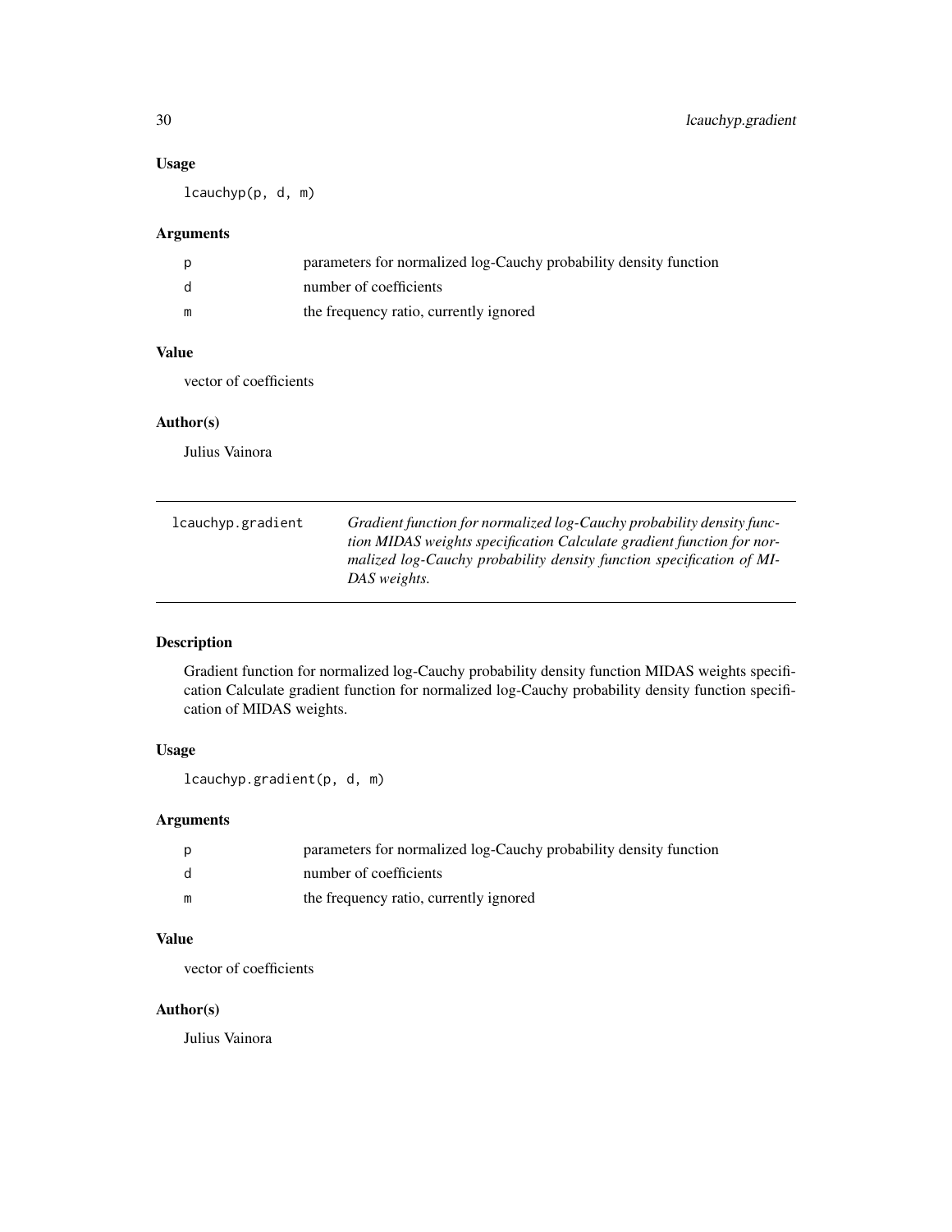### Usage

```
lcauchyp(p, d, m)
```

### Arguments

| | |
|---|---|
| p | parameters for normalized log-Cauchy probability density function |
| d | number of coefficients |
| m | the frequency ratio, currently ignored |

### Value

vector of coefficients

### Author(s)

Julius Vainora

---

## lcauchyp.gradient

*Gradient function for normalized log-Cauchy probability density function MIDAS weights specification Calculate gradient function for normalized log-Cauchy probability density function specification of MIDAS weights.*

---

### Description

Gradient function for normalized log-Cauchy probability density function MIDAS weights specification Calculate gradient function for normalized log-Cauchy probability density function specification of MIDAS weights.

### Usage

```
lcauchyp.gradient(p, d, m)
```

### Arguments

| | |
|---|---|
| p | parameters for normalized log-Cauchy probability density function |
| d | number of coefficients |
| m | the frequency ratio, currently ignored |

### Value

vector of coefficients

### Author(s)

Julius Vainora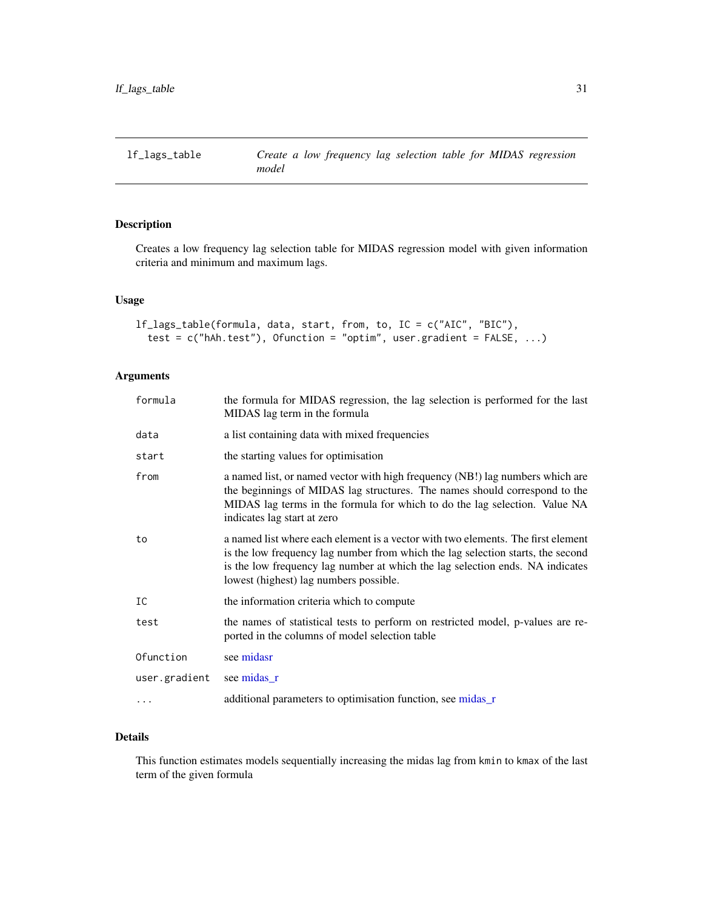## lf_lags_table — *Create a low frequency lag selection table for MIDAS regression model*

### Description

Creates a low frequency lag selection table for MIDAS regression model with given information criteria and minimum and maximum lags.

### Usage

```
lf_lags_table(formula, data, start, from, to, IC = c("AIC", "BIC"),
  test = c("hAh.test"), Ofunction = "optim", user.gradient = FALSE, ...)
```

### Arguments

| Argument | Description |
|---|---|
| `formula` | the formula for MIDAS regression, the lag selection is performed for the last MIDAS lag term in the formula |
| `data` | a list containing data with mixed frequencies |
| `start` | the starting values for optimisation |
| `from` | a named list, or named vector with high frequency (NB!) lag numbers which are the beginnings of MIDAS lag structures. The names should correspond to the MIDAS lag terms in the formula for which to do the lag selection. Value NA indicates lag start at zero |
| `to` | a named list where each element is a vector with two elements. The first element is the low frequency lag number from which the lag selection starts, the second is the low frequency lag number at which the lag selection ends. NA indicates lowest (highest) lag numbers possible. |
| `IC` | the information criteria which to compute |
| `test` | the names of statistical tests to perform on restricted model, p-values are reported in the columns of model selection table |
| `Ofunction` | see midasr |
| `user.gradient` | see midas_r |
| `...` | additional parameters to optimisation function, see midas_r |

### Details

This function estimates models sequentially increasing the midas lag from `kmin` to `kmax` of the last term of the given formula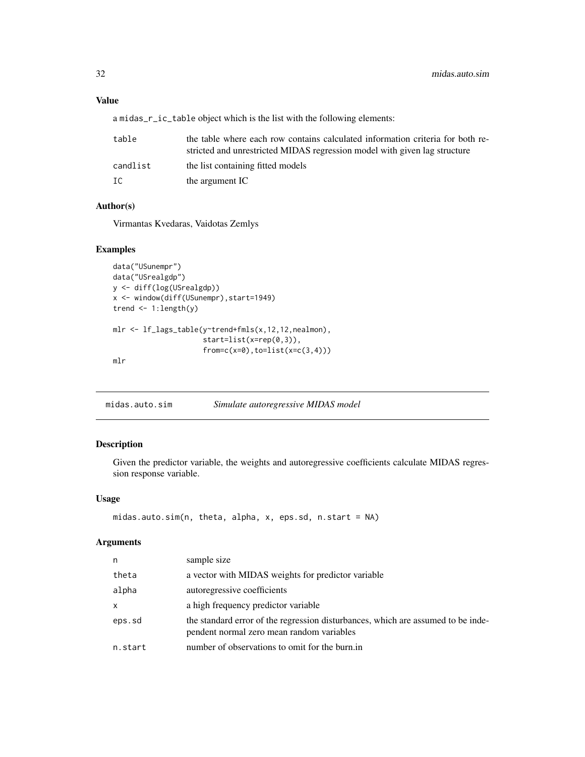### Value

a `midas_r_ic_table` object which is the list with the following elements:

| | |
|---|---|
| table | the table where each row contains calculated information criteria for both restricted and unrestricted MIDAS regression model with given lag structure |
| candlist | the list containing fitted models |
| IC | the argument IC |

### Author(s)

Virmantas Kvedaras, Vaidotas Zemlys

### Examples

```
data("USunempr")
data("USrealgdp")
y <- diff(log(USrealgdp))
x <- window(diff(USunempr),start=1949)
trend <- 1:length(y)

mlr <- lf_lags_table(y~trend+fmls(x,12,12,nealmon),
                     start=list(x=rep(0,3)),
                     from=c(x=0),to=list(x=c(3,4)))
mlr
```

---

## midas.auto.sim — *Simulate autoregressive MIDAS model*

### Description

Given the predictor variable, the weights and autoregressive coefficients calculate MIDAS regression response variable.

### Usage

```
midas.auto.sim(n, theta, alpha, x, eps.sd, n.start = NA)
```

### Arguments

| | |
|---|---|
| n | sample size |
| theta | a vector with MIDAS weights for predictor variable |
| alpha | autoregressive coefficients |
| x | a high frequency predictor variable |
| eps.sd | the standard error of the regression disturbances, which are assumed to be independent normal zero mean random variables |
| n.start | number of observations to omit for the burn.in |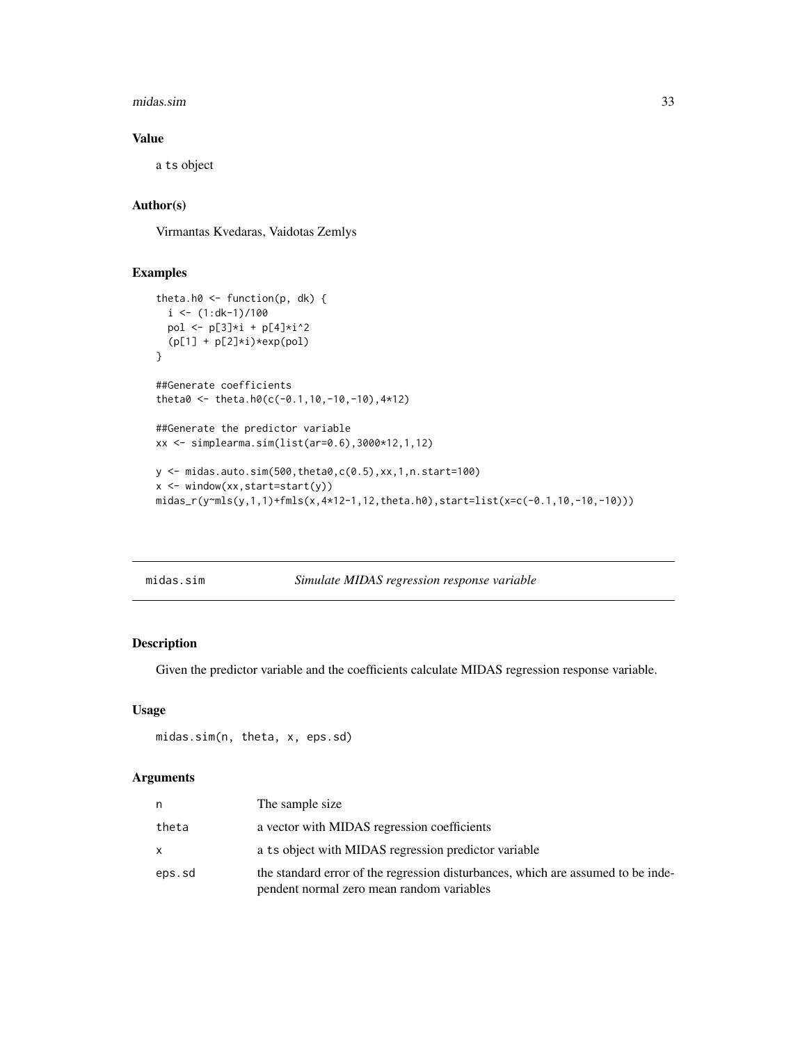## Value

a ts object

## Author(s)

Virmantas Kvedaras, Vaidotas Zemlys

## Examples

```
theta.h0 <- function(p, dk) {
  i <- (1:dk-1)/100
  pol <- p[3]*i + p[4]*i^2
  (p[1] + p[2]*i)*exp(pol)
}

##Generate coefficients
theta0 <- theta.h0(c(-0.1,10,-10,-10),4*12)

##Generate the predictor variable
xx <- simplearma.sim(list(ar=0.6),3000*12,1,12)

y <- midas.auto.sim(500,theta0,c(0.5),xx,1,n.start=100)
x <- window(xx,start=start(y))
midas_r(y~mls(y,1,1)+fmls(x,4*12-1,12,theta.h0),start=list(x=c(-0.1,10,-10,-10)))
```

---

# midas.sim — *Simulate MIDAS regression response variable*

## Description

Given the predictor variable and the coefficients calculate MIDAS regression response variable.

## Usage

```
midas.sim(n, theta, x, eps.sd)
```

## Arguments

| | |
|---|---|
| n | The sample size |
| theta | a vector with MIDAS regression coefficients |
| x | a ts object with MIDAS regression predictor variable |
| eps.sd | the standard error of the regression disturbances, which are assumed to be independent normal zero mean random variables |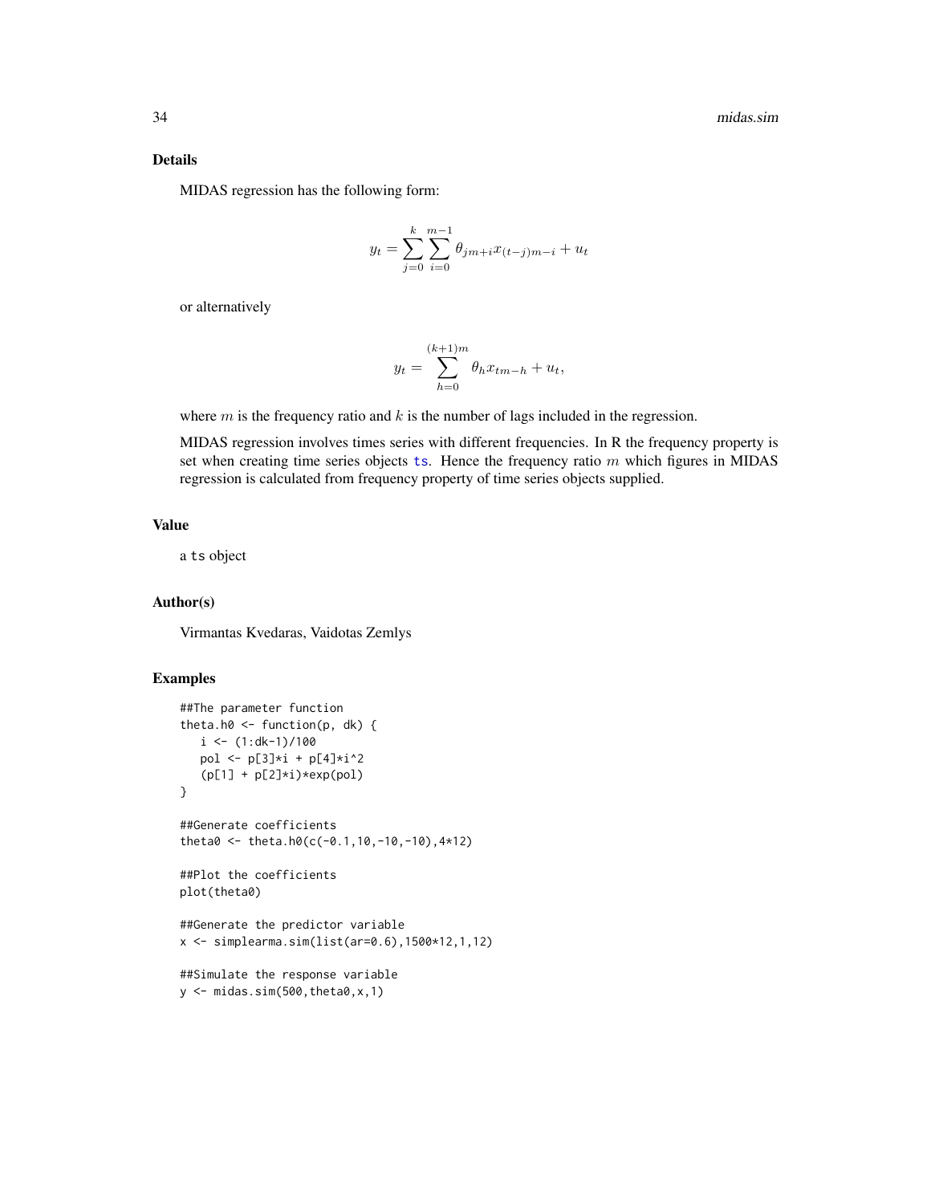### Details

MIDAS regression has the following form:

$$y_t = \sum_{j=0}^{k} \sum_{i=0}^{m-1} \theta_{jm+i} x_{(t-j)m-i} + u_t$$

or alternatively

$$y_t = \sum_{h=0}^{(k+1)m} \theta_h x_{tm-h} + u_t,$$

where $m$ is the frequency ratio and $k$ is the number of lags included in the regression.

MIDAS regression involves times series with different frequencies. In R the frequency property is set when creating time series objects ts. Hence the frequency ratio $m$ which figures in MIDAS regression is calculated from frequency property of time series objects supplied.

### Value

a ts object

### Author(s)

Virmantas Kvedaras, Vaidotas Zemlys

### Examples

```
##The parameter function
theta.h0 <- function(p, dk) {
   i <- (1:dk-1)/100
   pol <- p[3]*i + p[4]*i^2
   (p[1] + p[2]*i)*exp(pol)
}

##Generate coefficients
theta0 <- theta.h0(c(-0.1,10,-10,-10),4*12)

##Plot the coefficients
plot(theta0)

##Generate the predictor variable
x <- simplearma.sim(list(ar=0.6),1500*12,1,12)

##Simulate the response variable
y <- midas.sim(500,theta0,x,1)
```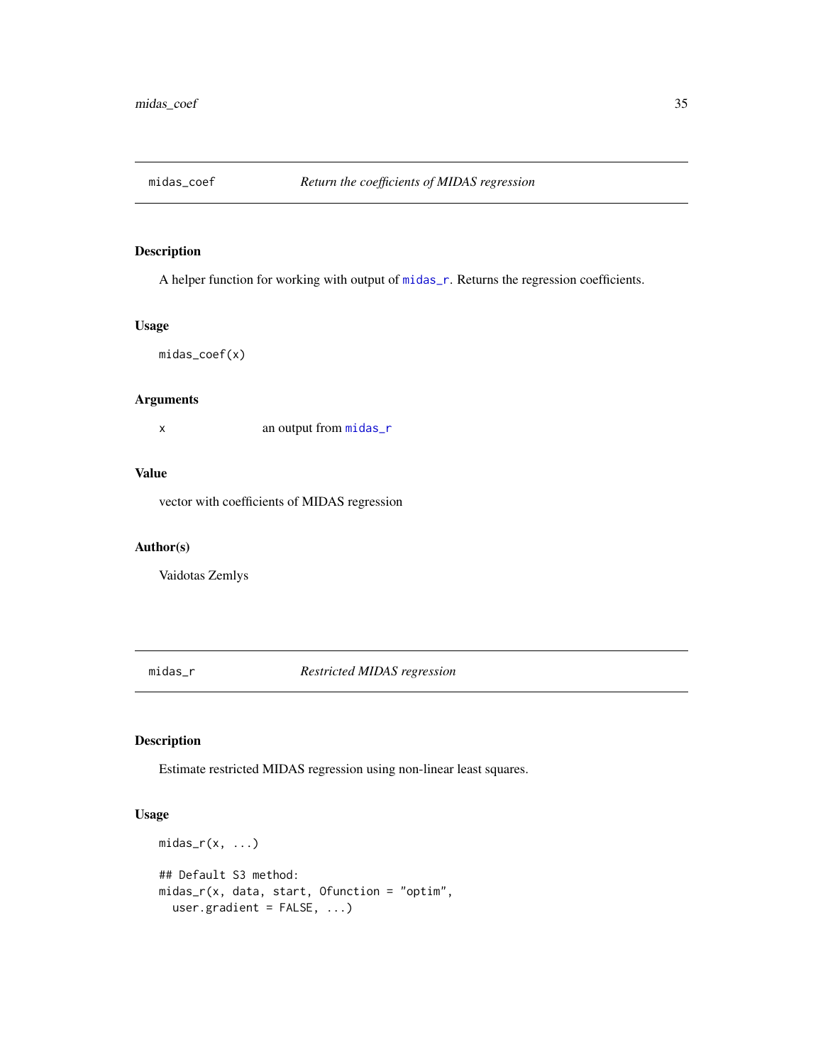## midas_coef — *Return the coefficients of MIDAS regression*

### Description

A helper function for working with output of midas_r. Returns the regression coefficients.

### Usage

```
midas_coef(x)
```

### Arguments

| | |
|---|---|
| x | an output from midas_r |

### Value

vector with coefficients of MIDAS regression

### Author(s)

Vaidotas Zemlys

## midas_r — *Restricted MIDAS regression*

### Description

Estimate restricted MIDAS regression using non-linear least squares.

### Usage

```
midas_r(x, ...)

## Default S3 method:
midas_r(x, data, start, Ofunction = "optim",
  user.gradient = FALSE, ...)
```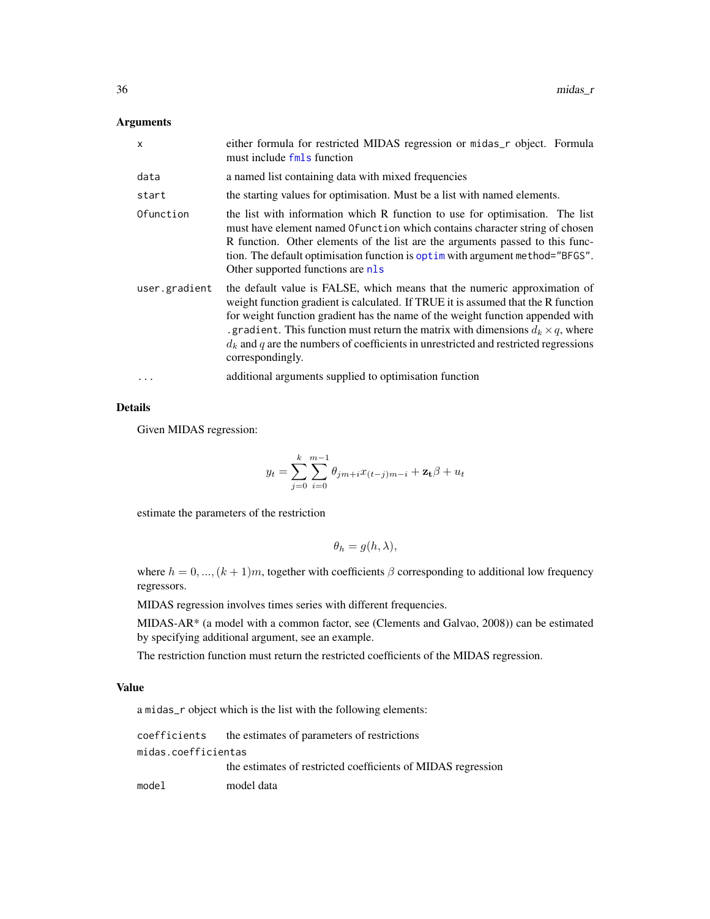### Arguments

| | |
|---|---|
| x | either formula for restricted MIDAS regression or midas_r object. Formula must include fmls function |
| data | a named list containing data with mixed frequencies |
| start | the starting values for optimisation. Must be a list with named elements. |
| Ofunction | the list with information which R function to use for optimisation. The list must have element named Ofunction which contains character string of chosen R function. Other elements of the list are the arguments passed to this function. The default optimisation function is optim with argument method="BFGS". Other supported functions are nls |
| user.gradient | the default value is FALSE, which means that the numeric approximation of weight function gradient is calculated. If TRUE it is assumed that the R function for weight function gradient has the name of the weight function appended with .gradient. This function must return the matrix with dimensions $d_k \times q$, where $d_k$ and $q$ are the numbers of coefficients in unrestricted and restricted regressions correspondingly. |
| ... | additional arguments supplied to optimisation function |

### Details

Given MIDAS regression:

$$y_t = \sum_{j=0}^{k} \sum_{i=0}^{m-1} \theta_{jm+i} x_{(t-j)m-i} + \mathbf{z_t}\beta + u_t$$

estimate the parameters of the restriction

$$\theta_h = g(h, \lambda),$$

where $h = 0, ..., (k+1)m$, together with coefficients $\beta$ corresponding to additional low frequency regressors.

MIDAS regression involves times series with different frequencies.

MIDAS-AR* (a model with a common factor, see (Clements and Galvao, 2008)) can be estimated by specifying additional argument, see an example.

The restriction function must return the restricted coefficients of the MIDAS regression.

### Value

a midas_r object which is the list with the following elements:

| | |
|---|---|
| coefficients | the estimates of parameters of restrictions |
| midas.coefficientas | the estimates of restricted coefficients of MIDAS regression |
| model | model data |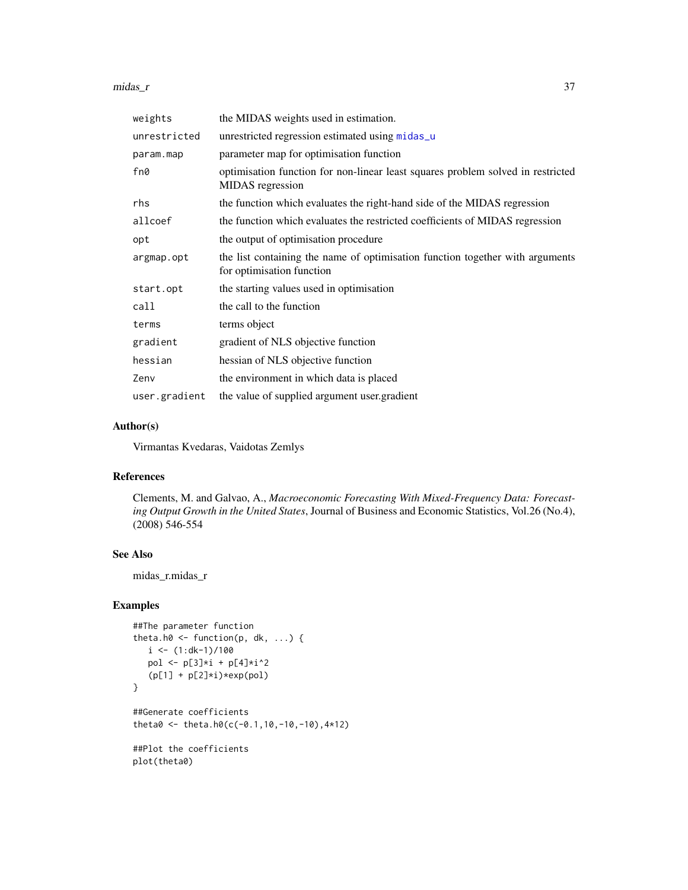| | |
|---|---|
| weights | the MIDAS weights used in estimation. |
| unrestricted | unrestricted regression estimated using midas_u |
| param.map | parameter map for optimisation function |
| fn0 | optimisation function for non-linear least squares problem solved in restricted MIDAS regression |
| rhs | the function which evaluates the right-hand side of the MIDAS regression |
| allcoef | the function which evaluates the restricted coefficients of MIDAS regression |
| opt | the output of optimisation procedure |
| argmap.opt | the list containing the name of optimisation function together with arguments for optimisation function |
| start.opt | the starting values used in optimisation |
| call | the call to the function |
| terms | terms object |
| gradient | gradient of NLS objective function |
| hessian | hessian of NLS objective function |
| Zenv | the environment in which data is placed |
| user.gradient | the value of supplied argument user.gradient |

## Author(s)

Virmantas Kvedaras, Vaidotas Zemlys

## References

Clements, M. and Galvao, A., *Macroeconomic Forecasting With Mixed-Frequency Data: Forecasting Output Growth in the United States*, Journal of Business and Economic Statistics, Vol.26 (No.4), (2008) 546-554

## See Also

midas_r.midas_r

## Examples

```
##The parameter function
theta.h0 <- function(p, dk, ...) {
   i <- (1:dk-1)/100
   pol <- p[3]*i + p[4]*i^2
   (p[1] + p[2]*i)*exp(pol)
}

##Generate coefficients
theta0 <- theta.h0(c(-0.1,10,-10,-10),4*12)

##Plot the coefficients
plot(theta0)
```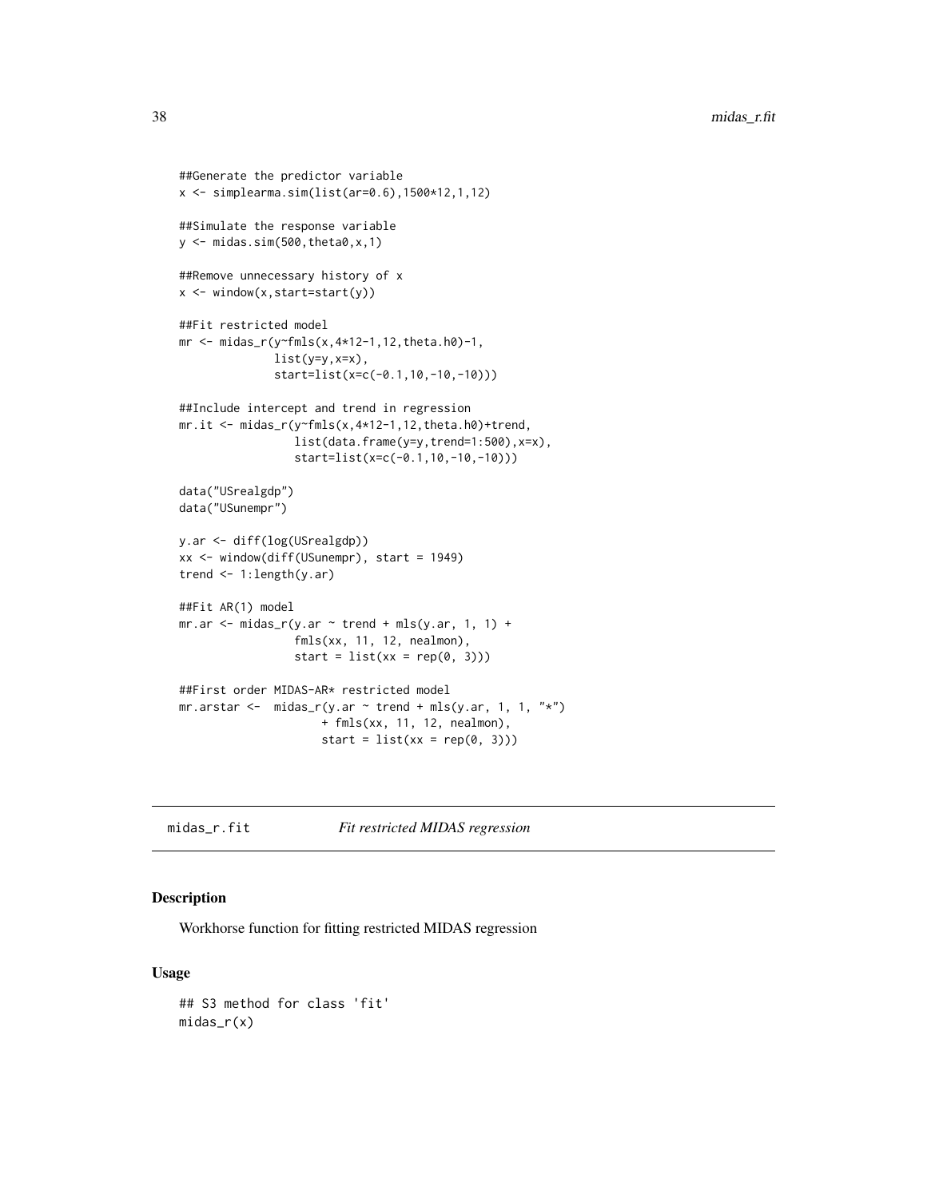```
##Generate the predictor variable
x <- simplearma.sim(list(ar=0.6),1500*12,1,12)

##Simulate the response variable
y <- midas.sim(500,theta0,x,1)

##Remove unnecessary history of x
x <- window(x,start=start(y))

##Fit restricted model
mr <- midas_r(y~fmls(x,4*12-1,12,theta.h0)-1,
              list(y=y,x=x),
              start=list(x=c(-0.1,10,-10,-10)))

##Include intercept and trend in regression
mr.it <- midas_r(y~fmls(x,4*12-1,12,theta.h0)+trend,
                 list(data.frame(y=y,trend=1:500),x=x),
                 start=list(x=c(-0.1,10,-10,-10)))

data("USrealgdp")
data("USunempr")

y.ar <- diff(log(USrealgdp))
xx <- window(diff(USunempr), start = 1949)
trend <- 1:length(y.ar)

##Fit AR(1) model
mr.ar <- midas_r(y.ar ~ trend + mls(y.ar, 1, 1) +
                 fmls(xx, 11, 12, nealmon),
                 start = list(xx = rep(0, 3)))

##First order MIDAS-AR* restricted model
mr.arstar <-  midas_r(y.ar ~ trend + mls(y.ar, 1, 1, "*")
                     + fmls(xx, 11, 12, nealmon),
                     start = list(xx = rep(0, 3)))
```

---

## midas_r.fit — *Fit restricted MIDAS regression*

### Description

Workhorse function for fitting restricted MIDAS regression

### Usage

```
## S3 method for class 'fit'
midas_r(x)
```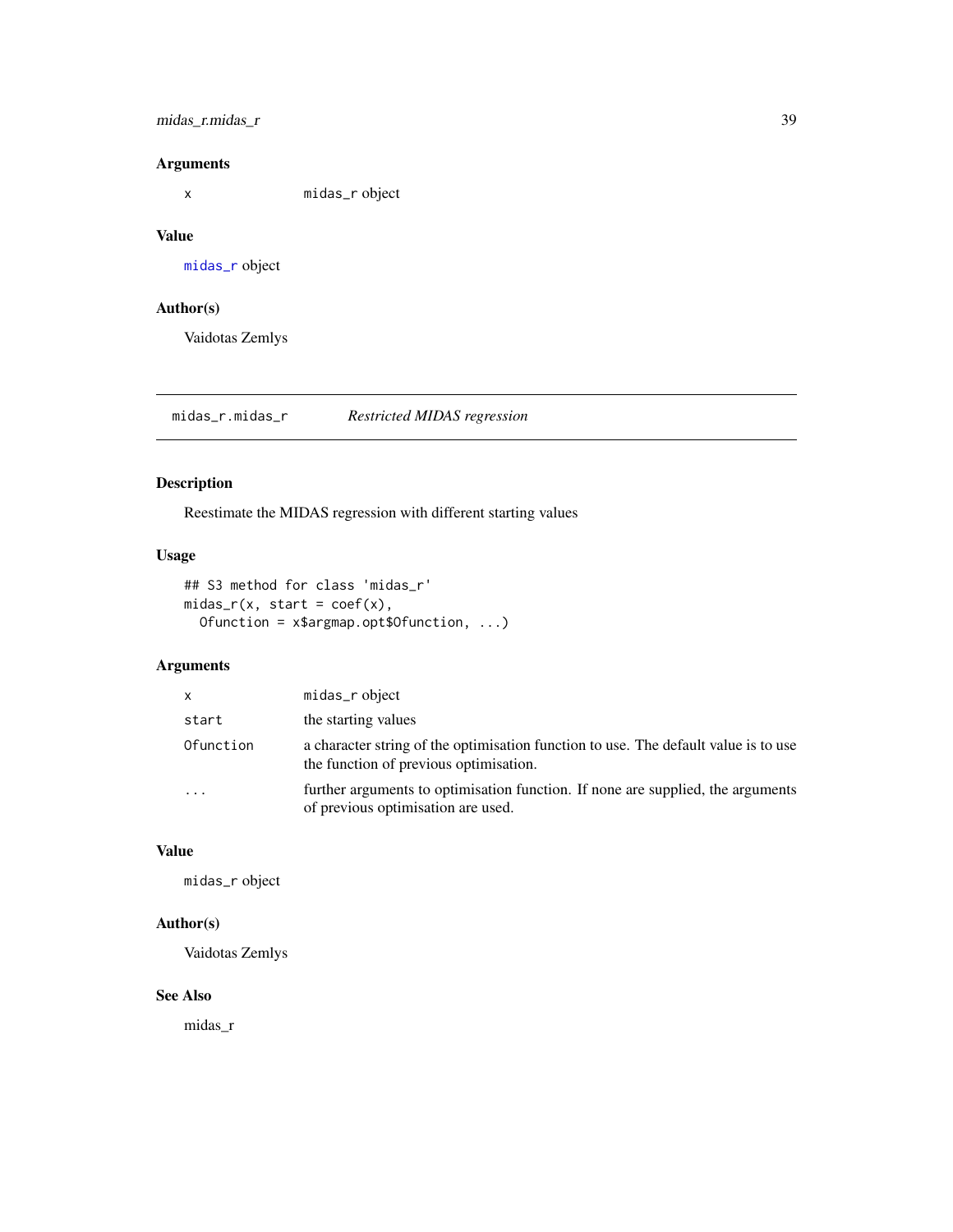### Arguments

| | |
|---|---|
| x | midas_r object |

### Value

midas_r object

### Author(s)

Vaidotas Zemlys

---

## midas_r.midas_r &nbsp;&nbsp;&nbsp; *Restricted MIDAS regression*

### Description

Reestimate the MIDAS regression with different starting values

### Usage

```
## S3 method for class 'midas_r'
midas_r(x, start = coef(x),
  Ofunction = x$argmap.opt$Ofunction, ...)
```

### Arguments

| | |
|---|---|
| x | midas_r object |
| start | the starting values |
| Ofunction | a character string of the optimisation function to use. The default value is to use the function of previous optimisation. |
| ... | further arguments to optimisation function. If none are supplied, the arguments of previous optimisation are used. |

### Value

midas_r object

### Author(s)

Vaidotas Zemlys

### See Also

midas_r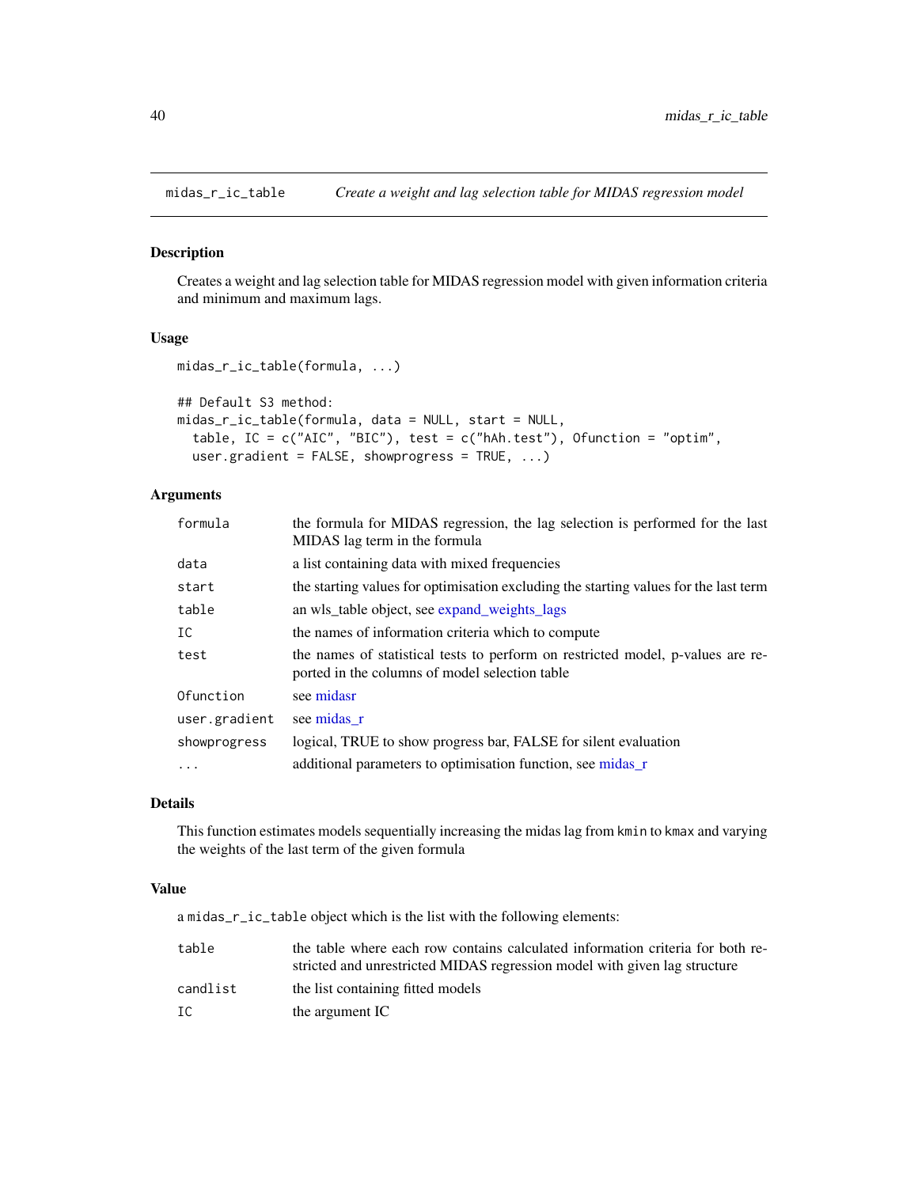## midas_r_ic_table — *Create a weight and lag selection table for MIDAS regression model*

### Description

Creates a weight and lag selection table for MIDAS regression model with given information criteria and minimum and maximum lags.

### Usage

```
midas_r_ic_table(formula, ...)

## Default S3 method:
midas_r_ic_table(formula, data = NULL, start = NULL,
  table, IC = c("AIC", "BIC"), test = c("hAh.test"), Ofunction = "optim",
  user.gradient = FALSE, showprogress = TRUE, ...)
```

### Arguments

| | |
|---|---|
| `formula` | the formula for MIDAS regression, the lag selection is performed for the last MIDAS lag term in the formula |
| `data` | a list containing data with mixed frequencies |
| `start` | the starting values for optimisation excluding the starting values for the last term |
| `table` | an wls_table object, see expand_weights_lags |
| `IC` | the names of information criteria which to compute |
| `test` | the names of statistical tests to perform on restricted model, p-values are reported in the columns of model selection table |
| `Ofunction` | see midasr |
| `user.gradient` | see midas_r |
| `showprogress` | logical, TRUE to show progress bar, FALSE for silent evaluation |
| `...` | additional parameters to optimisation function, see midas_r |

### Details

This function estimates models sequentially increasing the midas lag from `kmin` to `kmax` and varying the weights of the last term of the given formula

### Value

a `midas_r_ic_table` object which is the list with the following elements:

| | |
|---|---|
| `table` | the table where each row contains calculated information criteria for both restricted and unrestricted MIDAS regression model with given lag structure |
| `candlist` | the list containing fitted models |
| `IC` | the argument IC |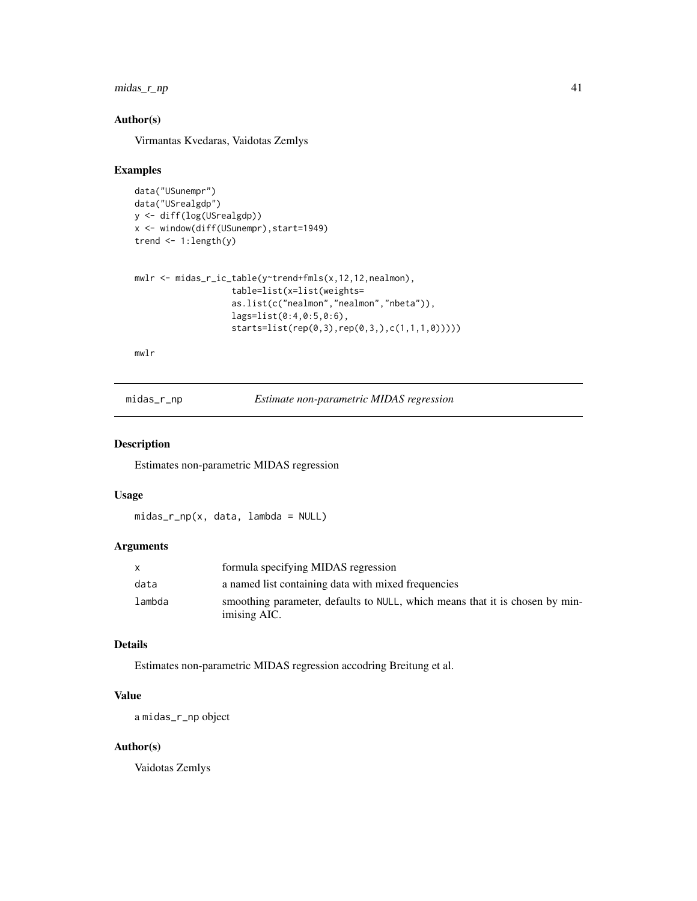### Author(s)

Virmantas Kvedaras, Vaidotas Zemlys

### Examples

```
data("USunempr")
data("USrealgdp")
y <- diff(log(USrealgdp))
x <- window(diff(USunempr),start=1949)
trend <- 1:length(y)


mwlr <- midas_r_ic_table(y~trend+fmls(x,12,12,nealmon),
                    table=list(x=list(weights=
                    as.list(c("nealmon","nealmon","nbeta")),
                    lags=list(0:4,0:5,0:6),
                    starts=list(rep(0,3),rep(0,3,),c(1,1,1,0)))))

mwlr
```

---

## midas_r_np *Estimate non-parametric MIDAS regression*

### Description

Estimates non-parametric MIDAS regression

### Usage

```
midas_r_np(x, data, lambda = NULL)
```

### Arguments

| | |
|---|---|
| x | formula specifying MIDAS regression |
| data | a named list containing data with mixed frequencies |
| lambda | smoothing parameter, defaults to NULL, which means that it is chosen by minimising AIC. |

### Details

Estimates non-parametric MIDAS regression accodring Breitung et al.

### Value

a midas_r_np object

### Author(s)

Vaidotas Zemlys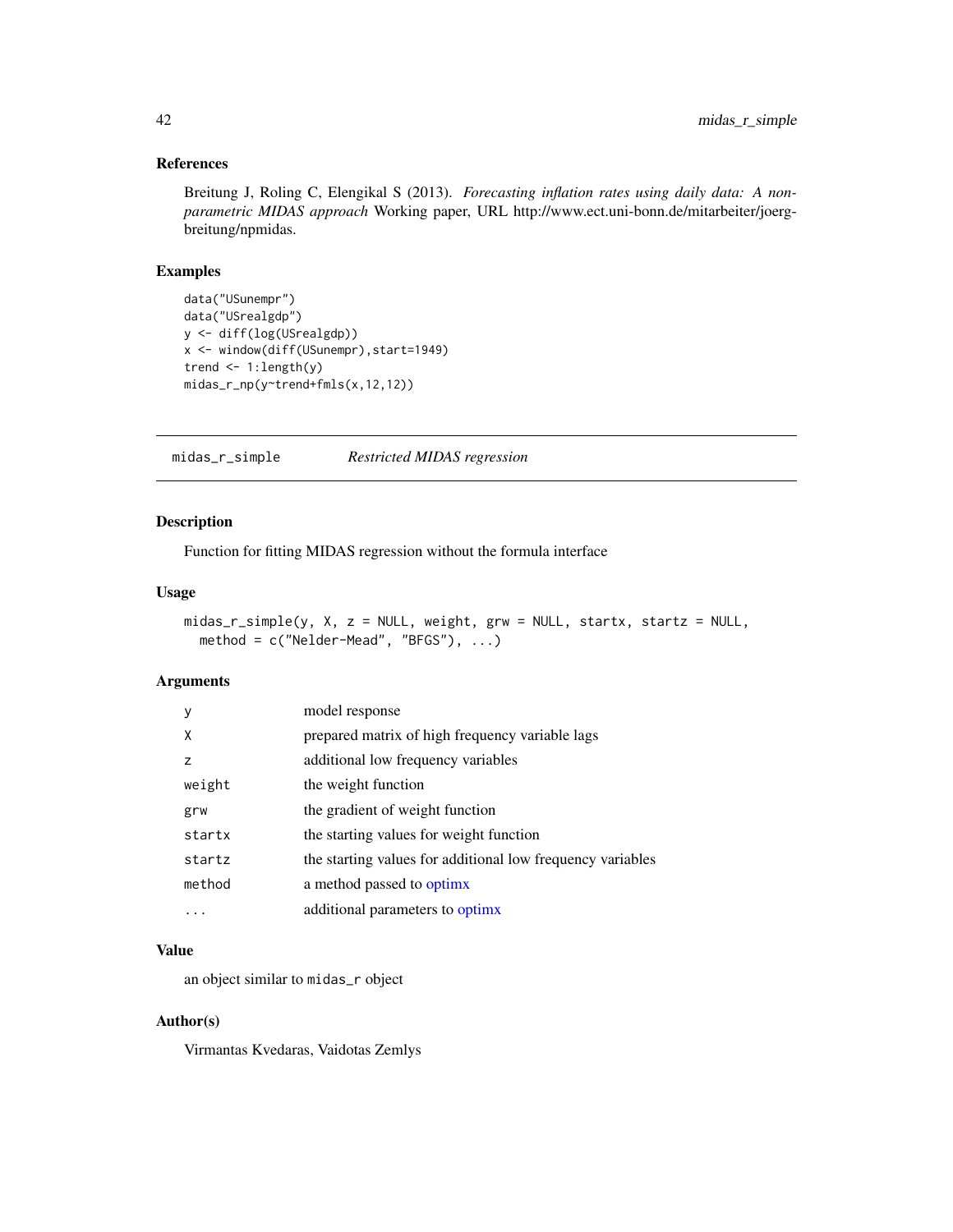## References

Breitung J, Roling C, Elengikal S (2013). *Forecasting inflation rates using daily data: A non-parametric MIDAS approach* Working paper, URL http://www.ect.uni-bonn.de/mitarbeiter/joerg-breitung/npmidas.

## Examples

```
data("USunempr")
data("USrealgdp")
y <- diff(log(USrealgdp))
x <- window(diff(USunempr),start=1949)
trend <- 1:length(y)
midas_r_np(y~trend+fmls(x,12,12))
```

---

# midas_r_simple — *Restricted MIDAS regression*

## Description

Function for fitting MIDAS regression without the formula interface

## Usage

```
midas_r_simple(y, X, z = NULL, weight, grw = NULL, startx, startz = NULL,
  method = c("Nelder-Mead", "BFGS"), ...)
```

## Arguments

| | |
|---|---|
| y | model response |
| X | prepared matrix of high frequency variable lags |
| z | additional low frequency variables |
| weight | the weight function |
| grw | the gradient of weight function |
| startx | the starting values for weight function |
| startz | the starting values for additional low frequency variables |
| method | a method passed to optimx |
| ... | additional parameters to optimx |

## Value

an object similar to `midas_r` object

## Author(s)

Virmantas Kvedaras, Vaidotas Zemlys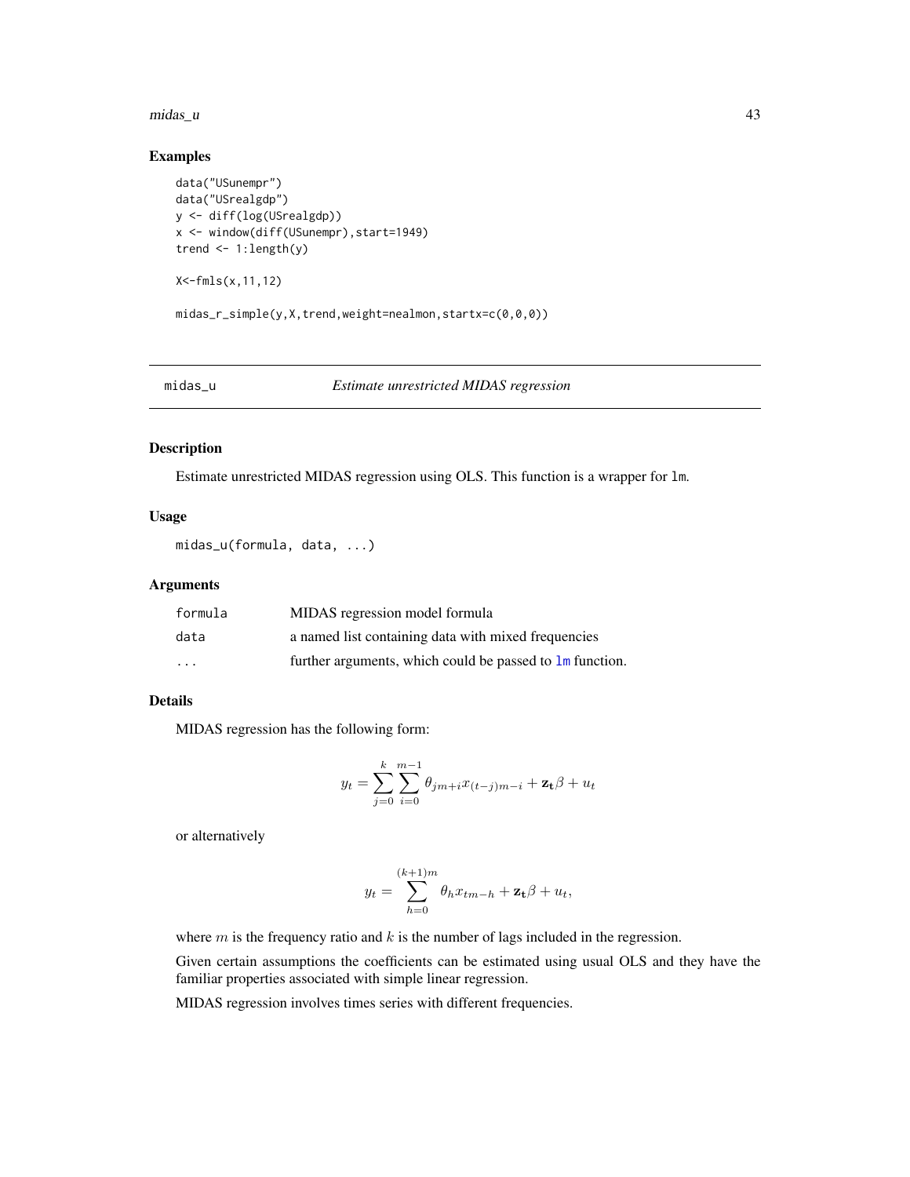## Examples

```
data("USunempr")
data("USrealgdp")
y <- diff(log(USrealgdp))
x <- window(diff(USunempr),start=1949)
trend <- 1:length(y)

X<-fmls(x,11,12)

midas_r_simple(y,X,trend,weight=nealmon,startx=c(0,0,0))
```

---

# midas_u — *Estimate unrestricted MIDAS regression*

## Description

Estimate unrestricted MIDAS regression using OLS. This function is a wrapper for `lm`.

## Usage

```
midas_u(formula, data, ...)
```

## Arguments

| | |
|---|---|
| `formula` | MIDAS regression model formula |
| `data` | a named list containing data with mixed frequencies |
| `...` | further arguments, which could be passed to `lm` function. |

## Details

MIDAS regression has the following form:

$$y_t = \sum_{j=0}^{k} \sum_{i=0}^{m-1} \theta_{jm+i} x_{(t-j)m-i} + \mathbf{z_t}\beta + u_t$$

or alternatively

$$y_t = \sum_{h=0}^{(k+1)m} \theta_h x_{tm-h} + \mathbf{z_t}\beta + u_t,$$

where $m$ is the frequency ratio and $k$ is the number of lags included in the regression.

Given certain assumptions the coefficients can be estimated using usual OLS and they have the familiar properties associated with simple linear regression.

MIDAS regression involves times series with different frequencies.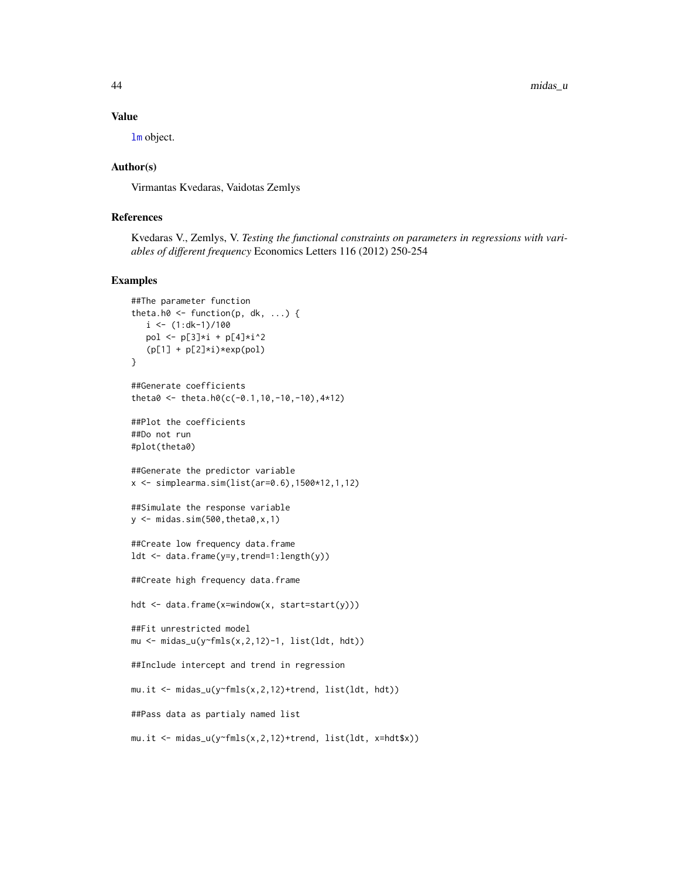## Value

lm object.

## Author(s)

Virmantas Kvedaras, Vaidotas Zemlys

## References

Kvedaras V., Zemlys, V. *Testing the functional constraints on parameters in regressions with variables of different frequency* Economics Letters 116 (2012) 250-254

## Examples

```
##The parameter function
theta.h0 <- function(p, dk, ...) {
   i <- (1:dk-1)/100
   pol <- p[3]*i + p[4]*i^2
   (p[1] + p[2]*i)*exp(pol)
}

##Generate coefficients
theta0 <- theta.h0(c(-0.1,10,-10,-10),4*12)

##Plot the coefficients
##Do not run
#plot(theta0)

##Generate the predictor variable
x <- simplearma.sim(list(ar=0.6),1500*12,1,12)

##Simulate the response variable
y <- midas.sim(500,theta0,x,1)

##Create low frequency data.frame
ldt <- data.frame(y=y,trend=1:length(y))

##Create high frequency data.frame

hdt <- data.frame(x=window(x, start=start(y)))

##Fit unrestricted model
mu <- midas_u(y~fmls(x,2,12)-1, list(ldt, hdt))

##Include intercept and trend in regression

mu.it <- midas_u(y~fmls(x,2,12)+trend, list(ldt, hdt))

##Pass data as partialy named list

mu.it <- midas_u(y~fmls(x,2,12)+trend, list(ldt, x=hdt$x))
```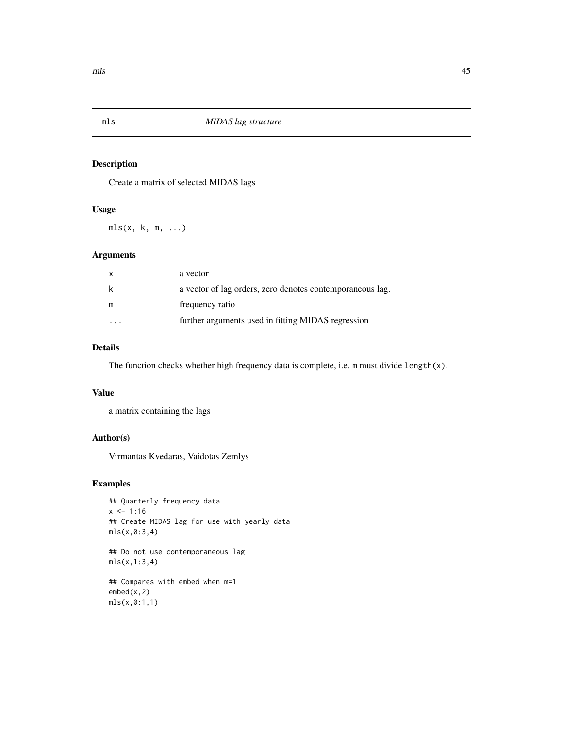# mls — *MIDAS lag structure*

## Description

Create a matrix of selected MIDAS lags

## Usage

```
mls(x, k, m, ...)
```

## Arguments

| | |
|---|---|
| `x` | a vector |
| `k` | a vector of lag orders, zero denotes contemporaneous lag. |
| `m` | frequency ratio |
| `...` | further arguments used in fitting MIDAS regression |

## Details

The function checks whether high frequency data is complete, i.e. `m` must divide `length(x)`.

## Value

a matrix containing the lags

## Author(s)

Virmantas Kvedaras, Vaidotas Zemlys

## Examples

```
## Quarterly frequency data
x <- 1:16
## Create MIDAS lag for use with yearly data
mls(x,0:3,4)

## Do not use contemporaneous lag
mls(x,1:3,4)

## Compares with embed when m=1
embed(x,2)
mls(x,0:1,1)
```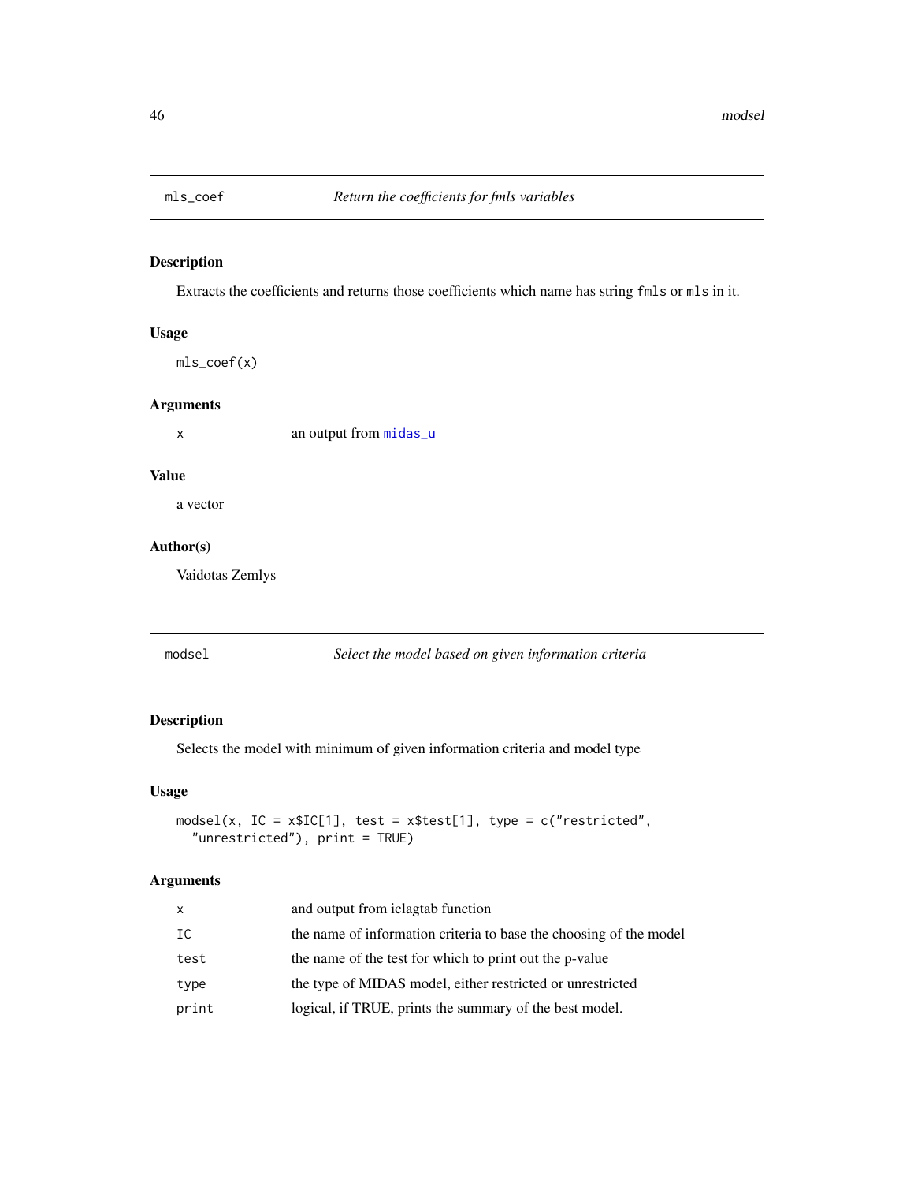## mls_coef    *Return the coefficients for fmls variables*

### Description

Extracts the coefficients and returns those coefficients which name has string `fmls` or `mls` in it.

### Usage

```
mls_coef(x)
```

### Arguments

| | |
|---|---|
| x | an output from `midas_u` |

### Value

a vector

### Author(s)

Vaidotas Zemlys

## modsel    *Select the model based on given information criteria*

### Description

Selects the model with minimum of given information criteria and model type

### Usage

```
modsel(x, IC = x$IC[1], test = x$test[1], type = c("restricted",
  "unrestricted"), print = TRUE)
```

### Arguments

| | |
|---|---|
| x | and output from iclagtab function |
| IC | the name of information criteria to base the choosing of the model |
| test | the name of the test for which to print out the p-value |
| type | the type of MIDAS model, either restricted or unrestricted |
| print | logical, if TRUE, prints the summary of the best model. |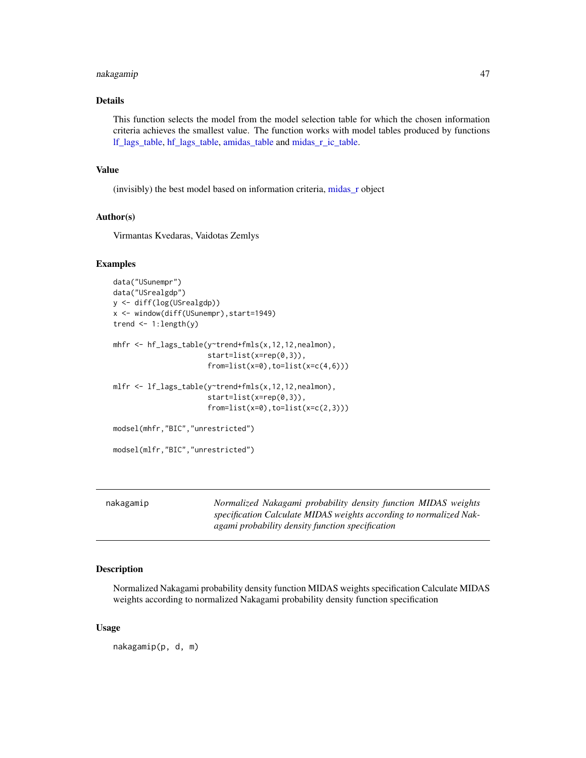### Details

This function selects the model from the model selection table for which the chosen information criteria achieves the smallest value. The function works with model tables produced by functions lf_lags_table, hf_lags_table, amidas_table and midas_r_ic_table.

### Value

(invisibly) the best model based on information criteria, midas_r object

### Author(s)

Virmantas Kvedaras, Vaidotas Zemlys

### Examples

```
data("USunempr")
data("USrealgdp")
y <- diff(log(USrealgdp))
x <- window(diff(USunempr),start=1949)
trend <- 1:length(y)

mhfr <- hf_lags_table(y~trend+fmls(x,12,12,nealmon),
                      start=list(x=rep(0,3)),
                      from=list(x=0),to=list(x=c(4,6)))

mlfr <- lf_lags_table(y~trend+fmls(x,12,12,nealmon),
                      start=list(x=rep(0,3)),
                      from=list(x=0),to=list(x=c(2,3)))

modsel(mhfr,"BIC","unrestricted")

modsel(mlfr,"BIC","unrestricted")
```

---

## nakagamip

*Normalized Nakagami probability density function MIDAS weights specification Calculate MIDAS weights according to normalized Nakagami probability density function specification*

---

### Description

Normalized Nakagami probability density function MIDAS weights specification Calculate MIDAS weights according to normalized Nakagami probability density function specification

### Usage

```
nakagamip(p, d, m)
```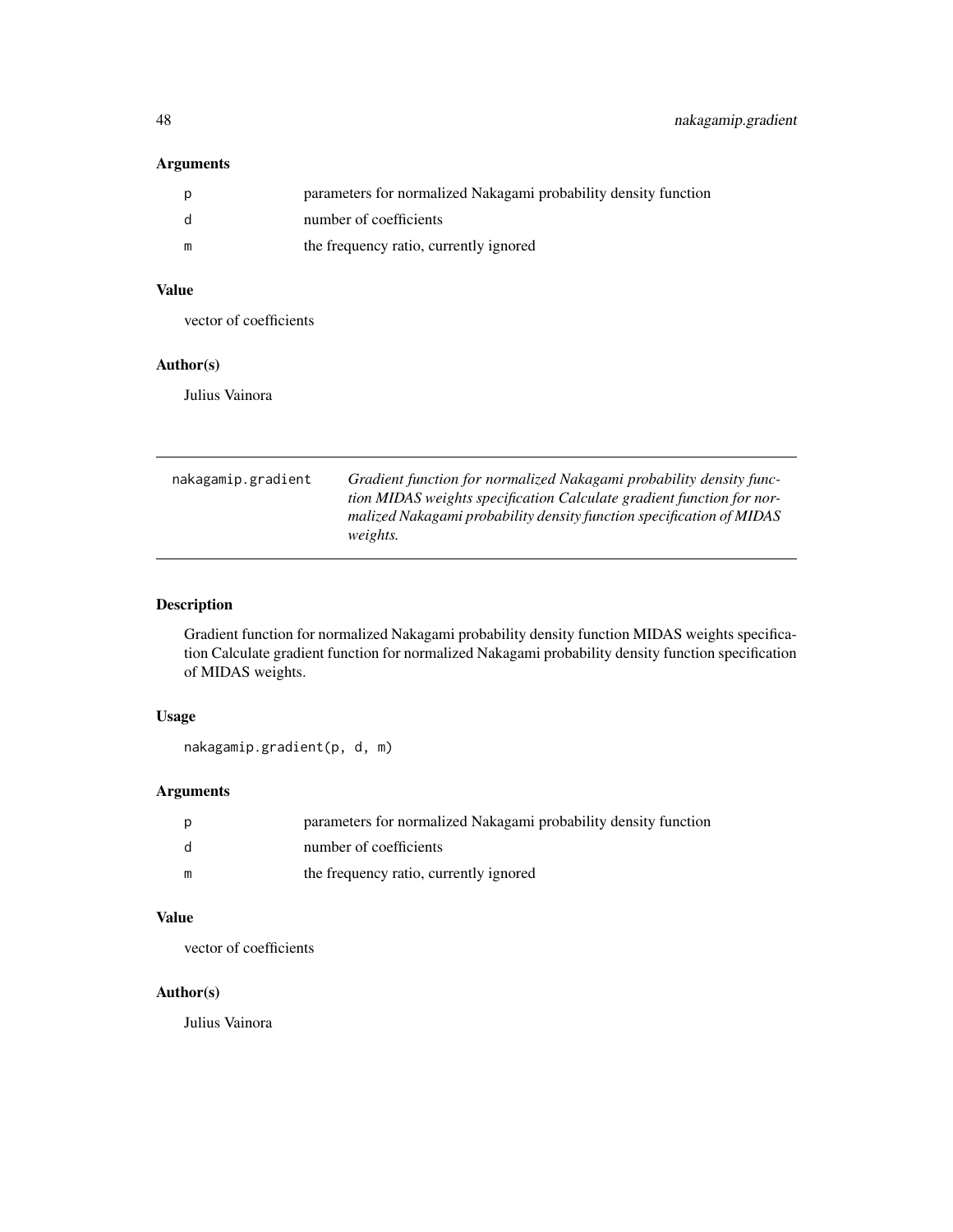## Arguments

| | |
|---|---|
| p | parameters for normalized Nakagami probability density function |
| d | number of coefficients |
| m | the frequency ratio, currently ignored |

## Value

vector of coefficients

## Author(s)

Julius Vainora

---

`nakagamip.gradient` *Gradient function for normalized Nakagami probability density function MIDAS weights specification Calculate gradient function for normalized Nakagami probability density function specification of MIDAS weights.*

---

## Description

Gradient function for normalized Nakagami probability density function MIDAS weights specification Calculate gradient function for normalized Nakagami probability density function specification of MIDAS weights.

## Usage

```
nakagamip.gradient(p, d, m)
```

## Arguments

| | |
|---|---|
| p | parameters for normalized Nakagami probability density function |
| d | number of coefficients |
| m | the frequency ratio, currently ignored |

## Value

vector of coefficients

## Author(s)

Julius Vainora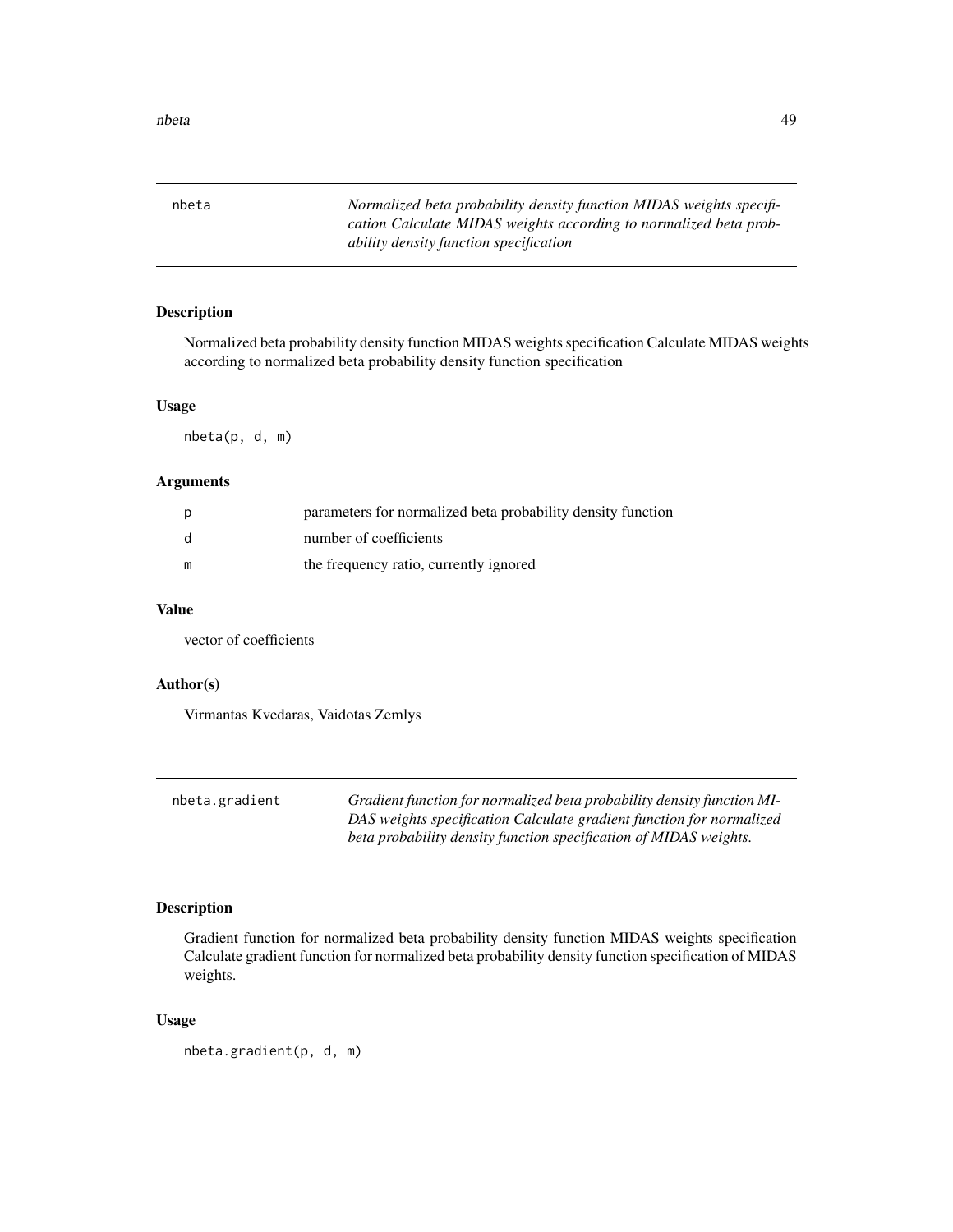## nbeta

*Normalized beta probability density function MIDAS weights specification Calculate MIDAS weights according to normalized beta probability density function specification*

### Description

Normalized beta probability density function MIDAS weights specification Calculate MIDAS weights according to normalized beta probability density function specification

### Usage

```
nbeta(p, d, m)
```

### Arguments

| | |
|---|---|
| p | parameters for normalized beta probability density function |
| d | number of coefficients |
| m | the frequency ratio, currently ignored |

### Value

vector of coefficients

### Author(s)

Virmantas Kvedaras, Vaidotas Zemlys

## nbeta.gradient

*Gradient function for normalized beta probability density function MIDAS weights specification Calculate gradient function for normalized beta probability density function specification of MIDAS weights.*

### Description

Gradient function for normalized beta probability density function MIDAS weights specification Calculate gradient function for normalized beta probability density function specification of MIDAS weights.

### Usage

```
nbeta.gradient(p, d, m)
```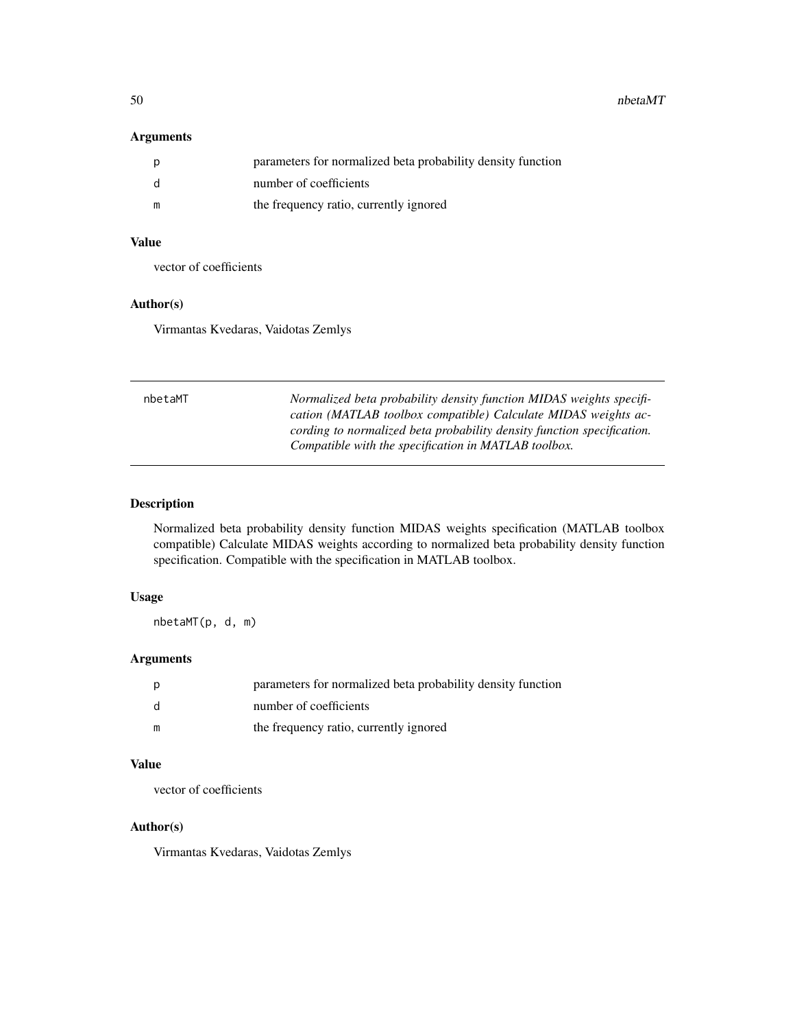### Arguments

| | |
|---|---|
| p | parameters for normalized beta probability density function |
| d | number of coefficients |
| m | the frequency ratio, currently ignored |

### Value

vector of coefficients

### Author(s)

Virmantas Kvedaras, Vaidotas Zemlys

---

## nbetaMT

*Normalized beta probability density function MIDAS weights specification (MATLAB toolbox compatible) Calculate MIDAS weights according to normalized beta probability density function specification. Compatible with the specification in MATLAB toolbox.*

---

### Description

Normalized beta probability density function MIDAS weights specification (MATLAB toolbox compatible) Calculate MIDAS weights according to normalized beta probability density function specification. Compatible with the specification in MATLAB toolbox.

### Usage

```
nbetaMT(p, d, m)
```

### Arguments

| | |
|---|---|
| p | parameters for normalized beta probability density function |
| d | number of coefficients |
| m | the frequency ratio, currently ignored |

### Value

vector of coefficients

### Author(s)

Virmantas Kvedaras, Vaidotas Zemlys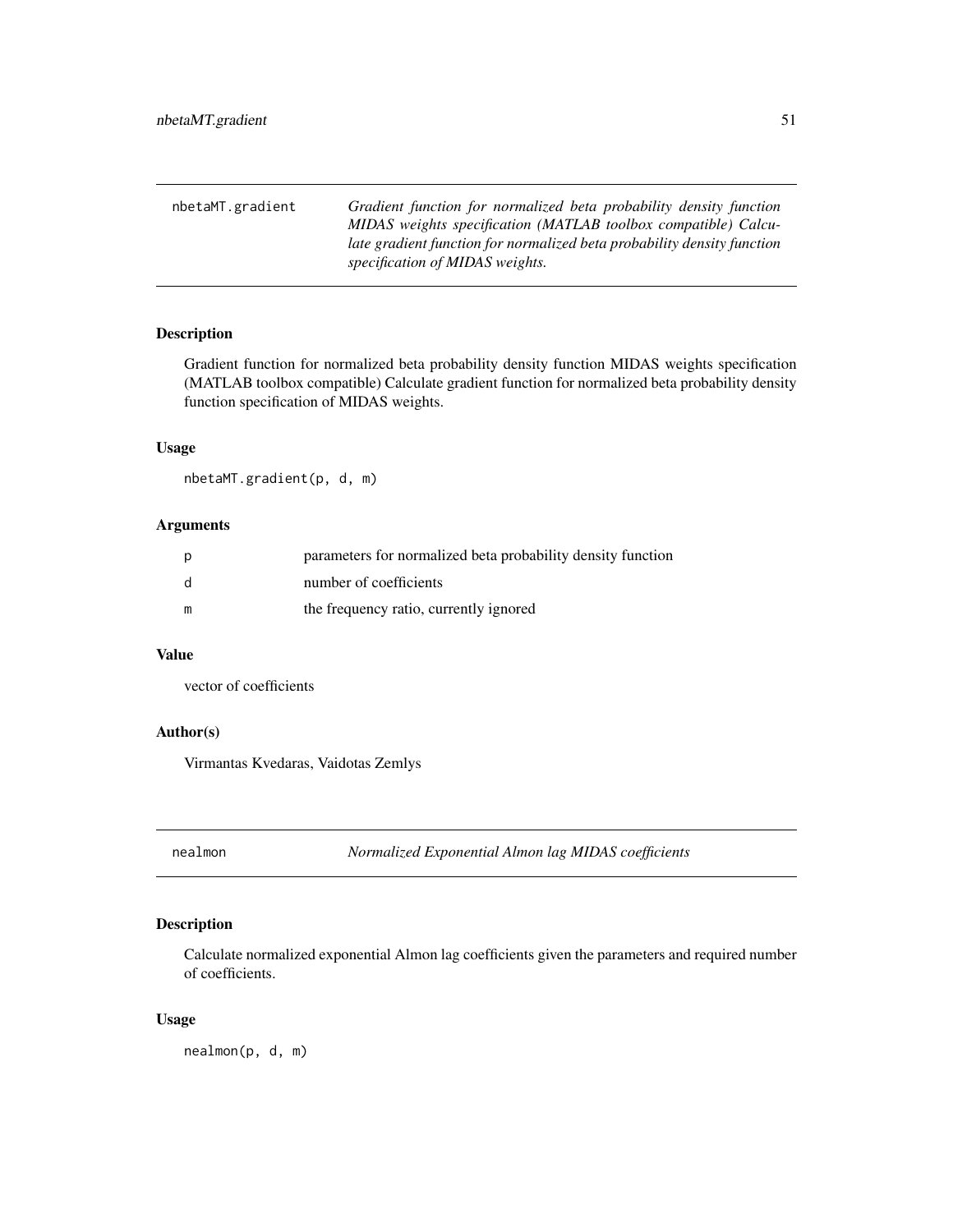## nbetaMT.gradient — *Gradient function for normalized beta probability density function MIDAS weights specification (MATLAB toolbox compatible) Calculate gradient function for normalized beta probability density function specification of MIDAS weights.*

### Description

Gradient function for normalized beta probability density function MIDAS weights specification (MATLAB toolbox compatible) Calculate gradient function for normalized beta probability density function specification of MIDAS weights.

### Usage

```
nbetaMT.gradient(p, d, m)
```

### Arguments

| | |
|---|---|
| p | parameters for normalized beta probability density function |
| d | number of coefficients |
| m | the frequency ratio, currently ignored |

### Value

vector of coefficients

### Author(s)

Virmantas Kvedaras, Vaidotas Zemlys

## nealmon — *Normalized Exponential Almon lag MIDAS coefficients*

### Description

Calculate normalized exponential Almon lag coefficients given the parameters and required number of coefficients.

### Usage

```
nealmon(p, d, m)
```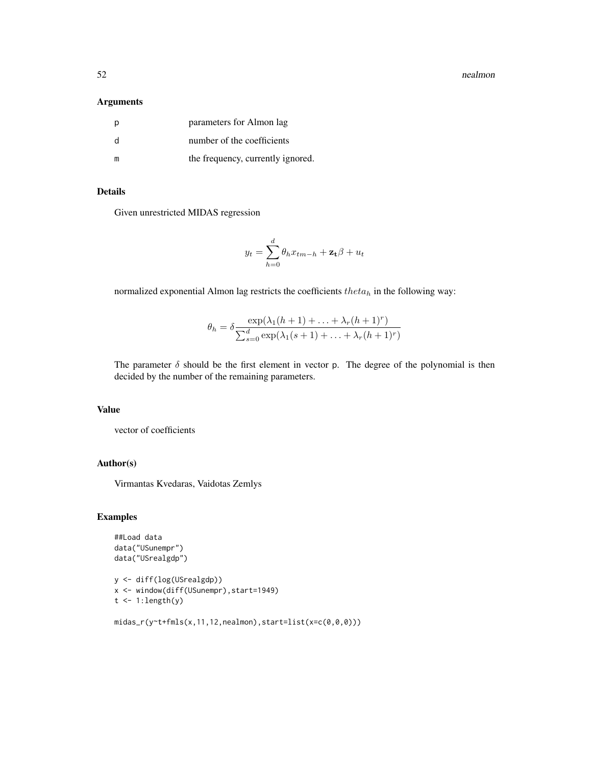## Arguments

| | |
|---|---|
| p | parameters for Almon lag |
| d | number of the coefficients |
| m | the frequency, currently ignored. |

## Details

Given unrestricted MIDAS regression

$$y_t = \sum_{h=0}^{d} \theta_h x_{tm-h} + \mathbf{z_t}\beta + u_t$$

normalized exponential Almon lag restricts the coefficients $theta_h$ in the following way:

$$\theta_h = \delta \frac{\exp(\lambda_1(h+1) + \ldots + \lambda_r(h+1)^r)}{\sum_{s=0}^{d} \exp(\lambda_1(s+1) + \ldots + \lambda_r(h+1)^r)}$$

The parameter $\delta$ should be the first element in vector p. The degree of the polynomial is then decided by the number of the remaining parameters.

## Value

vector of coefficients

## Author(s)

Virmantas Kvedaras, Vaidotas Zemlys

## Examples

```
##Load data
data("USunempr")
data("USrealgdp")

y <- diff(log(USrealgdp))
x <- window(diff(USunempr),start=1949)
t <- 1:length(y)

midas_r(y~t+fmls(x,11,12,nealmon),start=list(x=c(0,0,0)))
```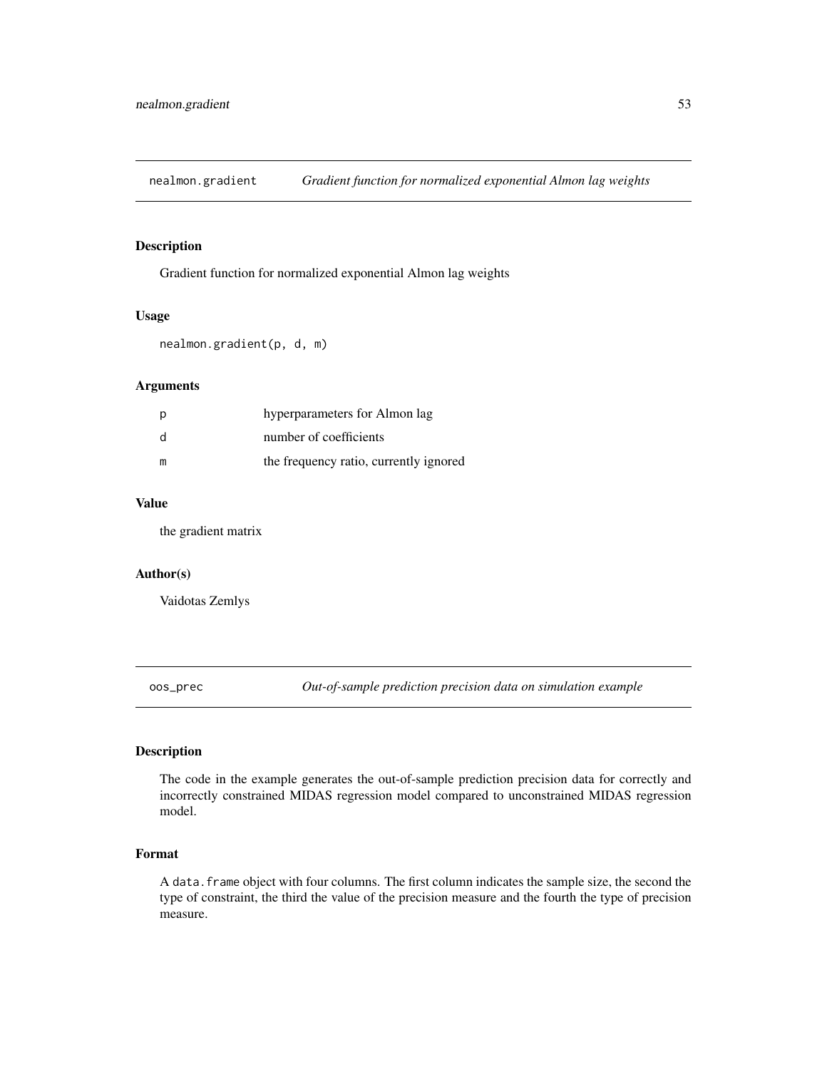## nealmon.gradient *Gradient function for normalized exponential Almon lag weights*

### Description

Gradient function for normalized exponential Almon lag weights

### Usage

```
nealmon.gradient(p, d, m)
```

### Arguments

| | |
|---|---|
| p | hyperparameters for Almon lag |
| d | number of coefficients |
| m | the frequency ratio, currently ignored |

### Value

the gradient matrix

### Author(s)

Vaidotas Zemlys

## oos_prec *Out-of-sample prediction precision data on simulation example*

### Description

The code in the example generates the out-of-sample prediction precision data for correctly and incorrectly constrained MIDAS regression model compared to unconstrained MIDAS regression model.

### Format

A `data.frame` object with four columns. The first column indicates the sample size, the second the type of constraint, the third the value of the precision measure and the fourth the type of precision measure.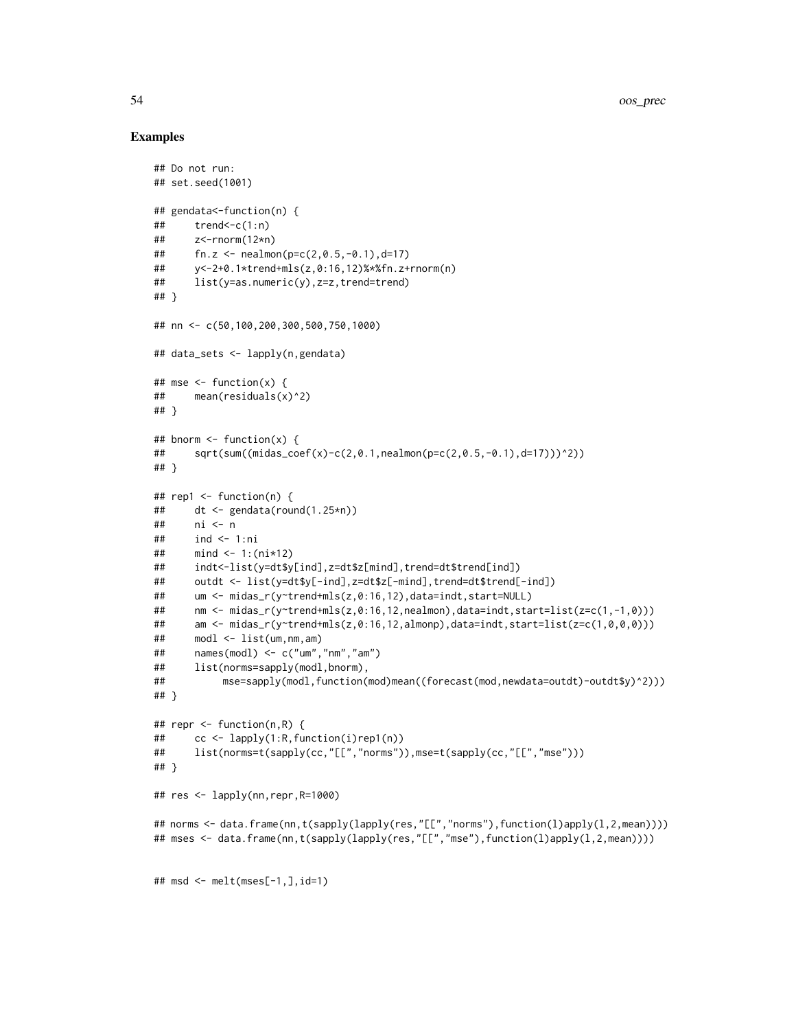## Examples

```
## Do not run:
## set.seed(1001)

## gendata<-function(n) {
##     trend<-c(1:n)
##     z<-rnorm(12*n)
##     fn.z <- nealmon(p=c(2,0.5,-0.1),d=17)
##     y<-2+0.1*trend+mls(z,0:16,12)%*%fn.z+rnorm(n)
##     list(y=as.numeric(y),z=z,trend=trend)
## }

## nn <- c(50,100,200,300,500,750,1000)

## data_sets <- lapply(n,gendata)

## mse <- function(x) {
##     mean(residuals(x)^2)
## }

## bnorm <- function(x) {
##     sqrt(sum((midas_coef(x)-c(2,0.1,nealmon(p=c(2,0.5,-0.1),d=17)))^2))
## }

## rep1 <- function(n) {
##     dt <- gendata(round(1.25*n))
##     ni <- n
##     ind <- 1:ni
##     mind <- 1:(ni*12)
##     indt<-list(y=dt$y[ind],z=dt$z[mind],trend=dt$trend[ind])
##     outdt <- list(y=dt$y[-ind],z=dt$z[-mind],trend=dt$trend[-ind])
##     um <- midas_r(y~trend+mls(z,0:16,12),data=indt,start=NULL)
##     nm <- midas_r(y~trend+mls(z,0:16,12,nealmon),data=indt,start=list(z=c(1,-1,0)))
##     am <- midas_r(y~trend+mls(z,0:16,12,almonp),data=indt,start=list(z=c(1,0,0,0)))
##     modl <- list(um,nm,am)
##     names(modl) <- c("um","nm","am")
##     list(norms=sapply(modl,bnorm),
##          mse=sapply(modl,function(mod)mean((forecast(mod,newdata=outdt)-outdt$y)^2)))
## }

## repr <- function(n,R) {
##     cc <- lapply(1:R,function(i)rep1(n))
##     list(norms=t(sapply(cc,"[[","norms")),mse=t(sapply(cc,"[[","mse")))
## }

## res <- lapply(nn,repr,R=1000)

## norms <- data.frame(nn,t(sapply(lapply(res,"[[","norms"),function(l)apply(l,2,mean))))
## mses <- data.frame(nn,t(sapply(lapply(res,"[[","mse"),function(l)apply(l,2,mean))))


## msd <- melt(mses[-1,],id=1)
```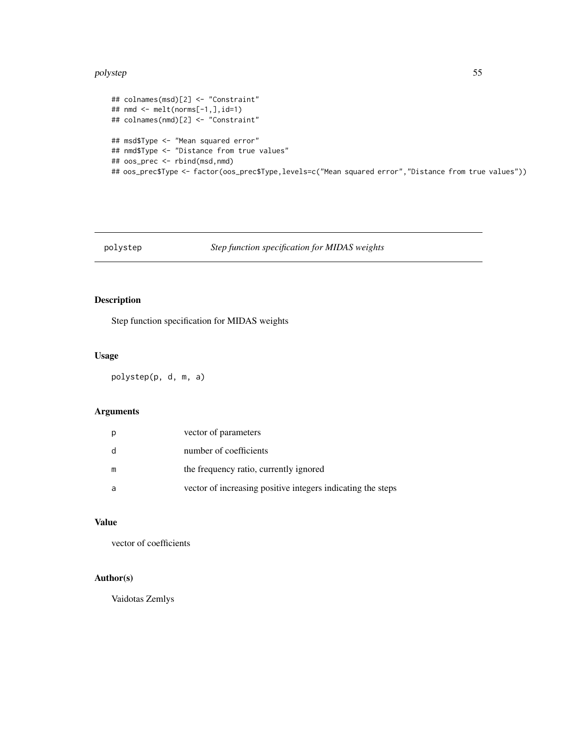```
## colnames(msd)[2] <- "Constraint"
## nmd <- melt(norms[-1,],id=1)
## colnames(nmd)[2] <- "Constraint"

## msd$Type <- "Mean squared error"
## nmd$Type <- "Distance from true values"
## oos_prec <- rbind(msd,nmd)
## oos_prec$Type <- factor(oos_prec$Type,levels=c("Mean squared error","Distance from true values"))
```

---

polystep *Step function specification for MIDAS weights*

---

## Description

Step function specification for MIDAS weights

## Usage

```
polystep(p, d, m, a)
```

## Arguments

| | |
|---|---|
| p | vector of parameters |
| d | number of coefficients |
| m | the frequency ratio, currently ignored |
| a | vector of increasing positive integers indicating the steps |

## Value

vector of coefficients

## Author(s)

Vaidotas Zemlys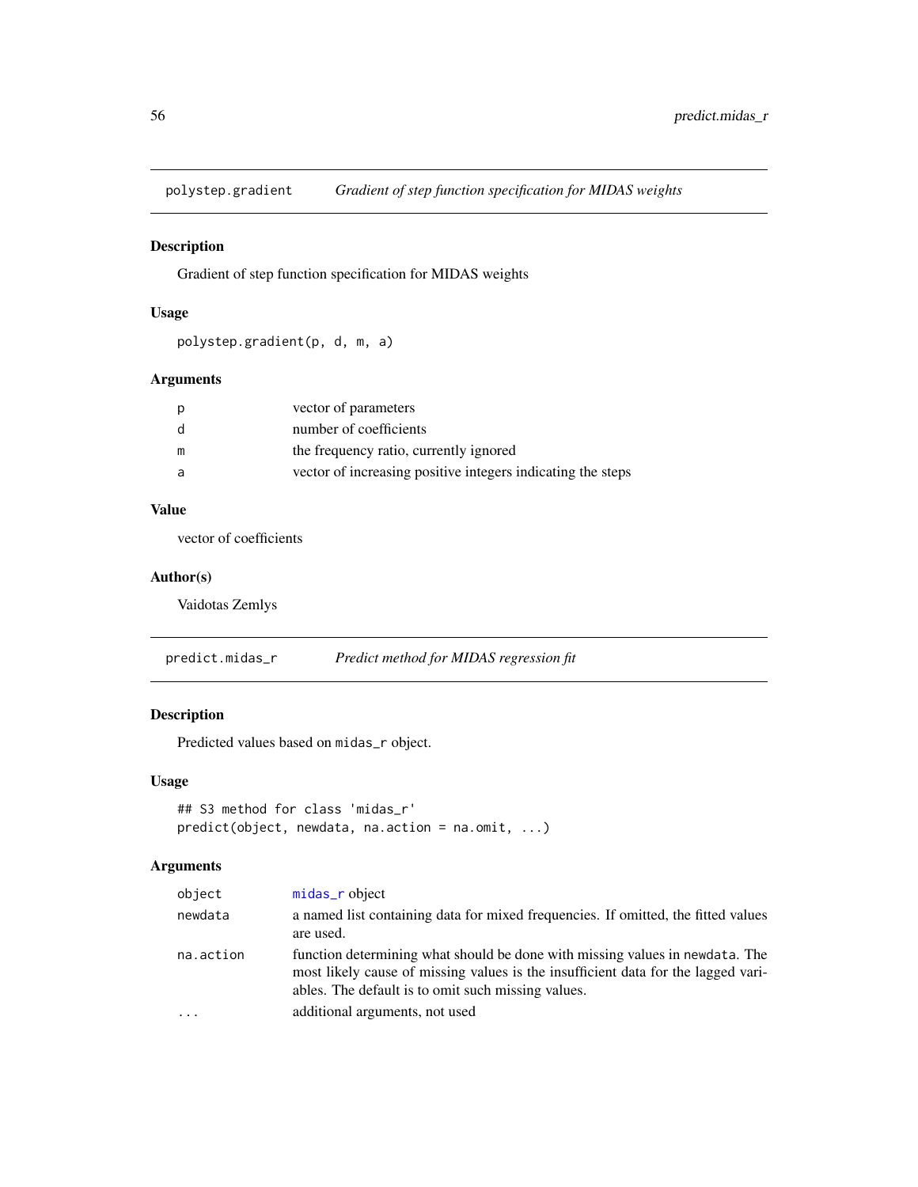## polystep.gradient — *Gradient of step function specification for MIDAS weights*

### Description

Gradient of step function specification for MIDAS weights

### Usage

```
polystep.gradient(p, d, m, a)
```

### Arguments

| | |
|---|---|
| p | vector of parameters |
| d | number of coefficients |
| m | the frequency ratio, currently ignored |
| a | vector of increasing positive integers indicating the steps |

### Value

vector of coefficients

### Author(s)

Vaidotas Zemlys

## predict.midas_r — *Predict method for MIDAS regression fit*

### Description

Predicted values based on midas_r object.

### Usage

```
## S3 method for class 'midas_r'
predict(object, newdata, na.action = na.omit, ...)
```

### Arguments

| | |
|---|---|
| object | midas_r object |
| newdata | a named list containing data for mixed frequencies. If omitted, the fitted values are used. |
| na.action | function determining what should be done with missing values in newdata. The most likely cause of missing values is the insufficient data for the lagged variables. The default is to omit such missing values. |
| ... | additional arguments, not used |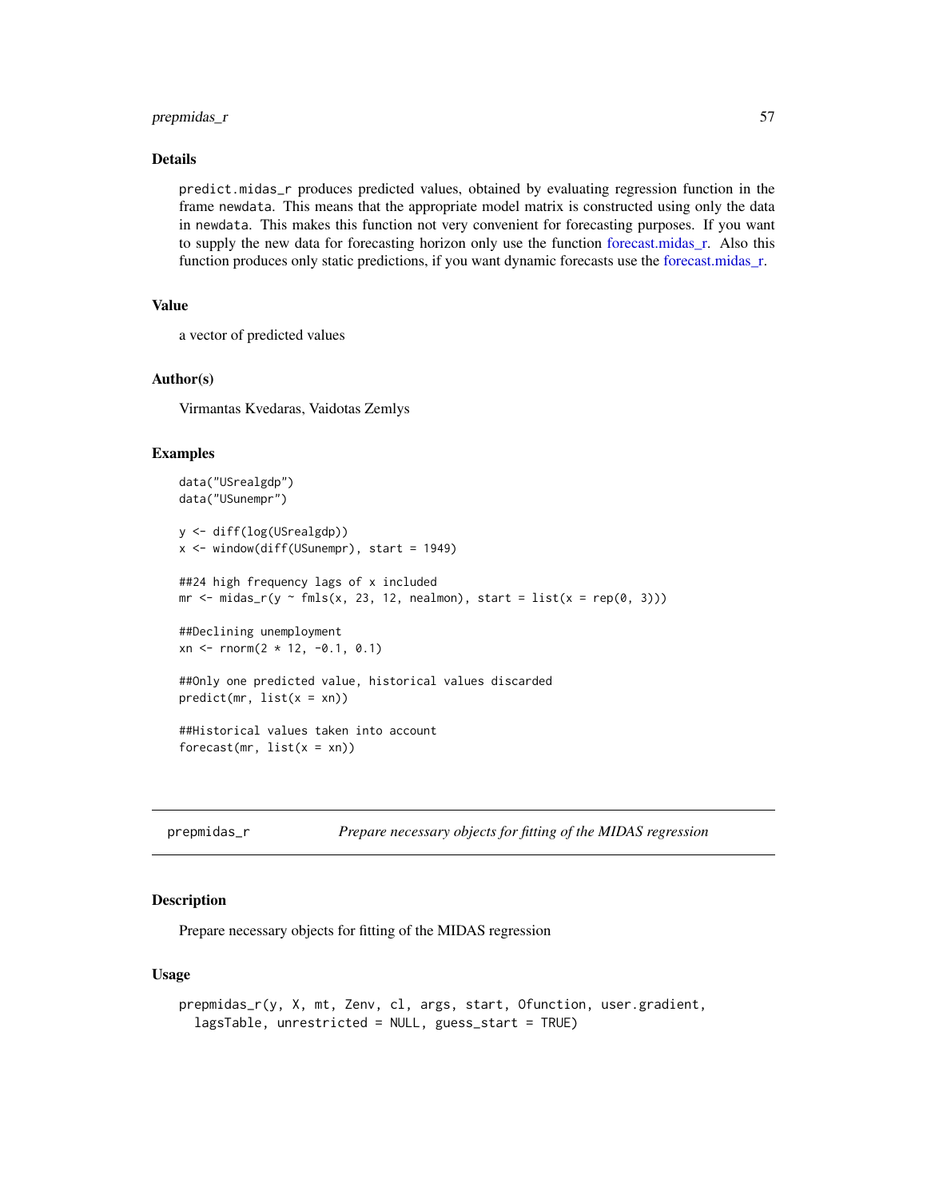### Details

predict.midas_r produces predicted values, obtained by evaluating regression function in the frame newdata. This means that the appropriate model matrix is constructed using only the data in newdata. This makes this function not very convenient for forecasting purposes. If you want to supply the new data for forecasting horizon only use the function forecast.midas_r. Also this function produces only static predictions, if you want dynamic forecasts use the forecast.midas_r.

### Value

a vector of predicted values

### Author(s)

Virmantas Kvedaras, Vaidotas Zemlys

### Examples

```
data("USrealgdp")
data("USunempr")

y <- diff(log(USrealgdp))
x <- window(diff(USunempr), start = 1949)

##24 high frequency lags of x included
mr <- midas_r(y ~ fmls(x, 23, 12, nealmon), start = list(x = rep(0, 3)))

##Declining unemployment
xn <- rnorm(2 * 12, -0.1, 0.1)

##Only one predicted value, historical values discarded
predict(mr, list(x = xn))

##Historical values taken into account
forecast(mr, list(x = xn))
```

---

## prepmidas_r — *Prepare necessary objects for fitting of the MIDAS regression*

### Description

Prepare necessary objects for fitting of the MIDAS regression

### Usage

```
prepmidas_r(y, X, mt, Zenv, cl, args, start, Ofunction, user.gradient,
  lagsTable, unrestricted = NULL, guess_start = TRUE)
```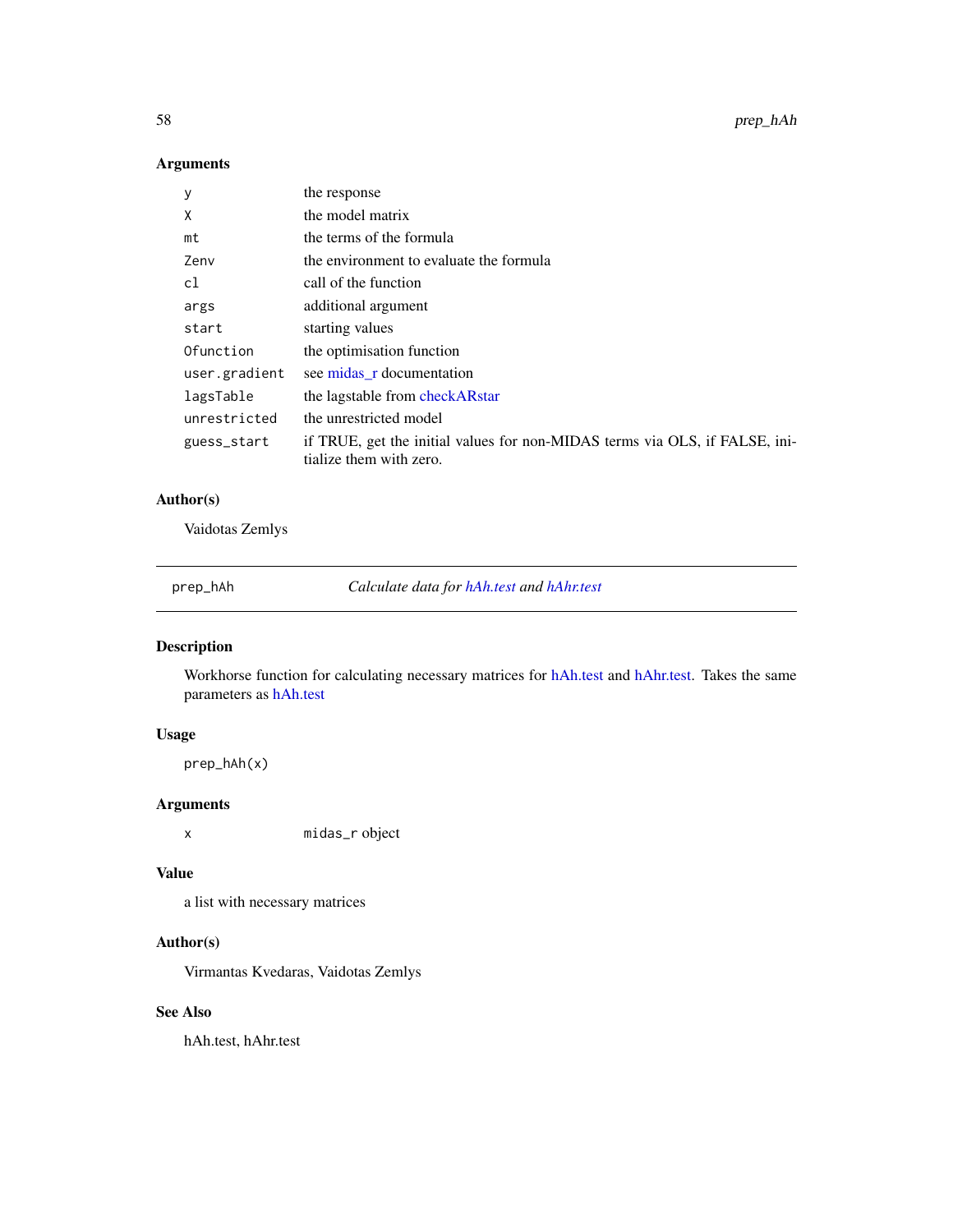### Arguments

| | |
|---|---|
| `y` | the response |
| `X` | the model matrix |
| `mt` | the terms of the formula |
| `Zenv` | the environment to evaluate the formula |
| `cl` | call of the function |
| `args` | additional argument |
| `start` | starting values |
| `Ofunction` | the optimisation function |
| `user.gradient` | see midas_r documentation |
| `lagsTable` | the lagstable from checkARstar |
| `unrestricted` | the unrestricted model |
| `guess_start` | if TRUE, get the initial values for non-MIDAS terms via OLS, if FALSE, initialize them with zero. |

### Author(s)

Vaidotas Zemlys

---

`prep_hAh` &nbsp;&nbsp;&nbsp;&nbsp; *Calculate data for hAh.test and hAhr.test*

---

### Description

Workhorse function for calculating necessary matrices for hAh.test and hAhr.test. Takes the same parameters as hAh.test

### Usage

```
prep_hAh(x)
```

### Arguments

| | |
|---|---|
| `x` | `midas_r` object |

### Value

a list with necessary matrices

### Author(s)

Virmantas Kvedaras, Vaidotas Zemlys

### See Also

hAh.test, hAhr.test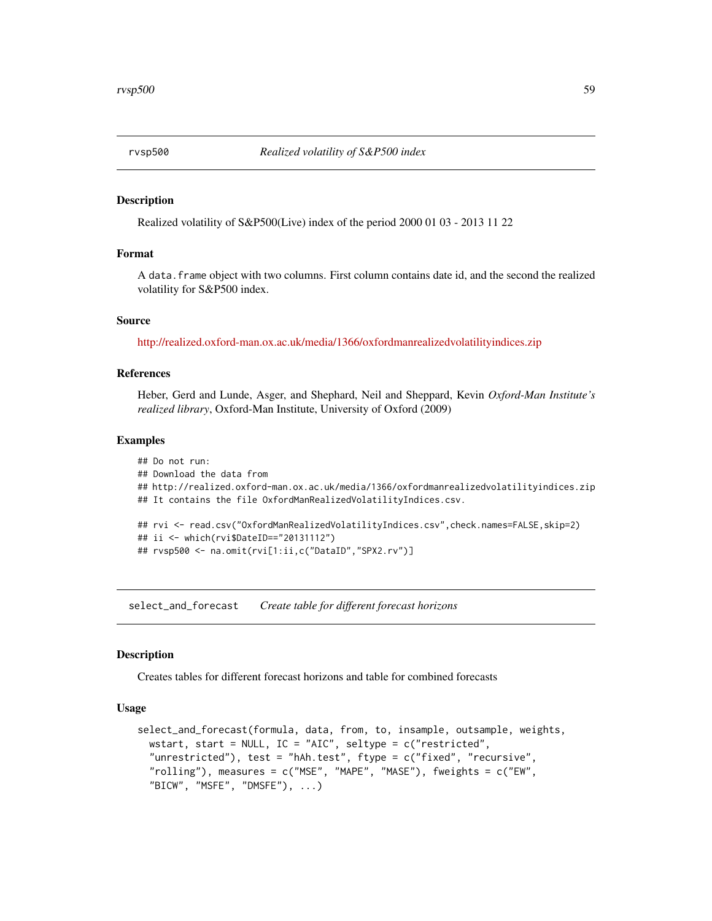## rvsp500 — *Realized volatility of S&P500 index*

### Description

Realized volatility of S&P500(Live) index of the period 2000 01 03 - 2013 11 22

### Format

A `data.frame` object with two columns. First column contains date id, and the second the realized volatility for S&P500 index.

### Source

http://realized.oxford-man.ox.ac.uk/media/1366/oxfordmanrealizedvolatilityindices.zip

### References

Heber, Gerd and Lunde, Asger, and Shephard, Neil and Sheppard, Kevin *Oxford-Man Institute's realized library*, Oxford-Man Institute, University of Oxford (2009)

### Examples

```
## Do not run:
## Download the data from
## http://realized.oxford-man.ox.ac.uk/media/1366/oxfordmanrealizedvolatilityindices.zip
## It contains the file OxfordManRealizedVolatilityIndices.csv.

## rvi <- read.csv("OxfordManRealizedVolatilityIndices.csv",check.names=FALSE,skip=2)
## ii <- which(rvi$DateID=="20131112")
## rvsp500 <- na.omit(rvi[1:ii,c("DataID","SPX2.rv")]
```

## select_and_forecast — *Create table for different forecast horizons*

### Description

Creates tables for different forecast horizons and table for combined forecasts

### Usage

```
select_and_forecast(formula, data, from, to, insample, outsample, weights,
  wstart, start = NULL, IC = "AIC", seltype = c("restricted",
  "unrestricted"), test = "hAh.test", ftype = c("fixed", "recursive",
  "rolling"), measures = c("MSE", "MAPE", "MASE"), fweights = c("EW",
  "BICW", "MSFE", "DMSFE"), ...)
```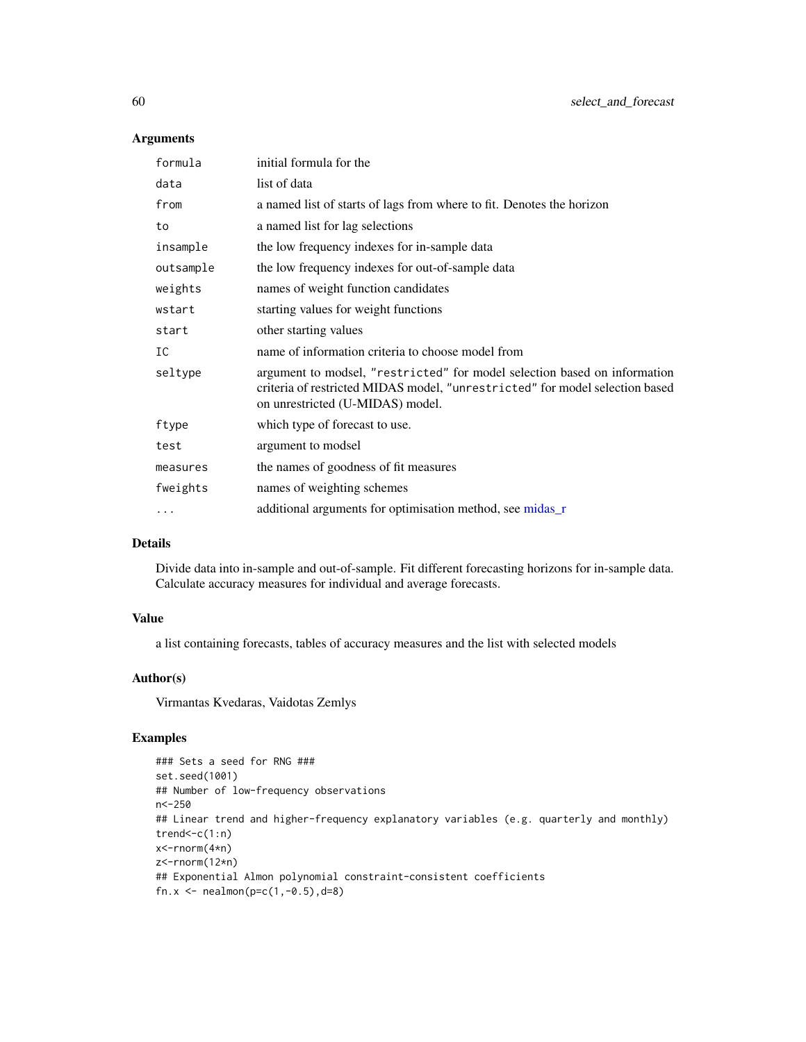## Arguments

| | |
|---|---|
| `formula` | initial formula for the |
| `data` | list of data |
| `from` | a named list of starts of lags from where to fit. Denotes the horizon |
| `to` | a named list for lag selections |
| `insample` | the low frequency indexes for in-sample data |
| `outsample` | the low frequency indexes for out-of-sample data |
| `weights` | names of weight function candidates |
| `wstart` | starting values for weight functions |
| `start` | other starting values |
| `IC` | name of information criteria to choose model from |
| `seltype` | argument to modsel, `"restricted"` for model selection based on information criteria of restricted MIDAS model, `"unrestricted"` for model selection based on unrestricted (U-MIDAS) model. |
| `ftype` | which type of forecast to use. |
| `test` | argument to modsel |
| `measures` | the names of goodness of fit measures |
| `fweights` | names of weighting schemes |
| `...` | additional arguments for optimisation method, see midas_r |

## Details

Divide data into in-sample and out-of-sample. Fit different forecasting horizons for in-sample data. Calculate accuracy measures for individual and average forecasts.

## Value

a list containing forecasts, tables of accuracy measures and the list with selected models

## Author(s)

Virmantas Kvedaras, Vaidotas Zemlys

## Examples

```
### Sets a seed for RNG ###
set.seed(1001)
## Number of low-frequency observations
n<-250
## Linear trend and higher-frequency explanatory variables (e.g. quarterly and monthly)
trend<-c(1:n)
x<-rnorm(4*n)
z<-rnorm(12*n)
## Exponential Almon polynomial constraint-consistent coefficients
fn.x <- nealmon(p=c(1,-0.5),d=8)
```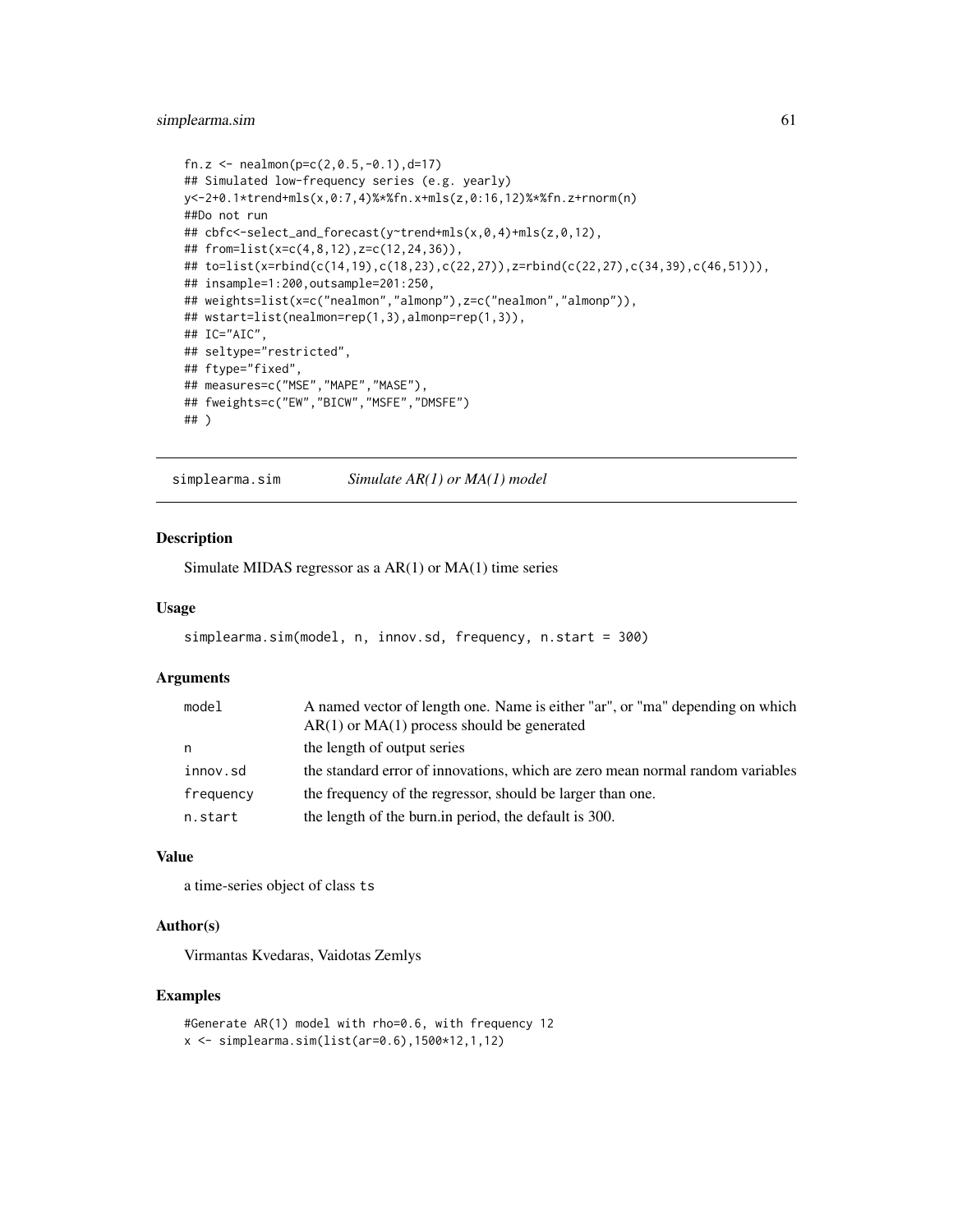```
fn.z <- nealmon(p=c(2,0.5,-0.1),d=17)
## Simulated low-frequency series (e.g. yearly)
y<-2+0.1*trend+mls(x,0:7,4)%*%fn.x+mls(z,0:16,12)%*%fn.z+rnorm(n)
##Do not run
## cbfc<-select_and_forecast(y~trend+mls(x,0,4)+mls(z,0,12),
## from=list(x=c(4,8,12),z=c(12,24,36)),
## to=list(x=rbind(c(14,19),c(18,23),c(22,27)),z=rbind(c(22,27),c(34,39),c(46,51))),
## insample=1:200,outsample=201:250,
## weights=list(x=c("nealmon","almonp"),z=c("nealmon","almonp")),
## wstart=list(nealmon=rep(1,3),almonp=rep(1,3)),
## IC="AIC",
## seltype="restricted",
## ftype="fixed",
## measures=c("MSE","MAPE","MASE"),
## fweights=c("EW","BICW","MSFE","DMSFE")
## )
```

---

# simplearma.sim *Simulate AR(1) or MA(1) model*

### Description

Simulate MIDAS regressor as a AR(1) or MA(1) time series

### Usage

```
simplearma.sim(model, n, innov.sd, frequency, n.start = 300)
```

### Arguments

| | |
|---|---|
| model | A named vector of length one. Name is either "ar", or "ma" depending on which AR(1) or MA(1) process should be generated |
| n | the length of output series |
| innov.sd | the standard error of innovations, which are zero mean normal random variables |
| frequency | the frequency of the regressor, should be larger than one. |
| n.start | the length of the burn.in period, the default is 300. |

### Value

a time-series object of class ts

### Author(s)

Virmantas Kvedaras, Vaidotas Zemlys

### Examples

```
#Generate AR(1) model with rho=0.6, with frequency 12
x <- simplearma.sim(list(ar=0.6),1500*12,1,12)
```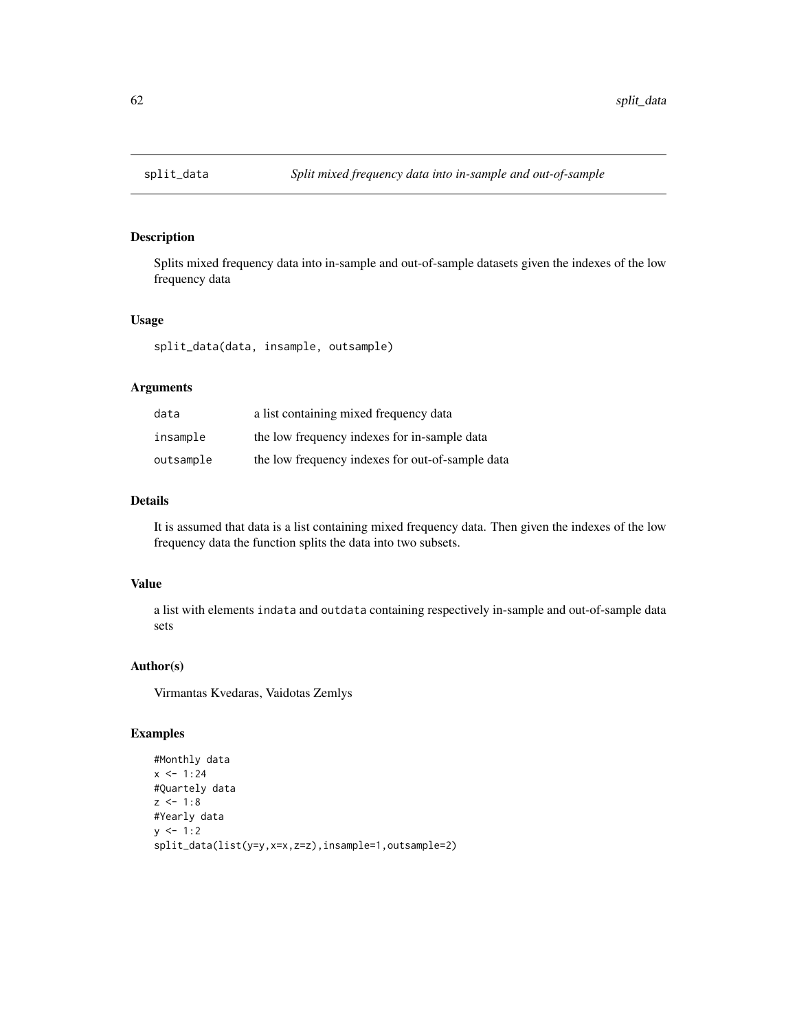# split_data *Split mixed frequency data into in-sample and out-of-sample*

## Description

Splits mixed frequency data into in-sample and out-of-sample datasets given the indexes of the low frequency data

## Usage

```
split_data(data, insample, outsample)
```

## Arguments

| | |
|---|---|
| `data` | a list containing mixed frequency data |
| `insample` | the low frequency indexes for in-sample data |
| `outsample` | the low frequency indexes for out-of-sample data |

## Details

It is assumed that data is a list containing mixed frequency data. Then given the indexes of the low frequency data the function splits the data into two subsets.

## Value

a list with elements `indata` and `outdata` containing respectively in-sample and out-of-sample data sets

## Author(s)

Virmantas Kvedaras, Vaidotas Zemlys

## Examples

```
#Monthly data
x <- 1:24
#Quartely data
z <- 1:8
#Yearly data
y <- 1:2
split_data(list(y=y,x=x,z=z),insample=1,outsample=2)
```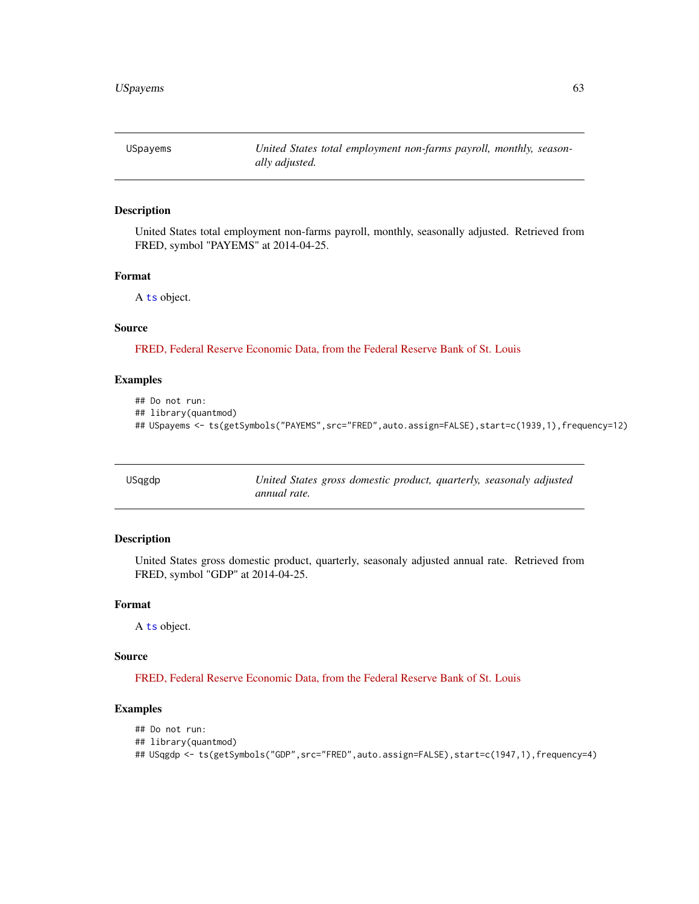## USpayems — *United States total employment non-farms payroll, monthly, seasonally adjusted.*

### Description

United States total employment non-farms payroll, monthly, seasonally adjusted. Retrieved from FRED, symbol "PAYEMS" at 2014-04-25.

### Format

A ts object.

### Source

FRED, Federal Reserve Economic Data, from the Federal Reserve Bank of St. Louis

### Examples

```
## Do not run:
## library(quantmod)
## USpayems <- ts(getSymbols("PAYEMS",src="FRED",auto.assign=FALSE),start=c(1939,1),frequency=12)
```

## USqgdp — *United States gross domestic product, quarterly, seasonaly adjusted annual rate.*

### Description

United States gross domestic product, quarterly, seasonaly adjusted annual rate. Retrieved from FRED, symbol "GDP" at 2014-04-25.

### Format

A ts object.

### Source

FRED, Federal Reserve Economic Data, from the Federal Reserve Bank of St. Louis

### Examples

```
## Do not run:
## library(quantmod)
## USqgdp <- ts(getSymbols("GDP",src="FRED",auto.assign=FALSE),start=c(1947,1),frequency=4)
```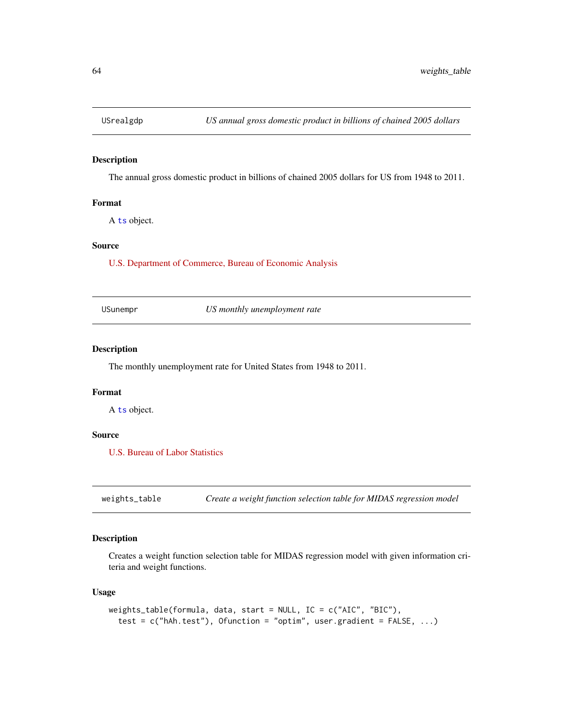## USrealgdp — *US annual gross domestic product in billions of chained 2005 dollars*

### Description

The annual gross domestic product in billions of chained 2005 dollars for US from 1948 to 2011.

### Format

A ts object.

### Source

U.S. Department of Commerce, Bureau of Economic Analysis

## USunempr — *US monthly unemployment rate*

### Description

The monthly unemployment rate for United States from 1948 to 2011.

### Format

A ts object.

### Source

U.S. Bureau of Labor Statistics

## weights_table — *Create a weight function selection table for MIDAS regression model*

### Description

Creates a weight function selection table for MIDAS regression model with given information criteria and weight functions.

### Usage

```
weights_table(formula, data, start = NULL, IC = c("AIC", "BIC"),
  test = c("hAh.test"), Ofunction = "optim", user.gradient = FALSE, ...)
```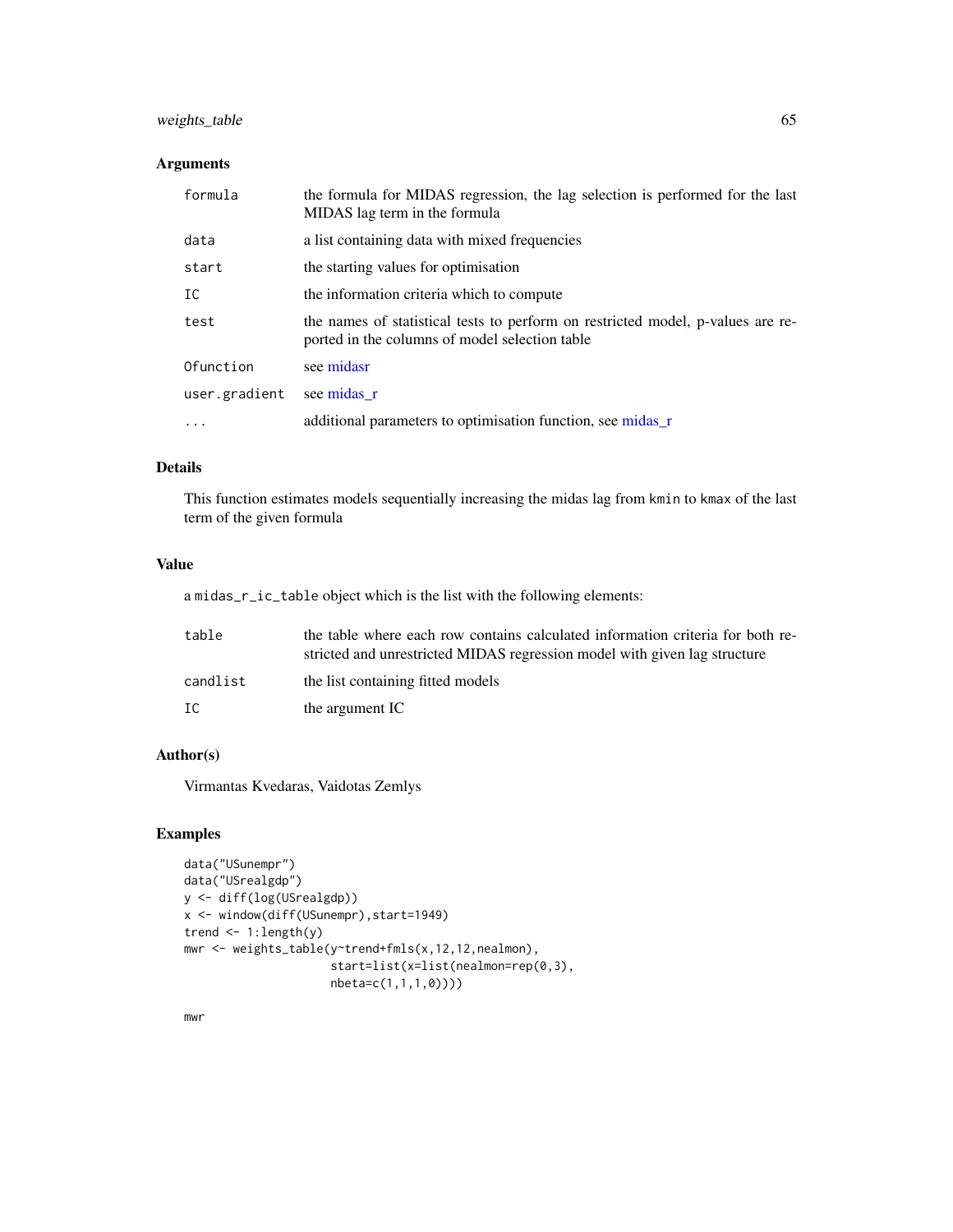### Arguments

| | |
|---|---|
| formula | the formula for MIDAS regression, the lag selection is performed for the last MIDAS lag term in the formula |
| data | a list containing data with mixed frequencies |
| start | the starting values for optimisation |
| IC | the information criteria which to compute |
| test | the names of statistical tests to perform on restricted model, p-values are reported in the columns of model selection table |
| Ofunction | see midasr |
| user.gradient | see midas_r |
| ... | additional parameters to optimisation function, see midas_r |

### Details

This function estimates models sequentially increasing the midas lag from kmin to kmax of the last term of the given formula

### Value

a midas_r_ic_table object which is the list with the following elements:

| | |
|---|---|
| table | the table where each row contains calculated information criteria for both restricted and unrestricted MIDAS regression model with given lag structure |
| candlist | the list containing fitted models |
| IC | the argument IC |

### Author(s)

Virmantas Kvedaras, Vaidotas Zemlys

### Examples

```
data("USunempr")
data("USrealgdp")
y <- diff(log(USrealgdp))
x <- window(diff(USunempr),start=1949)
trend <- 1:length(y)
mwr <- weights_table(y~trend+fmls(x,12,12,nealmon),
                     start=list(x=list(nealmon=rep(0,3),
                     nbeta=c(1,1,1,0))))

mwr
```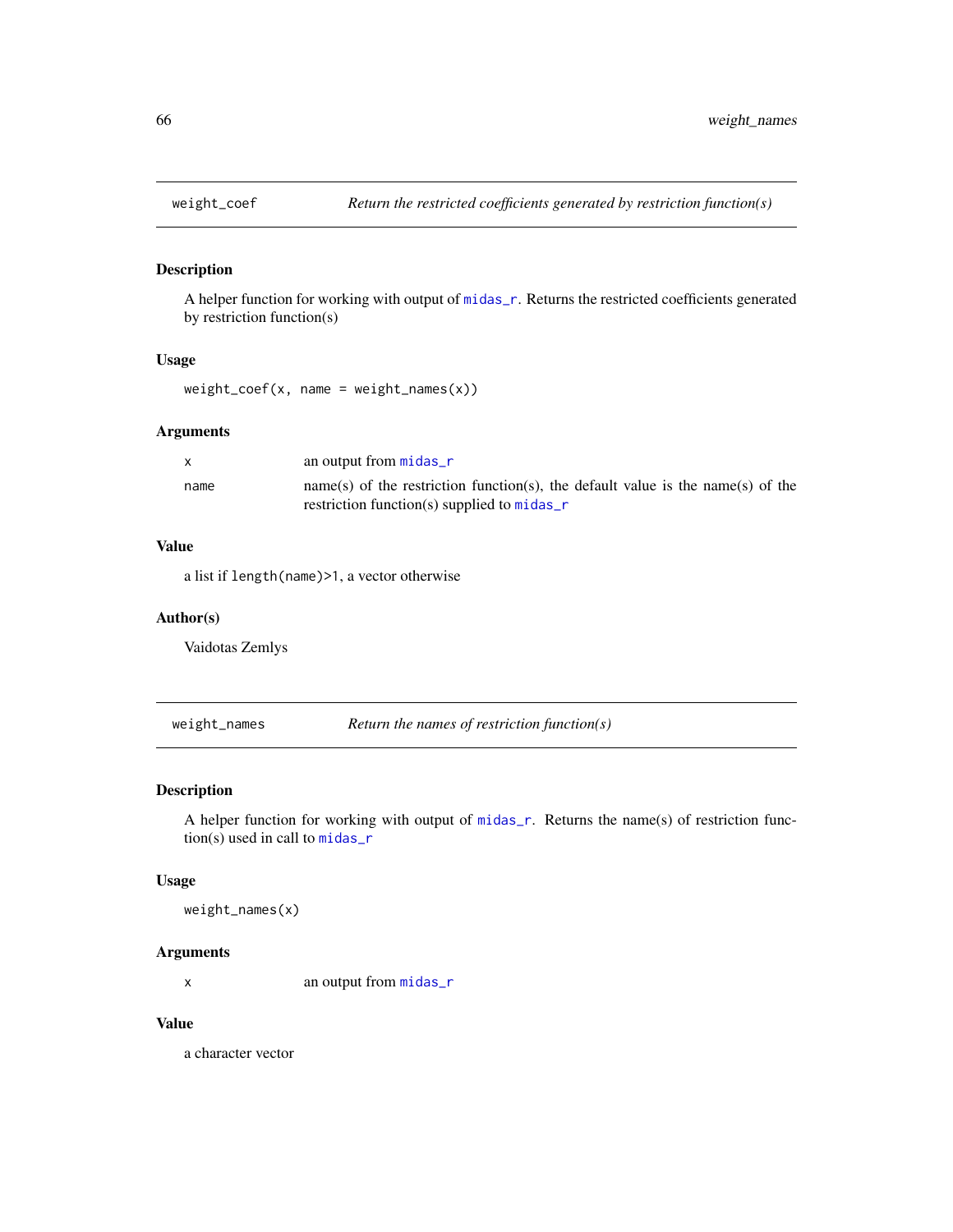## weight_coef — *Return the restricted coefficients generated by restriction function(s)*

### Description

A helper function for working with output of midas_r. Returns the restricted coefficients generated by restriction function(s)

### Usage

```
weight_coef(x, name = weight_names(x))
```

### Arguments

| | |
|---|---|
| x | an output from midas_r |
| name | name(s) of the restriction function(s), the default value is the name(s) of the restriction function(s) supplied to midas_r |

### Value

a list if `length(name)>1`, a vector otherwise

### Author(s)

Vaidotas Zemlys

## weight_names — *Return the names of restriction function(s)*

### Description

A helper function for working with output of midas_r. Returns the name(s) of restriction function(s) used in call to midas_r

### Usage

```
weight_names(x)
```

### Arguments

| | |
|---|---|
| x | an output from midas_r |

### Value

a character vector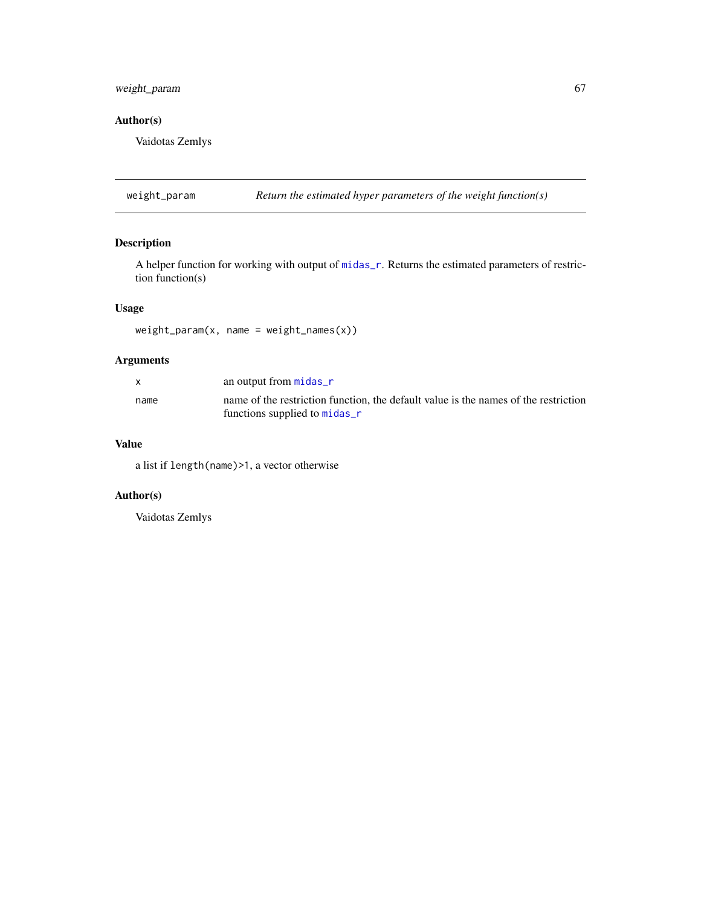## Author(s)

Vaidotas Zemlys

---

## weight_param — *Return the estimated hyper parameters of the weight function(s)*

### Description

A helper function for working with output of `midas_r`. Returns the estimated parameters of restriction function(s)

### Usage

```
weight_param(x, name = weight_names(x))
```

### Arguments

| | |
|---|---|
| `x` | an output from `midas_r` |
| `name` | name of the restriction function, the default value is the names of the restriction functions supplied to `midas_r` |

### Value

a list if `length(name)>1`, a vector otherwise

### Author(s)

Vaidotas Zemlys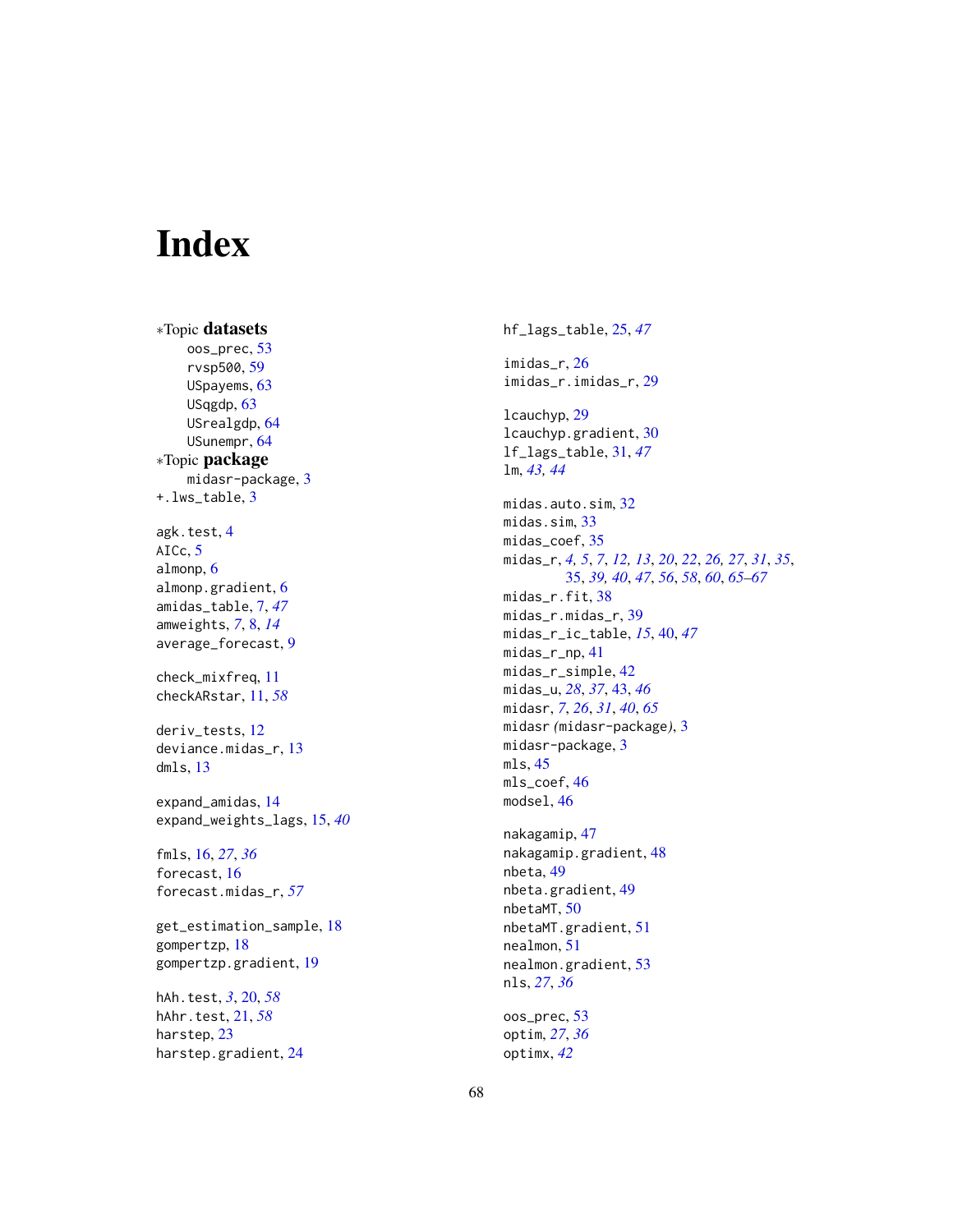# Index

*Topic **datasets**
- oos_prec, 53
- rvsp500, 59
- USpayems, 63
- USqgdp, 63
- USrealgdp, 64
- USunempr, 64

*Topic **package**
- midasr-package, 3

+.lws_table, 3

agk.test, 4
AICc, 5
almonp, 6
almonp.gradient, 6
amidas_table, 7, *47*
amweights, *7*, 8, *14*
average_forecast, 9

check_mixfreq, 11
checkARstar, 11, *58*

deriv_tests, 12
deviance.midas_r, 13
dmls, 13

expand_amidas, 14
expand_weights_lags, 15, *40*

fmls, 16, *27*, *36*
forecast, 16
forecast.midas_r, *57*

get_estimation_sample, 18
gompertzp, 18
gompertzp.gradient, 19

hAh.test, *3*, 20, *58*
hAhr.test, 21, *58*
harstep, 23
harstep.gradient, 24

hf_lags_table, 25, *47*

imidas_r, 26
imidas_r.imidas_r, 29

lcauchyp, 29
lcauchyp.gradient, 30
lf_lags_table, 31, *47*
lm, *43*, *44*

midas.auto.sim, 32
midas.sim, 33
midas_coef, 35
midas_r, *4*, *5*, *7*, *12*, *13*, *20*, *22*, *26*, *27*, *31*, *35*, 35, *39*, *40*, *47*, *56*, *58*, *60*, *65–67*
midas_r.fit, 38
midas_r.midas_r, 39
midas_r_ic_table, *15*, 40, *47*
midas_r_np, 41
midas_r_simple, 42
midas_u, *28*, *37*, 43, *46*
midasr, *7*, *26*, *31*, *40*, *65*
midasr (midasr-package), 3
midasr-package, 3
mls, 45
mls_coef, 46
modsel, 46

nakagamip, 47
nakagamip.gradient, 48
nbeta, 49
nbeta.gradient, 49
nbetaMT, 50
nbetaMT.gradient, 51
nealmon, 51
nealmon.gradient, 53
nls, *27*, *36*

oos_prec, 53
optim, *27*, *36*
optimx, *42*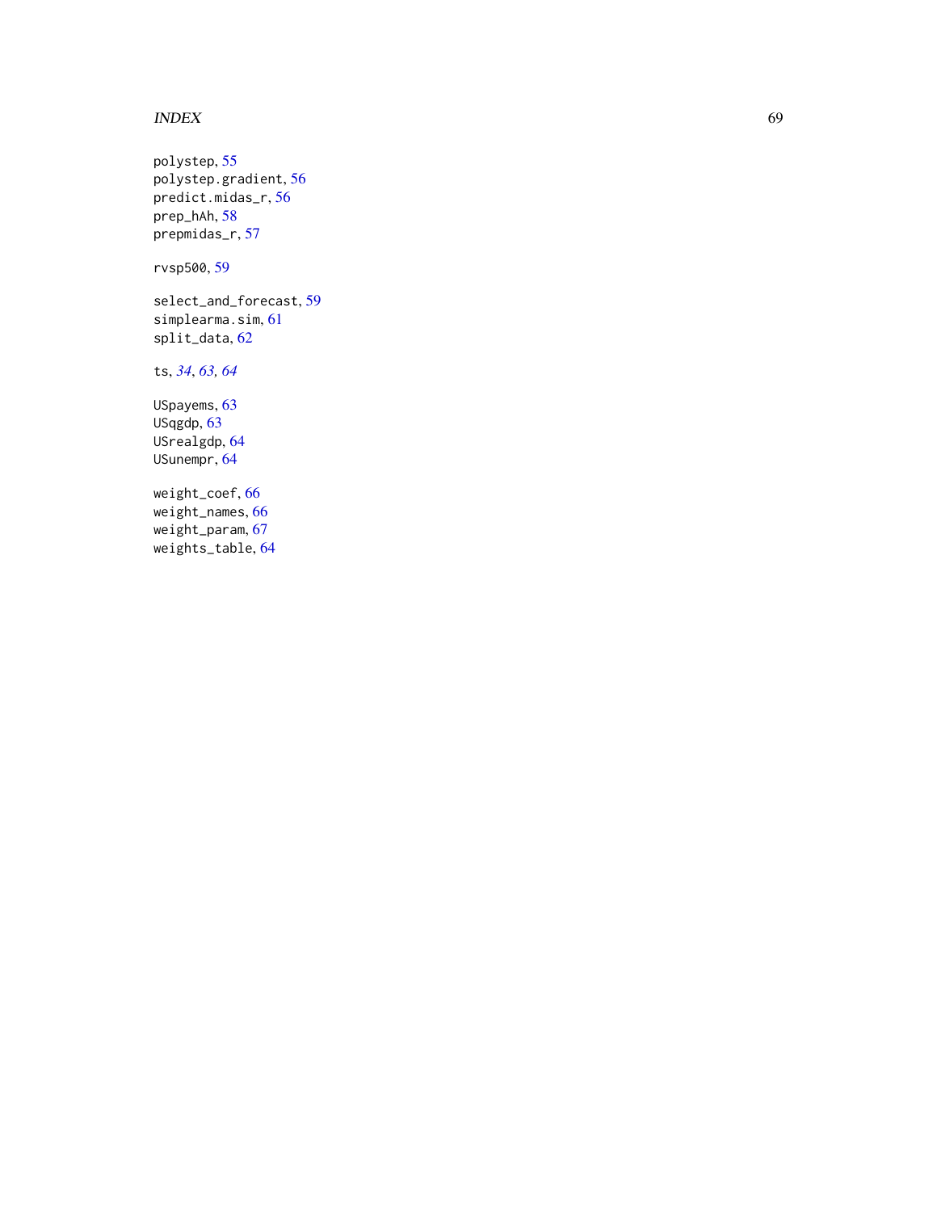polystep, 55
polystep.gradient, 56
predict.midas_r, 56
prep_hAh, 58
prepmidas_r, 57

rvsp500, 59

select_and_forecast, 59
simplearma.sim, 61
split_data, 62

ts, *34*, *63, 64*

USpayems, 63
USqgdp, 63
USrealgdp, 64
USunempr, 64

weight_coef, 66
weight_names, 66
weight_param, 67
weights_table, 64